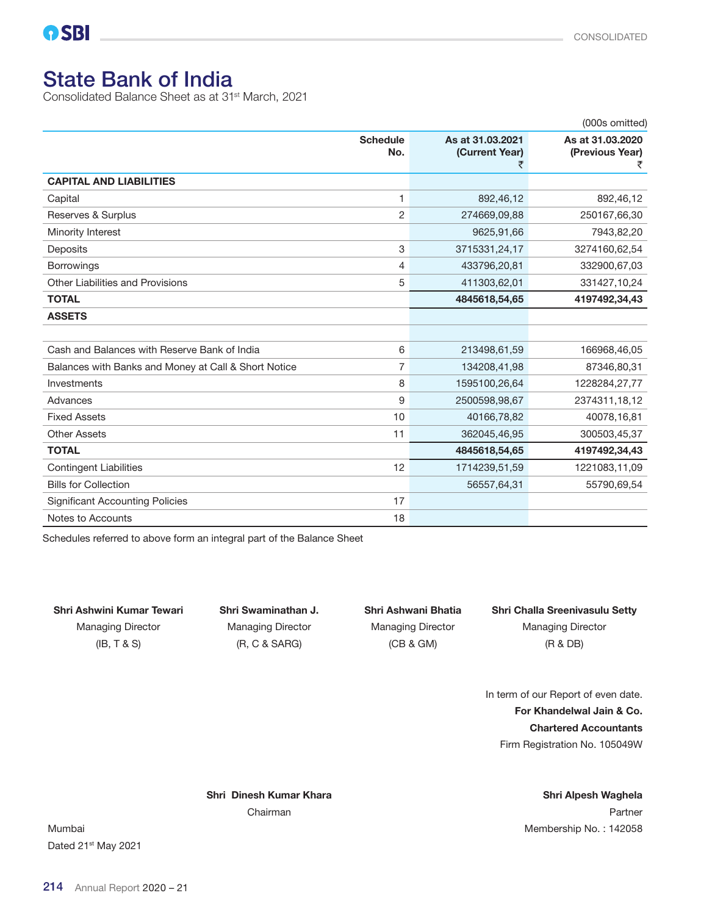# State Bank of India

Consolidated Balance Sheet as at 31st March, 2021

(000s omitted)

| | Schedule No. | As at 31.03.2021 (Current Year) ₹ | As at 31.03.2020 (Previous Year) ₹ |
|---|---|---|---|
| **CAPITAL AND LIABILITIES** | | | |
| Capital | 1 | 892,46,12 | 892,46,12 |
| Reserves & Surplus | 2 | 274669,09,88 | 250167,66,30 |
| Minority Interest | | 9625,91,66 | 7943,82,20 |
| Deposits | 3 | 3715331,24,17 | 3274160,62,54 |
| Borrowings | 4 | 433796,20,81 | 332900,67,03 |
| Other Liabilities and Provisions | 5 | 411303,62,01 | 331427,10,24 |
| **TOTAL** | | **4845618,54,65** | **4197492,34,43** |
| **ASSETS** | | | |
| | | | |
| Cash and Balances with Reserve Bank of India | 6 | 213498,61,59 | 166968,46,05 |
| Balances with Banks and Money at Call & Short Notice | 7 | 134208,41,98 | 87346,80,31 |
| Investments | 8 | 1595100,26,64 | 1228284,27,77 |
| Advances | 9 | 2500598,98,67 | 2374311,18,12 |
| Fixed Assets | 10 | 40166,78,82 | 40078,16,81 |
| Other Assets | 11 | 362045,46,95 | 300503,45,37 |
| **TOTAL** | | **4845618,54,65** | **4197492,34,43** |
| Contingent Liabilities | 12 | 1714239,51,59 | 1221083,11,09 |
| Bills for Collection | | 56557,64,31 | 55790,69,54 |
| Significant Accounting Policies | 17 | | |
| Notes to Accounts | 18 | | |

Schedules referred to above form an integral part of the Balance Sheet

**Shri Ashwini Kumar Tewari**
Managing Director
(IB, T & S)

**Shri Swaminathan J.**
Managing Director
(R, C & SARG)

**Shri Ashwani Bhatia**
Managing Director
(CB & GM)

**Shri Challa Sreenivasulu Setty**
Managing Director
(R & DB)

In term of our Report of even date.
**For Khandelwal Jain & Co.**
**Chartered Accountants**
Firm Registration No. 105049W

**Shri Dinesh Kumar Khara**
Chairman

**Shri Alpesh Waghela**
Partner
Membership No. : 142058

Mumbai
Dated 21st May 2021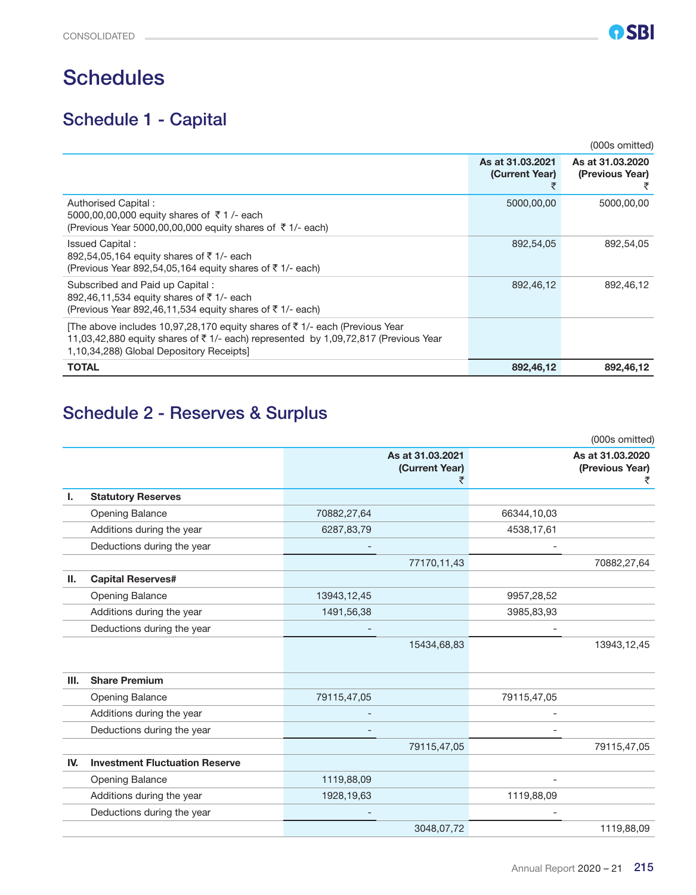# Schedules

## Schedule 1 - Capital

(000s omitted)

| | As at 31.03.2021 (Current Year) ₹ | As at 31.03.2020 (Previous Year) ₹ |
|---|---|---|
| Authorised Capital :<br>5000,00,00,000 equity shares of ₹ 1 /- each<br>(Previous Year 5000,00,00,000 equity shares of ₹ 1/- each) | 5000,00,00 | 5000,00,00 |
| Issued Capital :<br>892,54,05,164 equity shares of ₹ 1/- each<br>(Previous Year 892,54,05,164 equity shares of ₹ 1/- each) | 892,54,05 | 892,54,05 |
| Subscribed and Paid up Capital :<br>892,46,11,534 equity shares of ₹ 1/- each<br>(Previous Year 892,46,11,534 equity shares of ₹ 1/- each) | 892,46,12 | 892,46,12 |
| [The above includes 10,97,28,170 equity shares of ₹ 1/- each (Previous Year 11,03,42,880 equity shares of ₹ 1/- each) represented by 1,09,72,817 (Previous Year 1,10,34,288) Global Depository Receipts] | | |
| **TOTAL** | **892,46,12** | **892,46,12** |

## Schedule 2 - Reserves & Surplus

(000s omitted)

| | | As at 31.03.2021 (Current Year) ₹ | | As at 31.03.2020 (Previous Year) ₹ | |
|---|---|---|---|---|---|
| **I.** | **Statutory Reserves** | | | | |
| | Opening Balance | 70882,27,64 | | 66344,10,03 | |
| | Additions during the year | 6287,83,79 | | 4538,17,61 | |
| | Deductions during the year | - | | - | |
| | | | 77170,11,43 | | 70882,27,64 |
| **II.** | **Capital Reserves#** | | | | |
| | Opening Balance | 13943,12,45 | | 9957,28,52 | |
| | Additions during the year | 1491,56,38 | | 3985,83,93 | |
| | Deductions during the year | - | | - | |
| | | | 15434,68,83 | | 13943,12,45 |
| **III.** | **Share Premium** | | | | |
| | Opening Balance | 79115,47,05 | | 79115,47,05 | |
| | Additions during the year | - | | - | |
| | Deductions during the year | - | | - | |
| | | | 79115,47,05 | | 79115,47,05 |
| **IV.** | **Investment Fluctuation Reserve** | | | | |
| | Opening Balance | 1119,88,09 | | - | |
| | Additions during the year | 1928,19,63 | | 1119,88,09 | |
| | Deductions during the year | - | | - | |
| | | | 3048,07,72 | | 1119,88,09 |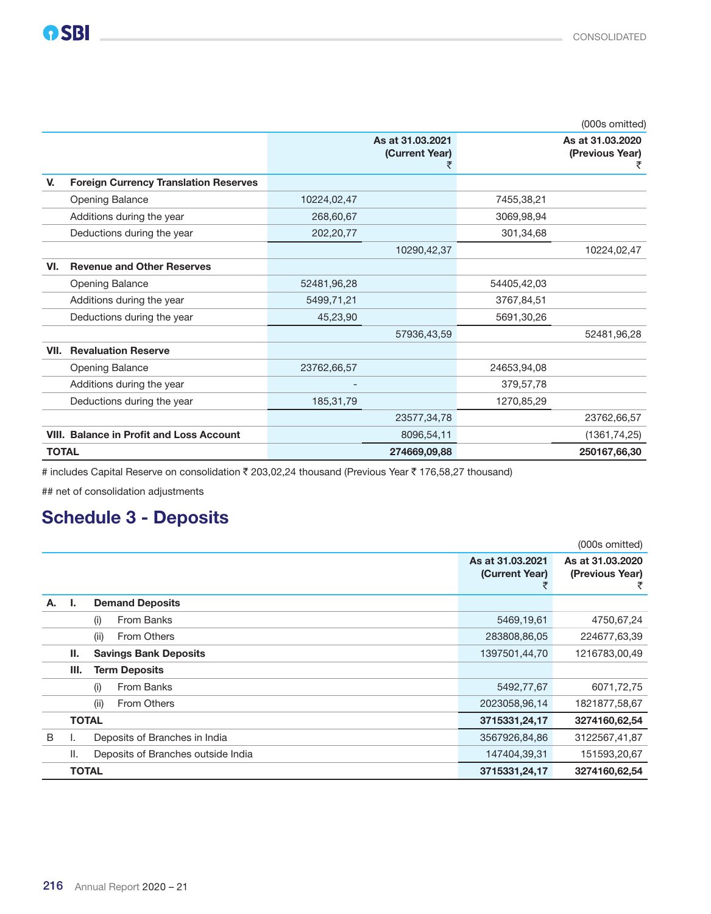(000s omitted)

| | | As at 31.03.2021 (Current Year) ₹ | | As at 31.03.2020 (Previous Year) ₹ | |
|---|---|---|---|---|---|
| **V.** | **Foreign Currency Translation Reserves** | | | | |
| | Opening Balance | 10224,02,47 | | 7455,38,21 | |
| | Additions during the year | 268,60,67 | | 3069,98,94 | |
| | Deductions during the year | 202,20,77 | | 301,34,68 | |
| | | | 10290,42,37 | | 10224,02,47 |
| **VI.** | **Revenue and Other Reserves** | | | | |
| | Opening Balance | 52481,96,28 | | 54405,42,03 | |
| | Additions during the year | 5499,71,21 | | 3767,84,51 | |
| | Deductions during the year | 45,23,90 | | 5691,30,26 | |
| | | | 57936,43,59 | | 52481,96,28 |
| **VII.** | **Revaluation Reserve** | | | | |
| | Opening Balance | 23762,66,57 | | 24653,94,08 | |
| | Additions during the year | - | | 379,57,78 | |
| | Deductions during the year | 185,31,79 | | 1270,85,29 | |
| | | | 23577,34,78 | | 23762,66,57 |
| **VIII.** | **Balance in Profit and Loss Account** | | 8096,54,11 | | (1361,74,25) |
| **TOTAL** | | | **274669,09,88** | | **250167,66,30** |

# includes Capital Reserve on consolidation ₹ 203,02,24 thousand (Previous Year ₹ 176,58,27 thousand)

## net of consolidation adjustments

## Schedule 3 - Deposits

(000s omitted)

| | | | | As at 31.03.2021 (Current Year) ₹ | As at 31.03.2020 (Previous Year) ₹ |
|---|---|---|---|---|---|
| **A.** | **I.** | | **Demand Deposits** | | |
| | | (i) | From Banks | 5469,19,61 | 4750,67,24 |
| | | (ii) | From Others | 283808,86,05 | 224677,63,39 |
| | **II.** | | **Savings Bank Deposits** | 1397501,44,70 | 1216783,00,49 |
| | **III.** | | **Term Deposits** | | |
| | | (i) | From Banks | 5492,77,67 | 6071,72,75 |
| | | (ii) | From Others | 2023058,96,14 | 1821877,58,67 |
| | **TOTAL** | | | **3715331,24,17** | **3274160,62,54** |
| B | I. | | Deposits of Branches in India | 3567926,84,86 | 3122567,41,87 |
| | II. | | Deposits of Branches outside India | 147404,39,31 | 151593,20,67 |
| | **TOTAL** | | | **3715331,24,17** | **3274160,62,54** |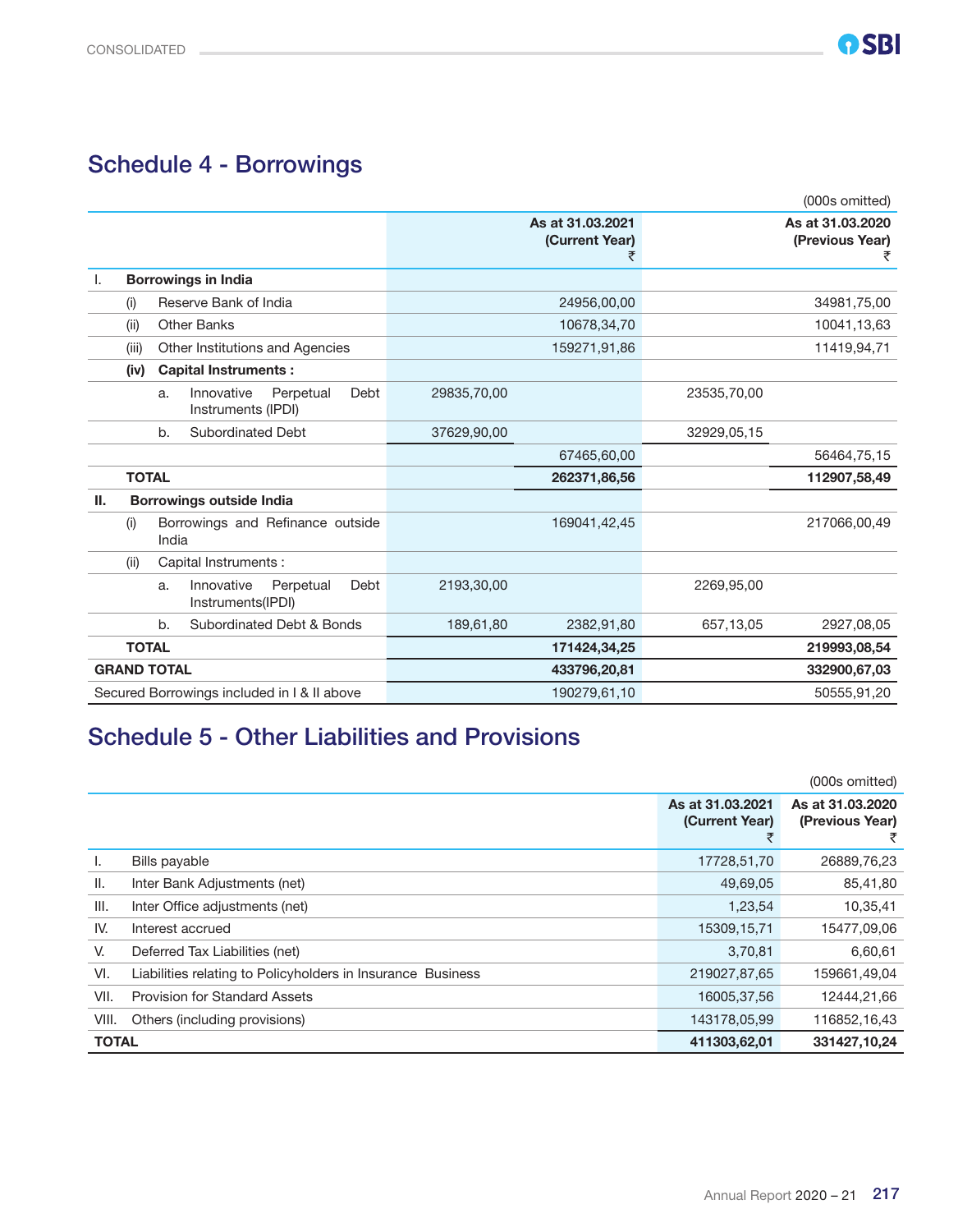## Schedule 4 - Borrowings

(000s omitted)

| | | | | As at 31.03.2021 (Current Year) ₹ | | As at 31.03.2020 (Previous Year) ₹ |
|---|---|---|---|---|---|---|
| I. | **Borrowings in India** | | | | | |
| | (i) | Reserve Bank of India | | 24956,00,00 | | 34981,75,00 |
| | (ii) | Other Banks | | 10678,34,70 | | 10041,13,63 |
| | (iii) | Other Institutions and Agencies | | 159271,91,86 | | 11419,94,71 |
| | **(iv)** | **Capital Instruments :** | | | | |
| | | a. Innovative Perpetual Debt Instruments (IPDI) | 29835,70,00 | | 23535,70,00 | |
| | | b. Subordinated Debt | 37629,90,00 | | 32929,05,15 | |
| | | | | 67465,60,00 | | 56464,75,15 |
| | **TOTAL** | | | **262371,86,56** | | **112907,58,49** |
| II. | **Borrowings outside India** | | | | | |
| | (i) | Borrowings and Refinance outside India | | 169041,42,45 | | 217066,00,49 |
| | (ii) | Capital Instruments : | | | | |
| | | a. Innovative Perpetual Debt Instruments(IPDI) | 2193,30,00 | | 2269,95,00 | |
| | | b. Subordinated Debt & Bonds | 189,61,80 | 2382,91,80 | 657,13,05 | 2927,08,05 |
| | **TOTAL** | | | **171424,34,25** | | **219993,08,54** |
| **GRAND TOTAL** | | | | **433796,20,81** | | **332900,67,03** |
| Secured Borrowings included in I & II above | | | | 190279,61,10 | | 50555,91,20 |

## Schedule 5 - Other Liabilities and Provisions

(000s omitted)

| | | As at 31.03.2021 (Current Year) ₹ | As at 31.03.2020 (Previous Year) ₹ |
|---|---|---|---|
| I. | Bills payable | 17728,51,70 | 26889,76,23 |
| II. | Inter Bank Adjustments (net) | 49,69,05 | 85,41,80 |
| III. | Inter Office adjustments (net) | 1,23,54 | 10,35,41 |
| IV. | Interest accrued | 15309,15,71 | 15477,09,06 |
| V. | Deferred Tax Liabilities (net) | 3,70,81 | 6,60,61 |
| VI. | Liabilities relating to Policyholders in Insurance Business | 219027,87,65 | 159661,49,04 |
| VII. | Provision for Standard Assets | 16005,37,56 | 12444,21,66 |
| VIII. | Others (including provisions) | 143178,05,99 | 116852,16,43 |
| **TOTAL** | | **411303,62,01** | **331427,10,24** |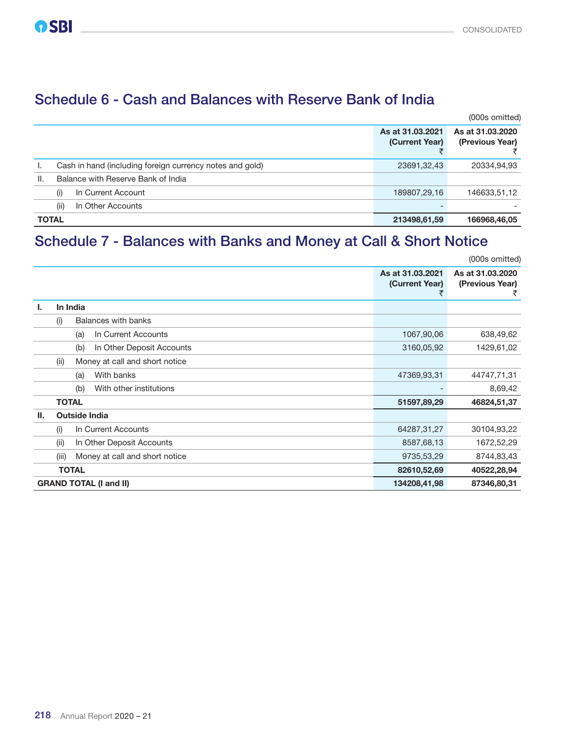## Schedule 6 - Cash and Balances with Reserve Bank of India

(000s omitted)

| | | As at 31.03.2021 (Current Year) ₹ | As at 31.03.2020 (Previous Year) ₹ |
|---|---|---|---|
| I. | Cash in hand (including foreign currency notes and gold) | 23691,32,43 | 20334,94,93 |
| II. | Balance with Reserve Bank of India | | |
| | (i) In Current Account | 189807,29,16 | 146633,51,12 |
| | (ii) In Other Accounts | - | - |
| **TOTAL** | | **213498,61,59** | **166968,46,05** |

## Schedule 7 - Balances with Banks and Money at Call & Short Notice

(000s omitted)

| | | | As at 31.03.2021 (Current Year) ₹ | As at 31.03.2020 (Previous Year) ₹ |
|---|---|---|---|---|
| **I.** | **In India** | | | |
| | (i) | Balances with banks | | |
| | | (a) In Current Accounts | 1067,90,06 | 638,49,62 |
| | | (b) In Other Deposit Accounts | 3160,05,92 | 1429,61,02 |
| | (ii) | Money at call and short notice | | |
| | | (a) With banks | 47369,93,31 | 44747,71,31 |
| | | (b) With other institutions | - | 8,69,42 |
| | **TOTAL** | | **51597,89,29** | **46824,51,37** |
| **II.** | **Outside India** | | | |
| | (i) | In Current Accounts | 64287,31,27 | 30104,93,22 |
| | (ii) | In Other Deposit Accounts | 8587,68,13 | 1672,52,29 |
| | (iii) | Money at call and short notice | 9735,53,29 | 8744,83,43 |
| | **TOTAL** | | **82610,52,69** | **40522,28,94** |
| **GRAND TOTAL (I and II)** | | | **134208,41,98** | **87346,80,31** |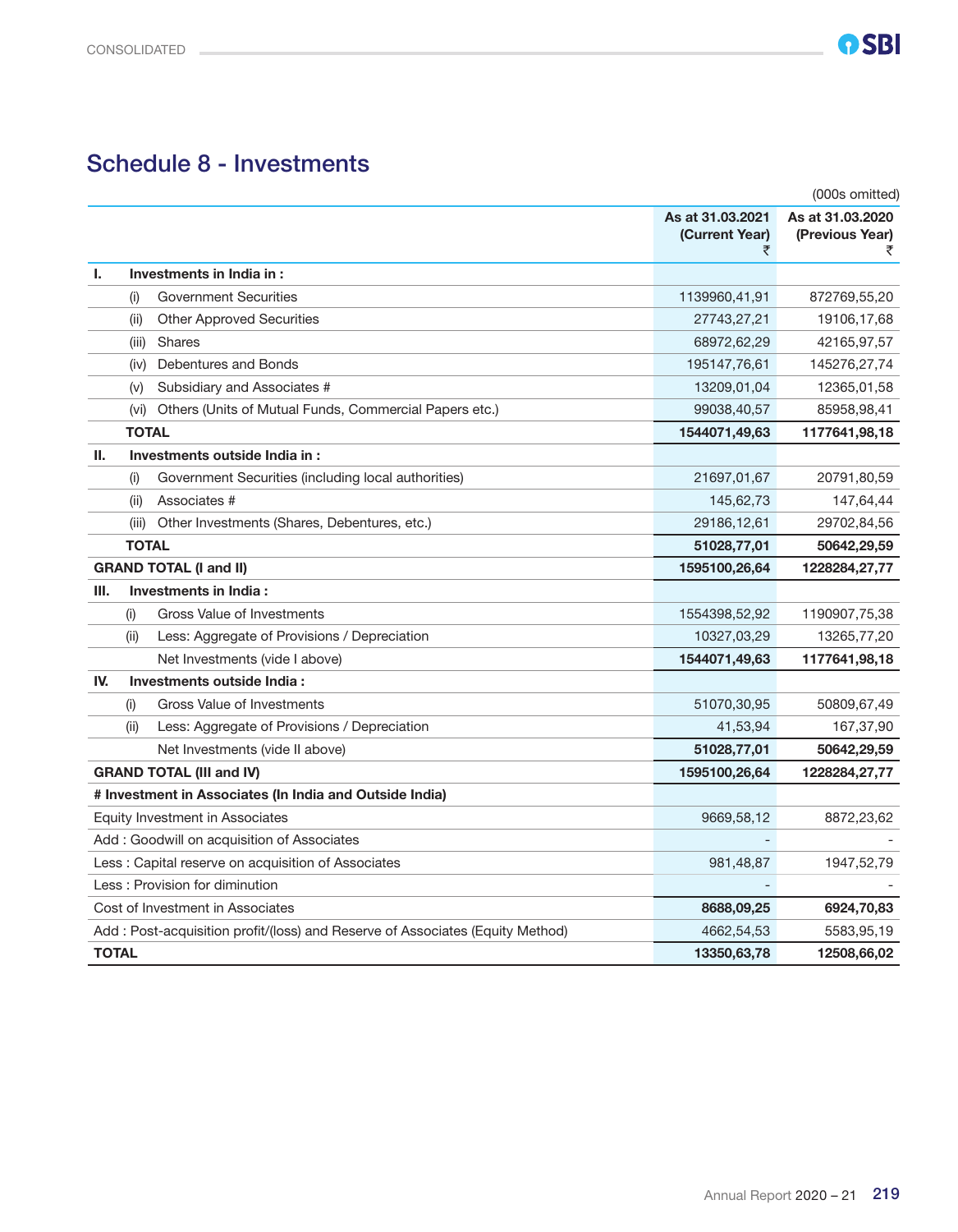## Schedule 8 - Investments

(000s omitted)

| | | As at 31.03.2021 (Current Year) ₹ | As at 31.03.2020 (Previous Year) ₹ |
|---|---|---|---|
| **I.** | **Investments in India in :** | | |
| | (i) Government Securities | 1139960,41,91 | 872769,55,20 |
| | (ii) Other Approved Securities | 27743,27,21 | 19106,17,68 |
| | (iii) Shares | 68972,62,29 | 42165,97,57 |
| | (iv) Debentures and Bonds | 195147,76,61 | 145276,27,74 |
| | (v) Subsidiary and Associates # | 13209,01,04 | 12365,01,58 |
| | (vi) Others (Units of Mutual Funds, Commercial Papers etc.) | 99038,40,57 | 85958,98,41 |
| | **TOTAL** | **1544071,49,63** | **1177641,98,18** |
| **II.** | **Investments outside India in :** | | |
| | (i) Government Securities (including local authorities) | 21697,01,67 | 20791,80,59 |
| | (ii) Associates # | 145,62,73 | 147,64,44 |
| | (iii) Other Investments (Shares, Debentures, etc.) | 29186,12,61 | 29702,84,56 |
| | **TOTAL** | **51028,77,01** | **50642,29,59** |
| **GRAND TOTAL (I and II)** | | **1595100,26,64** | **1228284,27,77** |
| **III.** | **Investments in India :** | | |
| | (i) Gross Value of Investments | 1554398,52,92 | 1190907,75,38 |
| | (ii) Less: Aggregate of Provisions / Depreciation | 10327,03,29 | 13265,77,20 |
| | Net Investments (vide I above) | **1544071,49,63** | **1177641,98,18** |
| **IV.** | **Investments outside India :** | | |
| | (i) Gross Value of Investments | 51070,30,95 | 50809,67,49 |
| | (ii) Less: Aggregate of Provisions / Depreciation | 41,53,94 | 167,37,90 |
| | Net Investments (vide II above) | **51028,77,01** | **50642,29,59** |
| **GRAND TOTAL (III and IV)** | | **1595100,26,64** | **1228284,27,77** |
| **# Investment in Associates (In India and Outside India)** | | | |
| Equity Investment in Associates | | 9669,58,12 | 8872,23,62 |
| Add : Goodwill on acquisition of Associates | | - | - |
| Less : Capital reserve on acquisition of Associates | | 981,48,87 | 1947,52,79 |
| Less : Provision for diminution | | - | - |
| Cost of Investment in Associates | | **8688,09,25** | **6924,70,83** |
| Add : Post-acquisition profit/(loss) and Reserve of Associates (Equity Method) | | 4662,54,53 | 5583,95,19 |
| **TOTAL** | | **13350,63,78** | **12508,66,02** |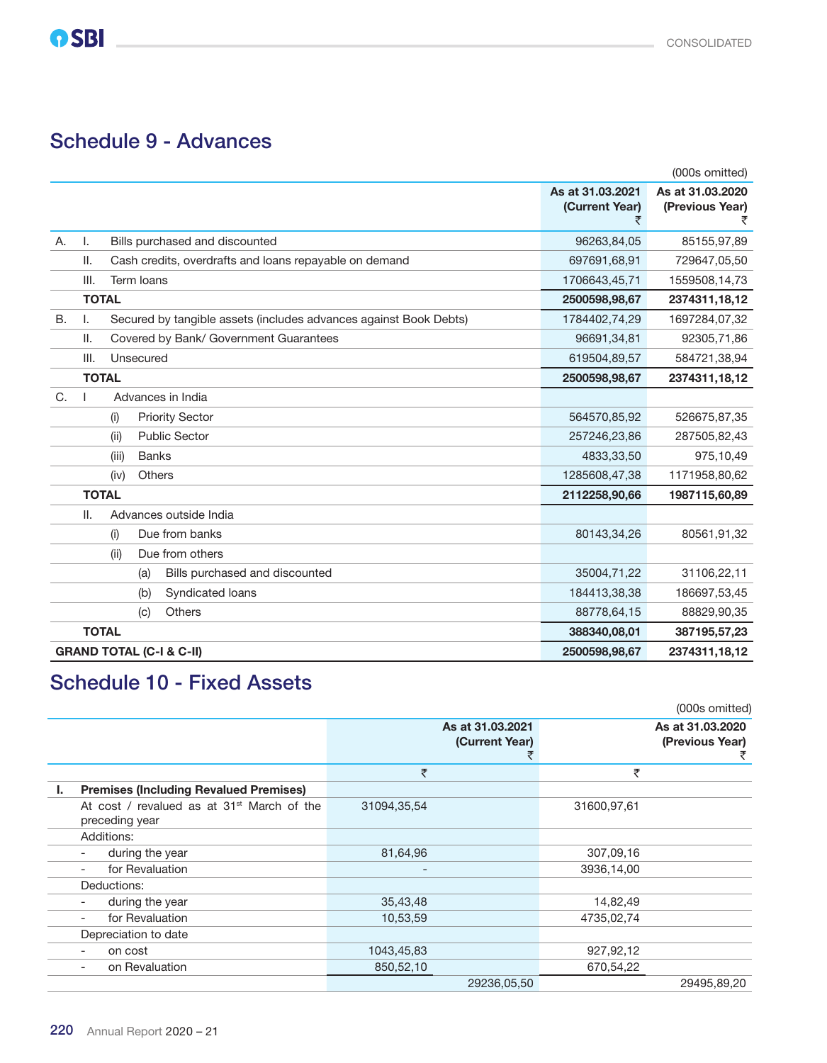## Schedule 9 - Advances

(000s omitted)

| | | | As at 31.03.2021 (Current Year) ₹ | As at 31.03.2020 (Previous Year) ₹ |
|---|---|---|---|---|
| A. | I. | Bills purchased and discounted | 96263,84,05 | 85155,97,89 |
| | II. | Cash credits, overdrafts and loans repayable on demand | 697691,68,91 | 729647,05,50 |
| | III. | Term loans | 1706643,45,71 | 1559508,14,73 |
| | **TOTAL** | | **2500598,98,67** | **2374311,18,12** |
| B. | I. | Secured by tangible assets (includes advances against Book Debts) | 1784402,74,29 | 1697284,07,32 |
| | II. | Covered by Bank/ Government Guarantees | 96691,34,81 | 92305,71,86 |
| | III. | Unsecured | 619504,89,57 | 584721,38,94 |
| | **TOTAL** | | **2500598,98,67** | **2374311,18,12** |
| C. | I | Advances in India | | |
| | | (i) Priority Sector | 564570,85,92 | 526675,87,35 |
| | | (ii) Public Sector | 257246,23,86 | 287505,82,43 |
| | | (iii) Banks | 4833,33,50 | 975,10,49 |
| | | (iv) Others | 1285608,47,38 | 1171958,80,62 |
| | **TOTAL** | | **2112258,90,66** | **1987115,60,89** |
| | II. | Advances outside India | | |
| | | (i) Due from banks | 80143,34,26 | 80561,91,32 |
| | | (ii) Due from others | | |
| | | (a) Bills purchased and discounted | 35004,71,22 | 31106,22,11 |
| | | (b) Syndicated loans | 184413,38,38 | 186697,53,45 |
| | | (c) Others | 88778,64,15 | 88829,90,35 |
| | **TOTAL** | | **388340,08,01** | **387195,57,23** |
| **GRAND TOTAL (C-I & C-II)** | | | **2500598,98,67** | **2374311,18,12** |

## Schedule 10 - Fixed Assets

(000s omitted)

| | | As at 31.03.2021 (Current Year) ₹ | | As at 31.03.2020 (Previous Year) ₹ | |
|---|---|---|---|---|---|
| | | ₹ | | ₹ | |
| **I.** | **Premises (Including Revalued Premises)** | | | | |
| | At cost / revalued as at 31st March of the preceding year | 31094,35,54 | | 31600,97,61 | |
| | Additions: | | | | |
| | - during the year | 81,64,96 | | 307,09,16 | |
| | - for Revaluation | - | | 3936,14,00 | |
| | Deductions: | | | | |
| | - during the year | 35,43,48 | | 14,82,49 | |
| | - for Revaluation | 10,53,59 | | 4735,02,74 | |
| | Depreciation to date | | | | |
| | - on cost | 1043,45,83 | | 927,92,12 | |
| | - on Revaluation | 850,52,10 | | 670,54,22 | |
| | | | 29236,05,50 | | 29495,89,20 |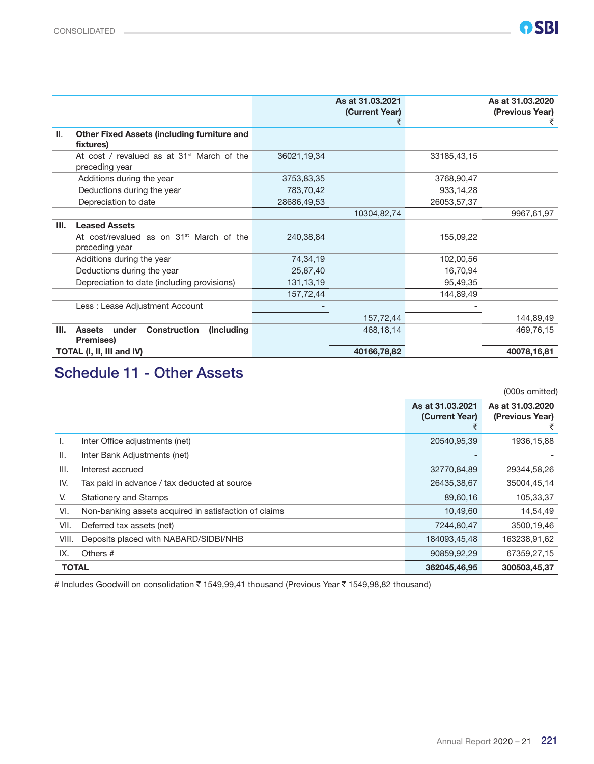| | | As at 31.03.2021 (Current Year) ₹ | | As at 31.03.2020 (Previous Year) ₹ |
|---|---|---|---|---|
| II. **Other Fixed Assets (including furniture and fixtures)** | | | | |
| At cost / revalued as at 31st March of the preceding year | 36021,19,34 | | 33185,43,15 | |
| Additions during the year | 3753,83,35 | | 3768,90,47 | |
| Deductions during the year | 783,70,42 | | 933,14,28 | |
| Depreciation to date | 28686,49,53 | | 26053,57,37 | |
| | | 10304,82,74 | | 9967,61,97 |
| **III. Leased Assets** | | | | |
| At cost/revalued as on 31st March of the preceding year | 240,38,84 | | 155,09,22 | |
| Additions during the year | 74,34,19 | | 102,00,56 | |
| Deductions during the year | 25,87,40 | | 16,70,94 | |
| Depreciation to date (including provisions) | 131,13,19 | | 95,49,35 | |
| | 157,72,44 | | 144,89,49 | |
| Less : Lease Adjustment Account | - | | - | |
| | | 157,72,44 | | 144,89,49 |
| **III. Assets under Construction (Including Premises)** | | 468,18,14 | | 469,76,15 |
| **TOTAL (I, II, III and IV)** | | **40166,78,82** | | **40078,16,81** |

## Schedule 11 - Other Assets

(000s omitted)

| | | As at 31.03.2021 (Current Year) ₹ | As at 31.03.2020 (Previous Year) ₹ |
|---|---|---|---|
| I. | Inter Office adjustments (net) | 20540,95,39 | 1936,15,88 |
| II. | Inter Bank Adjustments (net) | - | - |
| III. | Interest accrued | 32770,84,89 | 29344,58,26 |
| IV. | Tax paid in advance / tax deducted at source | 26435,38,67 | 35004,45,14 |
| V. | Stationery and Stamps | 89,60,16 | 105,33,37 |
| VI. | Non-banking assets acquired in satisfaction of claims | 10,49,60 | 14,54,49 |
| VII. | Deferred tax assets (net) | 7244,80,47 | 3500,19,46 |
| VIII. | Deposits placed with NABARD/SIDBI/NHB | 184093,45,48 | 163238,91,62 |
| IX. | Others # | 90859,92,29 | 67359,27,15 |
| **TOTAL** | | **362045,46,95** | **300503,45,37** |

# Includes Goodwill on consolidation ₹ 1549,99,41 thousand (Previous Year ₹ 1549,98,82 thousand)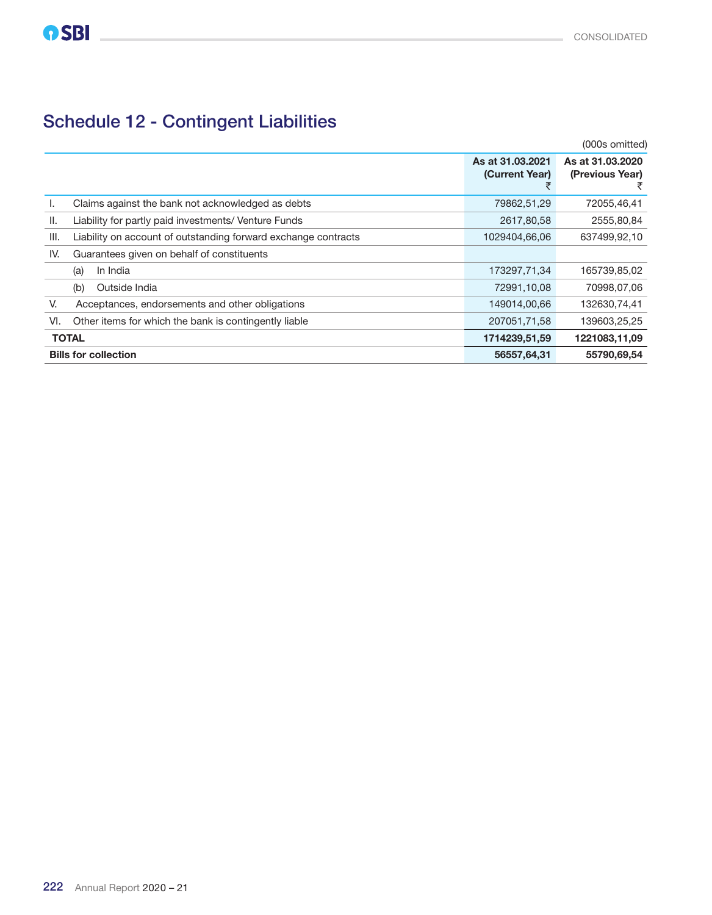## Schedule 12 - Contingent Liabilities

(000s omitted)

| | | As at 31.03.2021 (Current Year) ₹ | As at 31.03.2020 (Previous Year) ₹ |
|---|---|---|---|
| I. | Claims against the bank not acknowledged as debts | 79862,51,29 | 72055,46,41 |
| II. | Liability for partly paid investments/ Venture Funds | 2617,80,58 | 2555,80,84 |
| III. | Liability on account of outstanding forward exchange contracts | 1029404,66,06 | 637499,92,10 |
| IV. | Guarantees given on behalf of constituents | | |
| | (a) In India | 173297,71,34 | 165739,85,02 |
| | (b) Outside India | 72991,10,08 | 70998,07,06 |
| V. | Acceptances, endorsements and other obligations | 149014,00,66 | 132630,74,41 |
| VI. | Other items for which the bank is contingently liable | 207051,71,58 | 139603,25,25 |
| **TOTAL** | | **1714239,51,59** | **1221083,11,09** |
| **Bills for collection** | | **56557,64,31** | **55790,69,54** |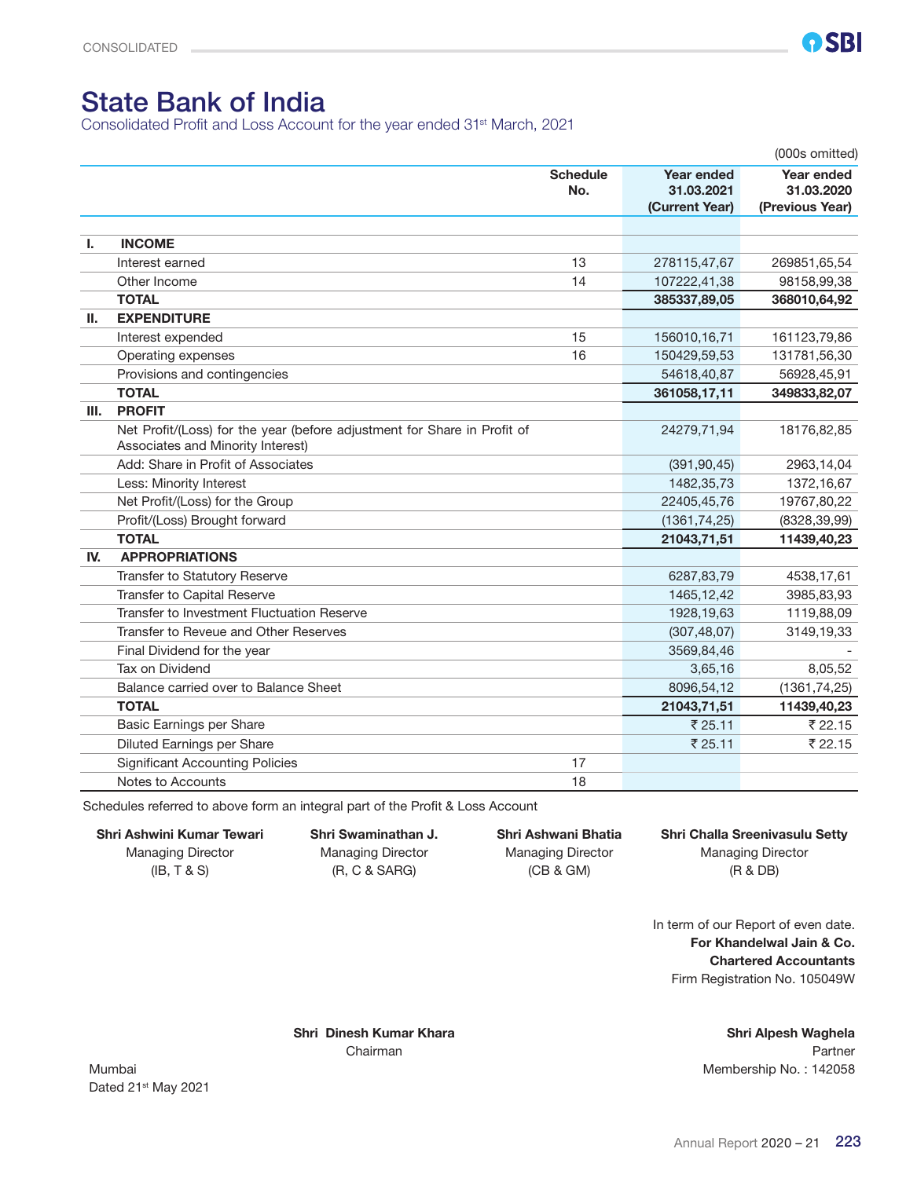# State Bank of India

Consolidated Profit and Loss Account for the year ended 31st March, 2021

(000s omitted)

| | | Schedule No. | Year ended 31.03.2021 (Current Year) | Year ended 31.03.2020 (Previous Year) |
|---|---|---|---|---|
| **I.** | **INCOME** | | | |
| | Interest earned | 13 | 278115,47,67 | 269851,65,54 |
| | Other Income | 14 | 107222,41,38 | 98158,99,38 |
| | **TOTAL** | | **385337,89,05** | **368010,64,92** |
| **II.** | **EXPENDITURE** | | | |
| | Interest expended | 15 | 156010,16,71 | 161123,79,86 |
| | Operating expenses | 16 | 150429,59,53 | 131781,56,30 |
| | Provisions and contingencies | | 54618,40,87 | 56928,45,91 |
| | **TOTAL** | | **361058,17,11** | **349833,82,07** |
| **III.** | **PROFIT** | | | |
| | Net Profit/(Loss) for the year (before adjustment for Share in Profit of Associates and Minority Interest) | | 24279,71,94 | 18176,82,85 |
| | Add: Share in Profit of Associates | | (391,90,45) | 2963,14,04 |
| | Less: Minority Interest | | 1482,35,73 | 1372,16,67 |
| | Net Profit/(Loss) for the Group | | 22405,45,76 | 19767,80,22 |
| | Profit/(Loss) Brought forward | | (1361,74,25) | (8328,39,99) |
| | **TOTAL** | | **21043,71,51** | **11439,40,23** |
| **IV.** | **APPROPRIATIONS** | | | |
| | Transfer to Statutory Reserve | | 6287,83,79 | 4538,17,61 |
| | Transfer to Capital Reserve | | 1465,12,42 | 3985,83,93 |
| | Transfer to Investment Fluctuation Reserve | | 1928,19,63 | 1119,88,09 |
| | Transfer to Reveue and Other Reserves | | (307,48,07) | 3149,19,33 |
| | Final Dividend for the year | | 3569,84,46 | - |
| | Tax on Dividend | | 3,65,16 | 8,05,52 |
| | Balance carried over to Balance Sheet | | 8096,54,12 | (1361,74,25) |
| | **TOTAL** | | **21043,71,51** | **11439,40,23** |
| | Basic Earnings per Share | | ₹ 25.11 | ₹ 22.15 |
| | Diluted Earnings per Share | | ₹ 25.11 | ₹ 22.15 |
| | Significant Accounting Policies | 17 | | |
| | Notes to Accounts | 18 | | |

Schedules referred to above form an integral part of the Profit & Loss Account

**Shri Ashwini Kumar Tewari**
Managing Director
(IB, T & S)

**Shri Swaminathan J.**
Managing Director
(R, C & SARG)

**Shri Ashwani Bhatia**
Managing Director
(CB & GM)

**Shri Challa Sreenivasulu Setty**
Managing Director
(R & DB)

In term of our Report of even date.
**For Khandelwal Jain & Co.**
**Chartered Accountants**
Firm Registration No. 105049W

**Shri Dinesh Kumar Khara**
Chairman

**Shri Alpesh Waghela**
Partner
Membership No. : 142058

Mumbai
Dated 21st May 2021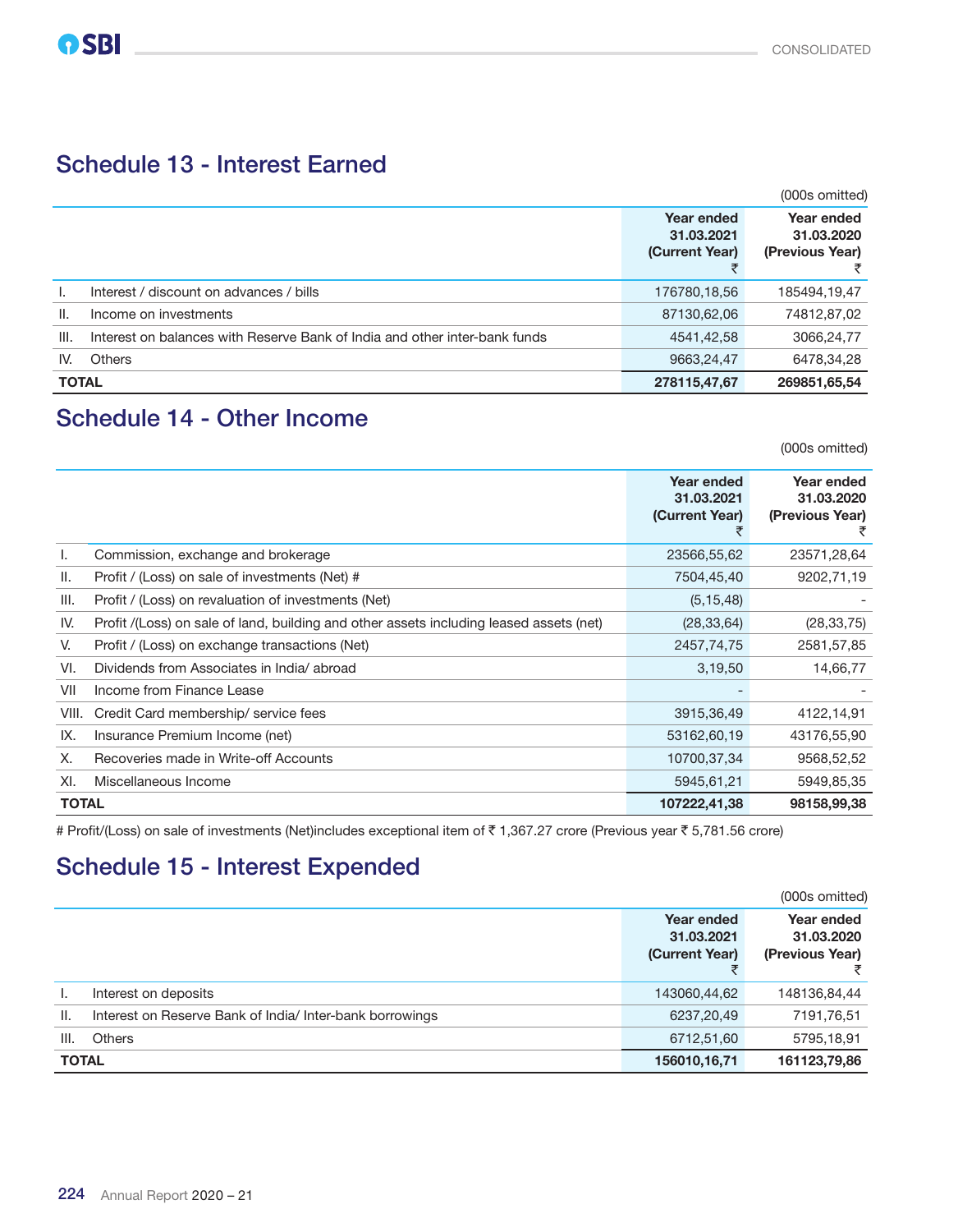## Schedule 13 - Interest Earned

(000s omitted)

| | | Year ended 31.03.2021 (Current Year) ₹ | Year ended 31.03.2020 (Previous Year) ₹ |
|---|---|---|---|
| I. | Interest / discount on advances / bills | 176780,18,56 | 185494,19,47 |
| II. | Income on investments | 87130,62,06 | 74812,87,02 |
| III. | Interest on balances with Reserve Bank of India and other inter-bank funds | 4541,42,58 | 3066,24,77 |
| IV. | Others | 9663,24,47 | 6478,34,28 |
| **TOTAL** | | **278115,47,67** | **269851,65,54** |

## Schedule 14 - Other Income

(000s omitted)

| | | Year ended 31.03.2021 (Current Year) ₹ | Year ended 31.03.2020 (Previous Year) ₹ |
|---|---|---|---|
| I. | Commission, exchange and brokerage | 23566,55,62 | 23571,28,64 |
| II. | Profit / (Loss) on sale of investments (Net) # | 7504,45,40 | 9202,71,19 |
| III. | Profit / (Loss) on revaluation of investments (Net) | (5,15,48) | - |
| IV. | Profit /(Loss) on sale of land, building and other assets including leased assets (net) | (28,33,64) | (28,33,75) |
| V. | Profit / (Loss) on exchange transactions (Net) | 2457,74,75 | 2581,57,85 |
| VI. | Dividends from Associates in India/ abroad | 3,19,50 | 14,66,77 |
| VII | Income from Finance Lease | - | - |
| VIII. | Credit Card membership/ service fees | 3915,36,49 | 4122,14,91 |
| IX. | Insurance Premium Income (net) | 53162,60,19 | 43176,55,90 |
| X. | Recoveries made in Write-off Accounts | 10700,37,34 | 9568,52,52 |
| XI. | Miscellaneous Income | 5945,61,21 | 5949,85,35 |
| **TOTAL** | | **107222,41,38** | **98158,99,38** |

# Profit/(Loss) on sale of investments (Net)includes exceptional item of ₹ 1,367.27 crore (Previous year ₹ 5,781.56 crore)

## Schedule 15 - Interest Expended

(000s omitted)

| | | Year ended 31.03.2021 (Current Year) ₹ | Year ended 31.03.2020 (Previous Year) ₹ |
|---|---|---|---|
| I. | Interest on deposits | 143060,44,62 | 148136,84,44 |
| II. | Interest on Reserve Bank of India/ Inter-bank borrowings | 6237,20,49 | 7191,76,51 |
| III. | Others | 6712,51,60 | 5795,18,91 |
| **TOTAL** | | **156010,16,71** | **161123,79,86** |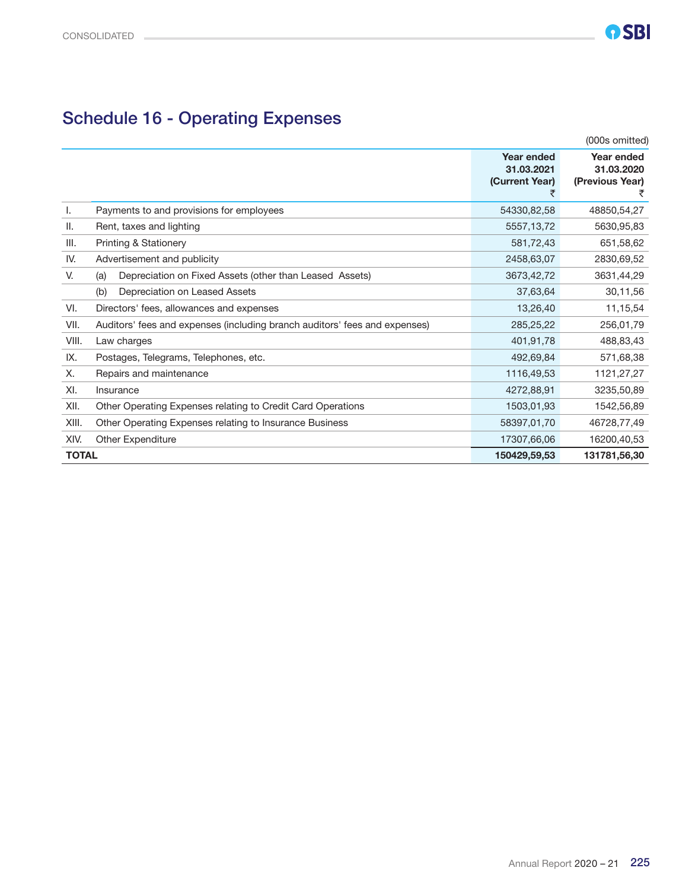# Schedule 16 - Operating Expenses

(000s omitted)

| | | Year ended 31.03.2021 (Current Year) ₹ | Year ended 31.03.2020 (Previous Year) ₹ |
|---|---|---|---|
| I. | Payments to and provisions for employees | 54330,82,58 | 48850,54,27 |
| II. | Rent, taxes and lighting | 5557,13,72 | 5630,95,83 |
| III. | Printing & Stationery | 581,72,43 | 651,58,62 |
| IV. | Advertisement and publicity | 2458,63,07 | 2830,69,52 |
| V. | (a) Depreciation on Fixed Assets (other than Leased Assets) | 3673,42,72 | 3631,44,29 |
| | (b) Depreciation on Leased Assets | 37,63,64 | 30,11,56 |
| VI. | Directors' fees, allowances and expenses | 13,26,40 | 11,15,54 |
| VII. | Auditors' fees and expenses (including branch auditors' fees and expenses) | 285,25,22 | 256,01,79 |
| VIII. | Law charges | 401,91,78 | 488,83,43 |
| IX. | Postages, Telegrams, Telephones, etc. | 492,69,84 | 571,68,38 |
| X. | Repairs and maintenance | 1116,49,53 | 1121,27,27 |
| XI. | Insurance | 4272,88,91 | 3235,50,89 |
| XII. | Other Operating Expenses relating to Credit Card Operations | 1503,01,93 | 1542,56,89 |
| XIII. | Other Operating Expenses relating to Insurance Business | 58397,01,70 | 46728,77,49 |
| XIV. | Other Expenditure | 17307,66,06 | 16200,40,53 |
| **TOTAL** | | **150429,59,53** | **131781,56,30** |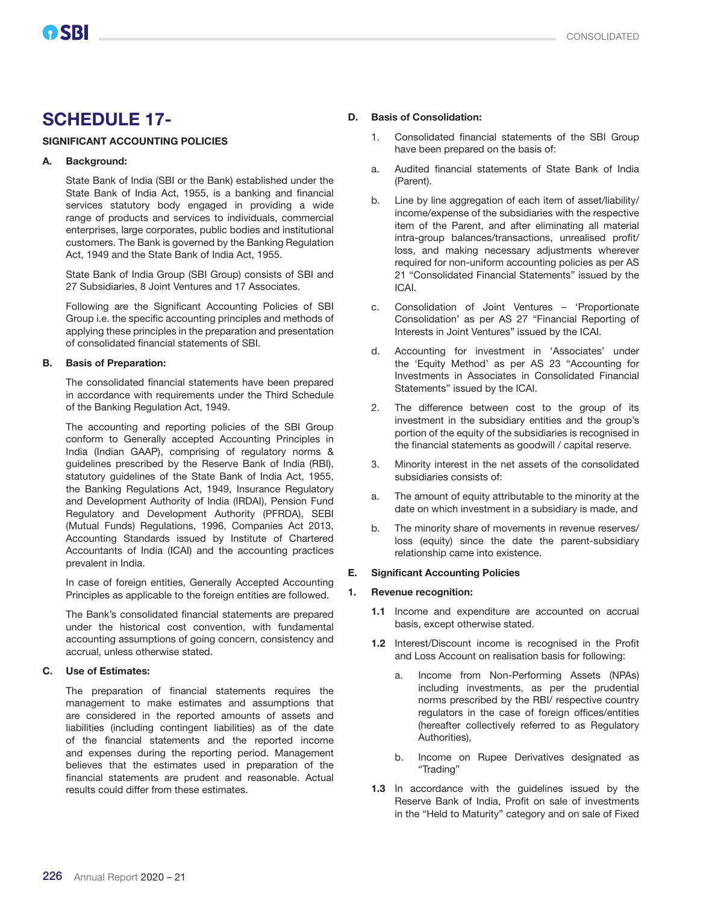# SCHEDULE 17-

## SIGNIFICANT ACCOUNTING POLICIES

### A. Background:

State Bank of India (SBI or the Bank) established under the State Bank of India Act, 1955, is a banking and financial services statutory body engaged in providing a wide range of products and services to individuals, commercial enterprises, large corporates, public bodies and institutional customers. The Bank is governed by the Banking Regulation Act, 1949 and the State Bank of India Act, 1955.

State Bank of India Group (SBI Group) consists of SBI and 27 Subsidiaries, 8 Joint Ventures and 17 Associates.

Following are the Significant Accounting Policies of SBI Group i.e. the specific accounting principles and methods of applying these principles in the preparation and presentation of consolidated financial statements of SBI.

### B. Basis of Preparation:

The consolidated financial statements have been prepared in accordance with requirements under the Third Schedule of the Banking Regulation Act, 1949.

The accounting and reporting policies of the SBI Group conform to Generally accepted Accounting Principles in India (Indian GAAP), comprising of regulatory norms & guidelines prescribed by the Reserve Bank of India (RBI), statutory guidelines of the State Bank of India Act, 1955, the Banking Regulations Act, 1949, Insurance Regulatory and Development Authority of India (IRDAI), Pension Fund Regulatory and Development Authority (PFRDA), SEBI (Mutual Funds) Regulations, 1996, Companies Act 2013, Accounting Standards issued by Institute of Chartered Accountants of India (ICAI) and the accounting practices prevalent in India.

In case of foreign entities, Generally Accepted Accounting Principles as applicable to the foreign entities are followed.

The Bank's consolidated financial statements are prepared under the historical cost convention, with fundamental accounting assumptions of going concern, consistency and accrual, unless otherwise stated.

### C. Use of Estimates:

The preparation of financial statements requires the management to make estimates and assumptions that are considered in the reported amounts of assets and liabilities (including contingent liabilities) as of the date of the financial statements and the reported income and expenses during the reporting period. Management believes that the estimates used in preparation of the financial statements are prudent and reasonable. Actual results could differ from these estimates.

### D. Basis of Consolidation:

1. Consolidated financial statements of the SBI Group have been prepared on the basis of:

   a. Audited financial statements of State Bank of India (Parent).

   b. Line by line aggregation of each item of asset/liability/ income/expense of the subsidiaries with the respective item of the Parent, and after eliminating all material intra-group balances/transactions, unrealised profit/ loss, and making necessary adjustments wherever required for non-uniform accounting policies as per AS 21 "Consolidated Financial Statements" issued by the ICAI.

   c. Consolidation of Joint Ventures – 'Proportionate Consolidation' as per AS 27 "Financial Reporting of Interests in Joint Ventures" issued by the ICAI.

   d. Accounting for investment in 'Associates' under the 'Equity Method' as per AS 23 "Accounting for Investments in Associates in Consolidated Financial Statements" issued by the ICAI.

2. The difference between cost to the group of its investment in the subsidiary entities and the group's portion of the equity of the subsidiaries is recognised in the financial statements as goodwill / capital reserve.

3. Minority interest in the net assets of the consolidated subsidiaries consists of:

   a. The amount of equity attributable to the minority at the date on which investment in a subsidiary is made, and

   b. The minority share of movements in revenue reserves/ loss (equity) since the date the parent-subsidiary relationship came into existence.

### E. Significant Accounting Policies

**1. Revenue recognition:**

**1.1** Income and expenditure are accounted on accrual basis, except otherwise stated.

**1.2** Interest/Discount income is recognised in the Profit and Loss Account on realisation basis for following:

   a. Income from Non-Performing Assets (NPAs) including investments, as per the prudential norms prescribed by the RBI/ respective country regulators in the case of foreign offices/entities (hereafter collectively referred to as Regulatory Authorities),

   b. Income on Rupee Derivatives designated as "Trading"

**1.3** In accordance with the guidelines issued by the Reserve Bank of India, Profit on sale of investments in the "Held to Maturity" category and on sale of Fixed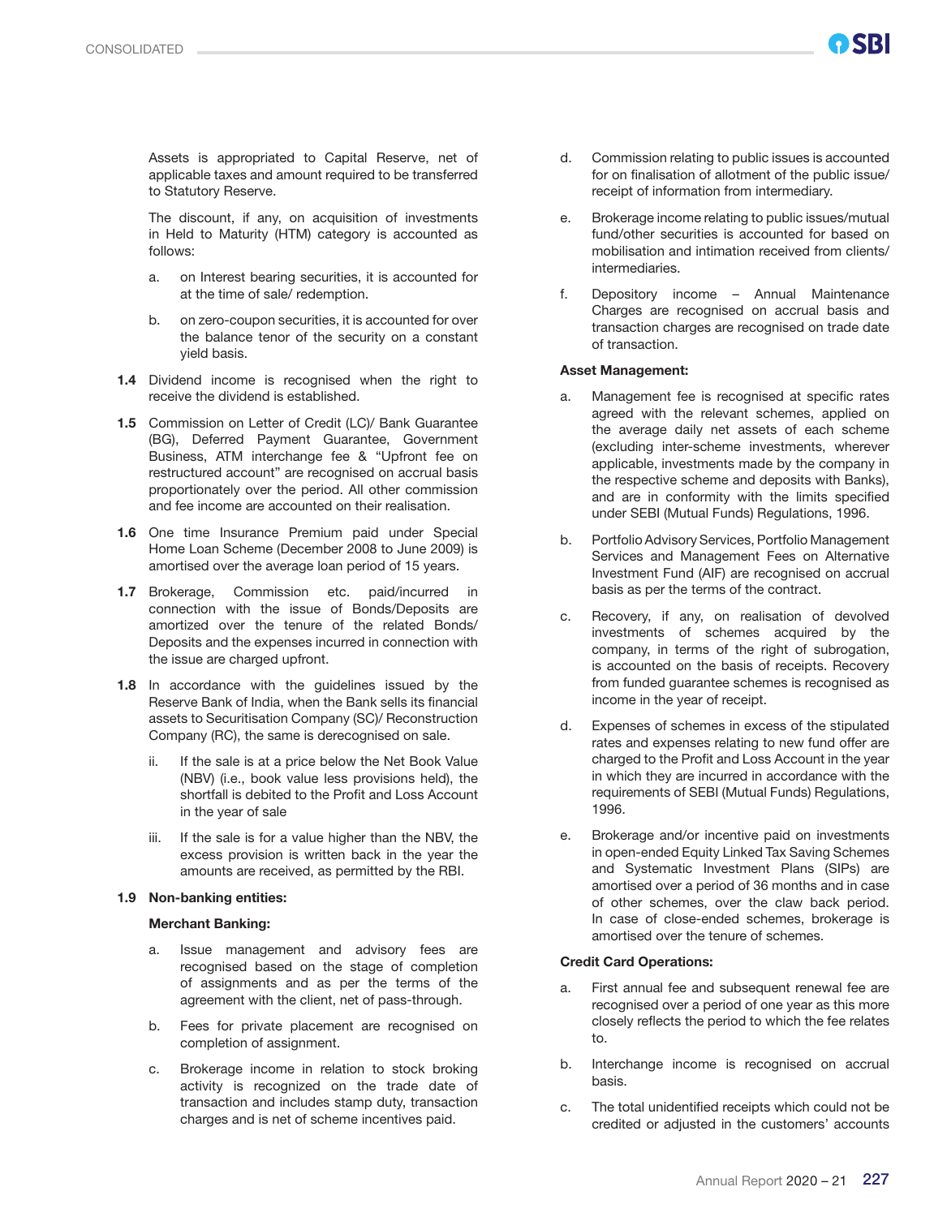Assets is appropriated to Capital Reserve, net of applicable taxes and amount required to be transferred to Statutory Reserve.

The discount, if any, on acquisition of investments in Held to Maturity (HTM) category is accounted as follows:

a. on Interest bearing securities, it is accounted for at the time of sale/ redemption.

b. on zero-coupon securities, it is accounted for over the balance tenor of the security on a constant yield basis.

**1.4** Dividend income is recognised when the right to receive the dividend is established.

**1.5** Commission on Letter of Credit (LC)/ Bank Guarantee (BG), Deferred Payment Guarantee, Government Business, ATM interchange fee & "Upfront fee on restructured account" are recognised on accrual basis proportionately over the period. All other commission and fee income are accounted on their realisation.

**1.6** One time Insurance Premium paid under Special Home Loan Scheme (December 2008 to June 2009) is amortised over the average loan period of 15 years.

**1.7** Brokerage, Commission etc. paid/incurred in connection with the issue of Bonds/Deposits are amortized over the tenure of the related Bonds/ Deposits and the expenses incurred in connection with the issue are charged upfront.

**1.8** In accordance with the guidelines issued by the Reserve Bank of India, when the Bank sells its financial assets to Securitisation Company (SC)/ Reconstruction Company (RC), the same is derecognised on sale.

ii. If the sale is at a price below the Net Book Value (NBV) (i.e., book value less provisions held), the shortfall is debited to the Profit and Loss Account in the year of sale

iii. If the sale is for a value higher than the NBV, the excess provision is written back in the year the amounts are received, as permitted by the RBI.

**1.9 Non-banking entities:**

**Merchant Banking:**

a. Issue management and advisory fees are recognised based on the stage of completion of assignments and as per the terms of the agreement with the client, net of pass-through.

b. Fees for private placement are recognised on completion of assignment.

c. Brokerage income in relation to stock broking activity is recognized on the trade date of transaction and includes stamp duty, transaction charges and is net of scheme incentives paid.

d. Commission relating to public issues is accounted for on finalisation of allotment of the public issue/ receipt of information from intermediary.

e. Brokerage income relating to public issues/mutual fund/other securities is accounted for based on mobilisation and intimation received from clients/ intermediaries.

f. Depository income – Annual Maintenance Charges are recognised on accrual basis and transaction charges are recognised on trade date of transaction.

**Asset Management:**

a. Management fee is recognised at specific rates agreed with the relevant schemes, applied on the average daily net assets of each scheme (excluding inter-scheme investments, wherever applicable, investments made by the company in the respective scheme and deposits with Banks), and are in conformity with the limits specified under SEBI (Mutual Funds) Regulations, 1996.

b. Portfolio Advisory Services, Portfolio Management Services and Management Fees on Alternative Investment Fund (AIF) are recognised on accrual basis as per the terms of the contract.

c. Recovery, if any, on realisation of devolved investments of schemes acquired by the company, in terms of the right of subrogation, is accounted on the basis of receipts. Recovery from funded guarantee schemes is recognised as income in the year of receipt.

d. Expenses of schemes in excess of the stipulated rates and expenses relating to new fund offer are charged to the Profit and Loss Account in the year in which they are incurred in accordance with the requirements of SEBI (Mutual Funds) Regulations, 1996.

e. Brokerage and/or incentive paid on investments in open-ended Equity Linked Tax Saving Schemes and Systematic Investment Plans (SIPs) are amortised over a period of 36 months and in case of other schemes, over the claw back period. In case of close-ended schemes, brokerage is amortised over the tenure of schemes.

**Credit Card Operations:**

a. First annual fee and subsequent renewal fee are recognised over a period of one year as this more closely reflects the period to which the fee relates to.

b. Interchange income is recognised on accrual basis.

c. The total unidentified receipts which could not be credited or adjusted in the customers' accounts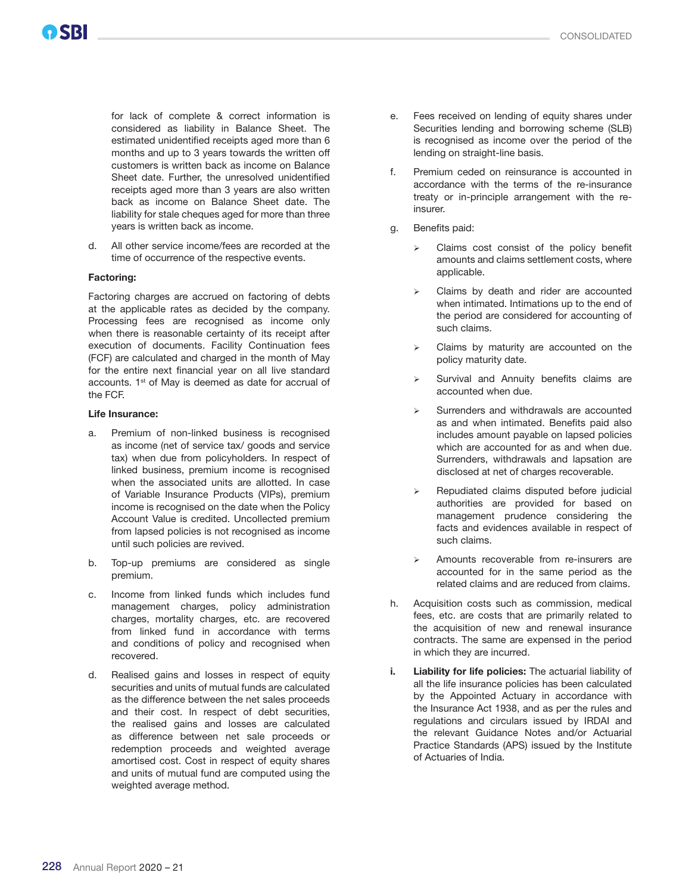for lack of complete & correct information is considered as liability in Balance Sheet. The estimated unidentified receipts aged more than 6 months and up to 3 years towards the written off customers is written back as income on Balance Sheet date. Further, the unresolved unidentified receipts aged more than 3 years are also written back as income on Balance Sheet date. The liability for stale cheques aged for more than three years is written back as income.

d. All other service income/fees are recorded at the time of occurrence of the respective events.

**Factoring:**

Factoring charges are accrued on factoring of debts at the applicable rates as decided by the company. Processing fees are recognised as income only when there is reasonable certainty of its receipt after execution of documents. Facility Continuation fees (FCF) are calculated and charged in the month of May for the entire next financial year on all live standard accounts. 1st of May is deemed as date for accrual of the FCF.

**Life Insurance:**

a. Premium of non-linked business is recognised as income (net of service tax/ goods and service tax) when due from policyholders. In respect of linked business, premium income is recognised when the associated units are allotted. In case of Variable Insurance Products (VIPs), premium income is recognised on the date when the Policy Account Value is credited. Uncollected premium from lapsed policies is not recognised as income until such policies are revived.

b. Top-up premiums are considered as single premium.

c. Income from linked funds which includes fund management charges, policy administration charges, mortality charges, etc. are recovered from linked fund in accordance with terms and conditions of policy and recognised when recovered.

d. Realised gains and losses in respect of equity securities and units of mutual funds are calculated as the difference between the net sales proceeds and their cost. In respect of debt securities, the realised gains and losses are calculated as difference between net sale proceeds or redemption proceeds and weighted average amortised cost. Cost in respect of equity shares and units of mutual fund are computed using the weighted average method.

e. Fees received on lending of equity shares under Securities lending and borrowing scheme (SLB) is recognised as income over the period of the lending on straight-line basis.

f. Premium ceded on reinsurance is accounted in accordance with the terms of the re-insurance treaty or in-principle arrangement with the re-insurer.

g. Benefits paid:

- Claims cost consist of the policy benefit amounts and claims settlement costs, where applicable.
- Claims by death and rider are accounted when intimated. Intimations up to the end of the period are considered for accounting of such claims.
- Claims by maturity are accounted on the policy maturity date.
- Survival and Annuity benefits claims are accounted when due.
- Surrenders and withdrawals are accounted as and when intimated. Benefits paid also includes amount payable on lapsed policies which are accounted for as and when due. Surrenders, withdrawals and lapsation are disclosed at net of charges recoverable.
- Repudiated claims disputed before judicial authorities are provided for based on management prudence considering the facts and evidences available in respect of such claims.
- Amounts recoverable from re-insurers are accounted for in the same period as the related claims and are reduced from claims.

h. Acquisition costs such as commission, medical fees, etc. are costs that are primarily related to the acquisition of new and renewal insurance contracts. The same are expensed in the period in which they are incurred.

**i.** **Liability for life policies:** The actuarial liability of all the life insurance policies has been calculated by the Appointed Actuary in accordance with the Insurance Act 1938, and as per the rules and regulations and circulars issued by IRDAI and the relevant Guidance Notes and/or Actuarial Practice Standards (APS) issued by the Institute of Actuaries of India.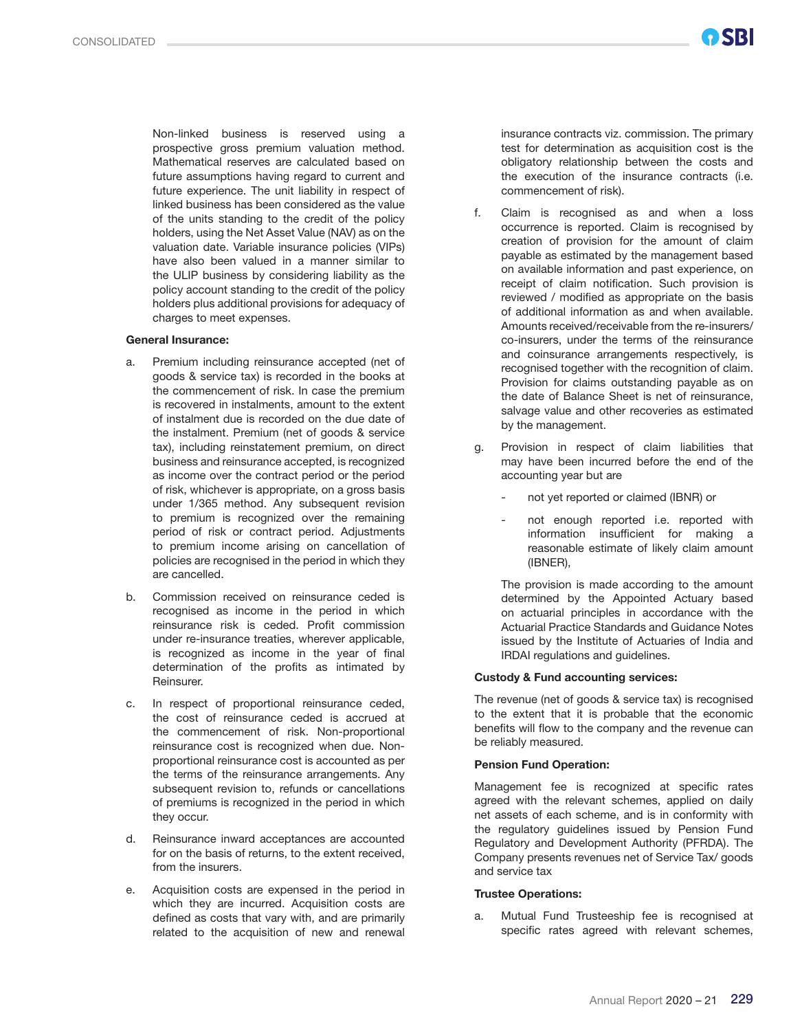Non-linked business is reserved using a prospective gross premium valuation method. Mathematical reserves are calculated based on future assumptions having regard to current and future experience. The unit liability in respect of linked business has been considered as the value of the units standing to the credit of the policy holders, using the Net Asset Value (NAV) as on the valuation date. Variable insurance policies (VIPs) have also been valued in a manner similar to the ULIP business by considering liability as the policy account standing to the credit of the policy holders plus additional provisions for adequacy of charges to meet expenses.

**General Insurance:**

a. Premium including reinsurance accepted (net of goods & service tax) is recorded in the books at the commencement of risk. In case the premium is recovered in instalments, amount to the extent of instalment due is recorded on the due date of the instalment. Premium (net of goods & service tax), including reinstatement premium, on direct business and reinsurance accepted, is recognized as income over the contract period or the period of risk, whichever is appropriate, on a gross basis under 1/365 method. Any subsequent revision to premium is recognized over the remaining period of risk or contract period. Adjustments to premium income arising on cancellation of policies are recognised in the period in which they are cancelled.

b. Commission received on reinsurance ceded is recognised as income in the period in which reinsurance risk is ceded. Profit commission under re-insurance treaties, wherever applicable, is recognized as income in the year of final determination of the profits as intimated by Reinsurer.

c. In respect of proportional reinsurance ceded, the cost of reinsurance ceded is accrued at the commencement of risk. Non-proportional reinsurance cost is recognized when due. Non-proportional reinsurance cost is accounted as per the terms of the reinsurance arrangements. Any subsequent revision to, refunds or cancellations of premiums is recognized in the period in which they occur.

d. Reinsurance inward acceptances are accounted for on the basis of returns, to the extent received, from the insurers.

e. Acquisition costs are expensed in the period in which they are incurred. Acquisition costs are defined as costs that vary with, and are primarily related to the acquisition of new and renewal insurance contracts viz. commission. The primary test for determination as acquisition cost is the obligatory relationship between the costs and the execution of the insurance contracts (i.e. commencement of risk).

f. Claim is recognised as and when a loss occurrence is reported. Claim is recognised by creation of provision for the amount of claim payable as estimated by the management based on available information and past experience, on receipt of claim notification. Such provision is reviewed / modified as appropriate on the basis of additional information as and when available. Amounts received/receivable from the re-insurers/ co-insurers, under the terms of the reinsurance and coinsurance arrangements respectively, is recognised together with the recognition of claim. Provision for claims outstanding payable as on the date of Balance Sheet is net of reinsurance, salvage value and other recoveries as estimated by the management.

g. Provision in respect of claim liabilities that may have been incurred before the end of the accounting year but are

   - not yet reported or claimed (IBNR) or
   - not enough reported i.e. reported with information insufficient for making a reasonable estimate of likely claim amount (IBNER),

   The provision is made according to the amount determined by the Appointed Actuary based on actuarial principles in accordance with the Actuarial Practice Standards and Guidance Notes issued by the Institute of Actuaries of India and IRDAI regulations and guidelines.

**Custody & Fund accounting services:**

The revenue (net of goods & service tax) is recognised to the extent that it is probable that the economic benefits will flow to the company and the revenue can be reliably measured.

**Pension Fund Operation:**

Management fee is recognized at specific rates agreed with the relevant schemes, applied on daily net assets of each scheme, and is in conformity with the regulatory guidelines issued by Pension Fund Regulatory and Development Authority (PFRDA). The Company presents revenues net of Service Tax/ goods and service tax

**Trustee Operations:**

a. Mutual Fund Trusteeship fee is recognised at specific rates agreed with relevant schemes,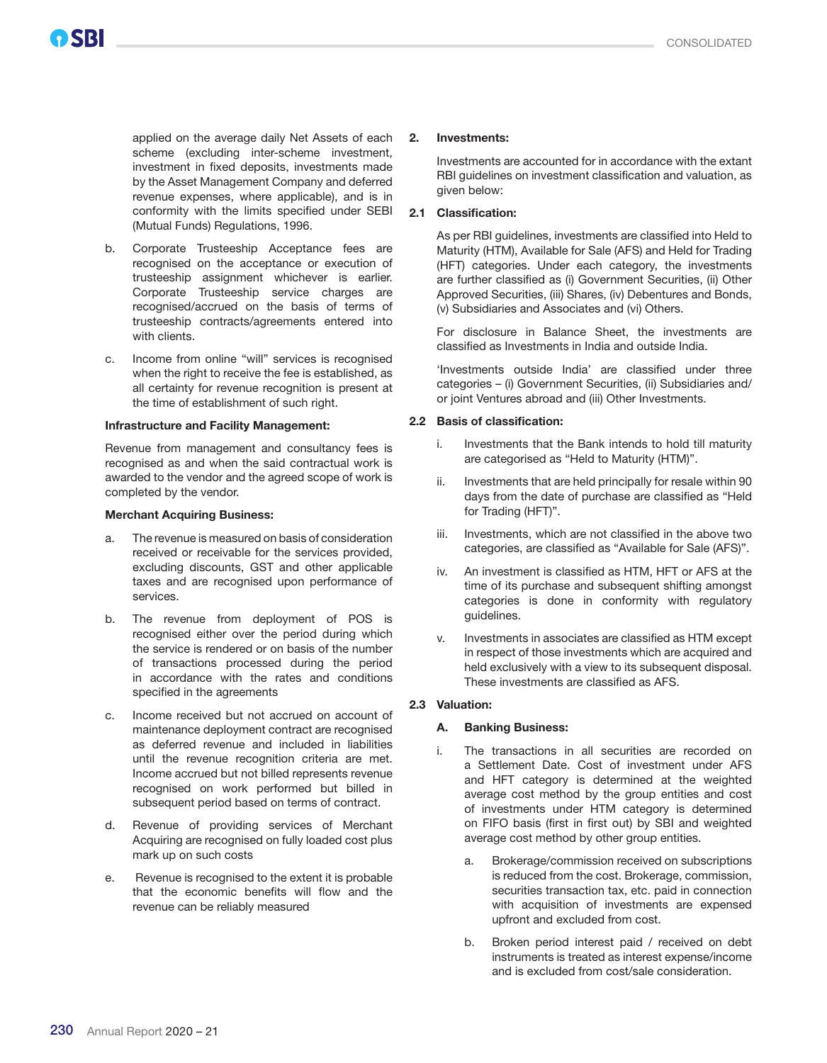applied on the average daily Net Assets of each scheme (excluding inter-scheme investment, investment in fixed deposits, investments made by the Asset Management Company and deferred revenue expenses, where applicable), and is in conformity with the limits specified under SEBI (Mutual Funds) Regulations, 1996.

b. Corporate Trusteeship Acceptance fees are recognised on the acceptance or execution of trusteeship assignment whichever is earlier. Corporate Trusteeship service charges are recognised/accrued on the basis of terms of trusteeship contracts/agreements entered into with clients.

c. Income from online "will" services is recognised when the right to receive the fee is established, as all certainty for revenue recognition is present at the time of establishment of such right.

**Infrastructure and Facility Management:**

Revenue from management and consultancy fees is recognised as and when the said contractual work is awarded to the vendor and the agreed scope of work is completed by the vendor.

**Merchant Acquiring Business:**

a. The revenue is measured on basis of consideration received or receivable for the services provided, excluding discounts, GST and other applicable taxes and are recognised upon performance of services.

b. The revenue from deployment of POS is recognised either over the period during which the service is rendered or on basis of the number of transactions processed during the period in accordance with the rates and conditions specified in the agreements

c. Income received but not accrued on account of maintenance deployment contract are recognised as deferred revenue and included in liabilities until the revenue recognition criteria are met. Income accrued but not billed represents revenue recognised on work performed but billed in subsequent period based on terms of contract.

d. Revenue of providing services of Merchant Acquiring are recognised on fully loaded cost plus mark up on such costs

e. Revenue is recognised to the extent it is probable that the economic benefits will flow and the revenue can be reliably measured

**2. Investments:**

Investments are accounted for in accordance with the extant RBI guidelines on investment classification and valuation, as given below:

**2.1 Classification:**

As per RBI guidelines, investments are classified into Held to Maturity (HTM), Available for Sale (AFS) and Held for Trading (HFT) categories. Under each category, the investments are further classified as (i) Government Securities, (ii) Other Approved Securities, (iii) Shares, (iv) Debentures and Bonds, (v) Subsidiaries and Associates and (vi) Others.

For disclosure in Balance Sheet, the investments are classified as Investments in India and outside India.

'Investments outside India' are classified under three categories – (i) Government Securities, (ii) Subsidiaries and/or joint Ventures abroad and (iii) Other Investments.

**2.2 Basis of classification:**

i. Investments that the Bank intends to hold till maturity are categorised as "Held to Maturity (HTM)".

ii. Investments that are held principally for resale within 90 days from the date of purchase are classified as "Held for Trading (HFT)".

iii. Investments, which are not classified in the above two categories, are classified as "Available for Sale (AFS)".

iv. An investment is classified as HTM, HFT or AFS at the time of its purchase and subsequent shifting amongst categories is done in conformity with regulatory guidelines.

v. Investments in associates are classified as HTM except in respect of those investments which are acquired and held exclusively with a view to its subsequent disposal. These investments are classified as AFS.

**2.3 Valuation:**

**A. Banking Business:**

i. The transactions in all securities are recorded on a Settlement Date. Cost of investment under AFS and HFT category is determined at the weighted average cost method by the group entities and cost of investments under HTM category is determined on FIFO basis (first in first out) by SBI and weighted average cost method by other group entities.

  a. Brokerage/commission received on subscriptions is reduced from the cost. Brokerage, commission, securities transaction tax, etc. paid in connection with acquisition of investments are expensed upfront and excluded from cost.

  b. Broken period interest paid / received on debt instruments is treated as interest expense/income and is excluded from cost/sale consideration.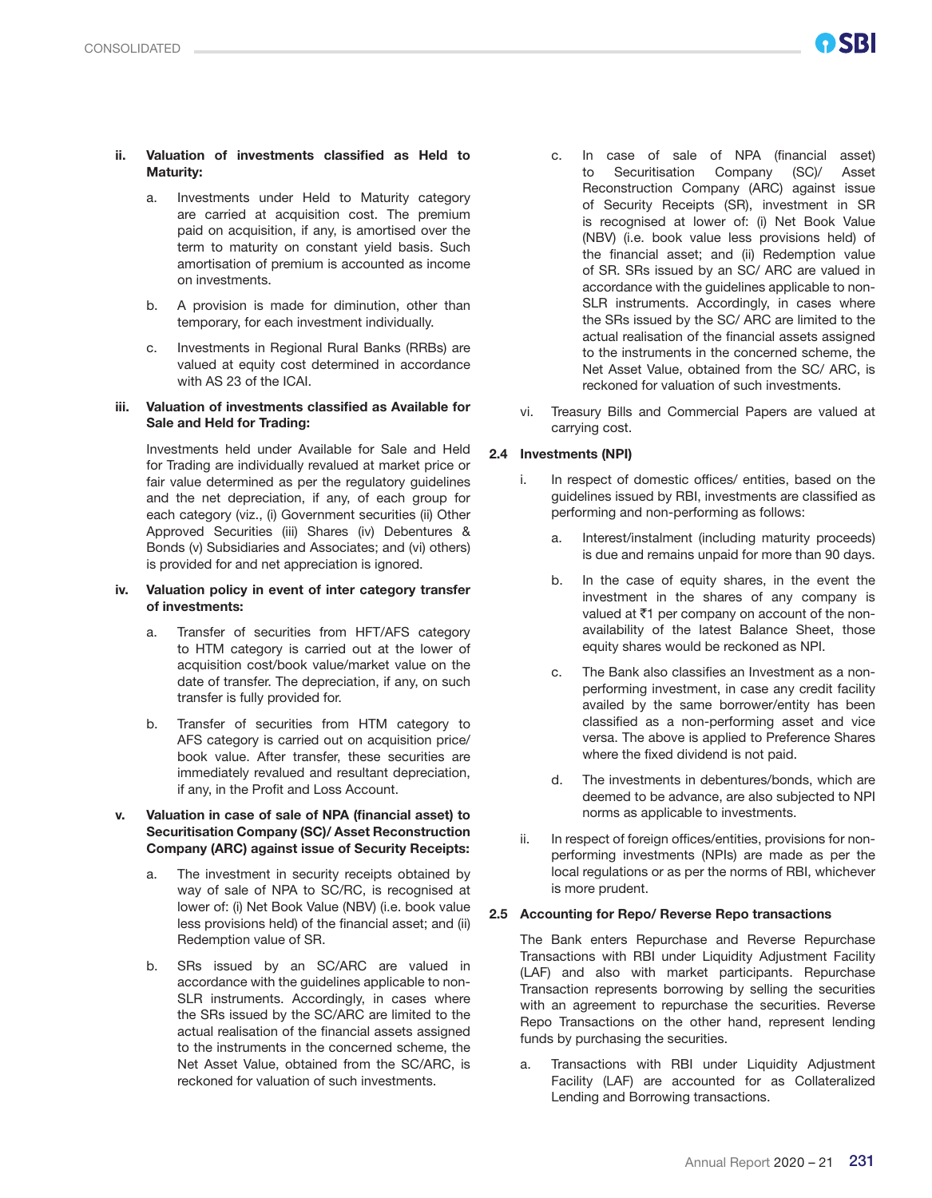ii. **Valuation of investments classified as Held to Maturity:**

a. Investments under Held to Maturity category are carried at acquisition cost. The premium paid on acquisition, if any, is amortised over the term to maturity on constant yield basis. Such amortisation of premium is accounted as income on investments.

b. A provision is made for diminution, other than temporary, for each investment individually.

c. Investments in Regional Rural Banks (RRBs) are valued at equity cost determined in accordance with AS 23 of the ICAI.

iii. **Valuation of investments classified as Available for Sale and Held for Trading:**

Investments held under Available for Sale and Held for Trading are individually revalued at market price or fair value determined as per the regulatory guidelines and the net depreciation, if any, of each group for each category (viz., (i) Government securities (ii) Other Approved Securities (iii) Shares (iv) Debentures & Bonds (v) Subsidiaries and Associates; and (vi) others) is provided for and net appreciation is ignored.

iv. **Valuation policy in event of inter category transfer of investments:**

a. Transfer of securities from HFT/AFS category to HTM category is carried out at the lower of acquisition cost/book value/market value on the date of transfer. The depreciation, if any, on such transfer is fully provided for.

b. Transfer of securities from HTM category to AFS category is carried out on acquisition price/ book value. After transfer, these securities are immediately revalued and resultant depreciation, if any, in the Profit and Loss Account.

v. **Valuation in case of sale of NPA (financial asset) to Securitisation Company (SC)/ Asset Reconstruction Company (ARC) against issue of Security Receipts:**

a. The investment in security receipts obtained by way of sale of NPA to SC/RC, is recognised at lower of: (i) Net Book Value (NBV) (i.e. book value less provisions held) of the financial asset; and (ii) Redemption value of SR.

b. SRs issued by an SC/ARC are valued in accordance with the guidelines applicable to non-SLR instruments. Accordingly, in cases where the SRs issued by the SC/ARC are limited to the actual realisation of the financial assets assigned to the instruments in the concerned scheme, the Net Asset Value, obtained from the SC/ARC, is reckoned for valuation of such investments.

c. In case of sale of NPA (financial asset) to Securitisation Company (SC)/ Asset Reconstruction Company (ARC) against issue of Security Receipts (SR), investment in SR is recognised at lower of: (i) Net Book Value (NBV) (i.e. book value less provisions held) of the financial asset; and (ii) Redemption value of SR. SRs issued by an SC/ ARC are valued in accordance with the guidelines applicable to non-SLR instruments. Accordingly, in cases where the SRs issued by the SC/ ARC are limited to the actual realisation of the financial assets assigned to the instruments in the concerned scheme, the Net Asset Value, obtained from the SC/ ARC, is reckoned for valuation of such investments.

vi. Treasury Bills and Commercial Papers are valued at carrying cost.

### 2.4 Investments (NPI)

i. In respect of domestic offices/ entities, based on the guidelines issued by RBI, investments are classified as performing and non-performing as follows:

a. Interest/instalment (including maturity proceeds) is due and remains unpaid for more than 90 days.

b. In the case of equity shares, in the event the investment in the shares of any company is valued at ₹1 per company on account of the non-availability of the latest Balance Sheet, those equity shares would be reckoned as NPI.

c. The Bank also classifies an Investment as a non-performing investment, in case any credit facility availed by the same borrower/entity has been classified as a non-performing asset and vice versa. The above is applied to Preference Shares where the fixed dividend is not paid.

d. The investments in debentures/bonds, which are deemed to be advance, are also subjected to NPI norms as applicable to investments.

ii. In respect of foreign offices/entities, provisions for non-performing investments (NPIs) are made as per the local regulations or as per the norms of RBI, whichever is more prudent.

### 2.5 Accounting for Repo/ Reverse Repo transactions

The Bank enters Repurchase and Reverse Repurchase Transactions with RBI under Liquidity Adjustment Facility (LAF) and also with market participants. Repurchase Transaction represents borrowing by selling the securities with an agreement to repurchase the securities. Reverse Repo Transactions on the other hand, represent lending funds by purchasing the securities.

a. Transactions with RBI under Liquidity Adjustment Facility (LAF) are accounted for as Collateralized Lending and Borrowing transactions.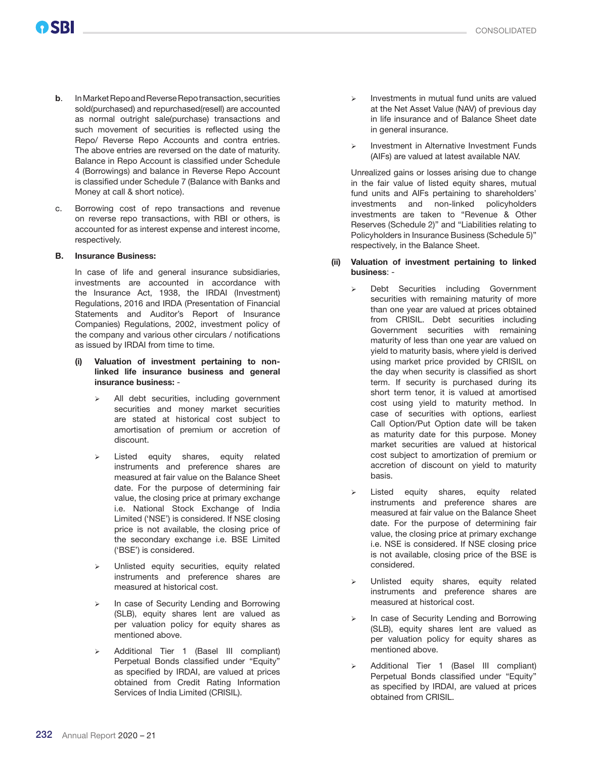b. In Market Repo and Reverse Repo transaction, securities sold(purchased) and repurchased(resell) are accounted as normal outright sale(purchase) transactions and such movement of securities is reflected using the Repo/ Reverse Repo Accounts and contra entries. The above entries are reversed on the date of maturity. Balance in Repo Account is classified under Schedule 4 (Borrowings) and balance in Reverse Repo Account is classified under Schedule 7 (Balance with Banks and Money at call & short notice).

c. Borrowing cost of repo transactions and revenue on reverse repo transactions, with RBI or others, is accounted for as interest expense and interest income, respectively.

**B. Insurance Business:**

In case of life and general insurance subsidiaries, investments are accounted in accordance with the Insurance Act, 1938, the IRDAI (Investment) Regulations, 2016 and IRDA (Presentation of Financial Statements and Auditor's Report of Insurance Companies) Regulations, 2002, investment policy of the company and various other circulars / notifications as issued by IRDAI from time to time.

**(i) Valuation of investment pertaining to non-linked life insurance business and general insurance business: -**

- All debt securities, including government securities and money market securities are stated at historical cost subject to amortisation of premium or accretion of discount.
- Listed equity shares, equity related instruments and preference shares are measured at fair value on the Balance Sheet date. For the purpose of determining fair value, the closing price at primary exchange i.e. National Stock Exchange of India Limited ('NSE') is considered. If NSE closing price is not available, the closing price of the secondary exchange i.e. BSE Limited ('BSE') is considered.
- Unlisted equity securities, equity related instruments and preference shares are measured at historical cost.
- In case of Security Lending and Borrowing (SLB), equity shares lent are valued as per valuation policy for equity shares as mentioned above.
- Additional Tier 1 (Basel III compliant) Perpetual Bonds classified under "Equity" as specified by IRDAI, are valued at prices obtained from Credit Rating Information Services of India Limited (CRISIL).
- Investments in mutual fund units are valued at the Net Asset Value (NAV) of previous day in life insurance and of Balance Sheet date in general insurance.
- Investment in Alternative Investment Funds (AIFs) are valued at latest available NAV.

Unrealized gains or losses arising due to change in the fair value of listed equity shares, mutual fund units and AIFs pertaining to shareholders' investments and non-linked policyholders investments are taken to "Revenue & Other Reserves (Schedule 2)" and "Liabilities relating to Policyholders in Insurance Business (Schedule 5)" respectively, in the Balance Sheet.

**(ii) Valuation of investment pertaining to linked business: -**

- Debt Securities including Government securities with remaining maturity of more than one year are valued at prices obtained from CRISIL. Debt securities including Government securities with remaining maturity of less than one year are valued on yield to maturity basis, where yield is derived using market price provided by CRISIL on the day when security is classified as short term. If security is purchased during its short term tenor, it is valued at amortised cost using yield to maturity method. In case of securities with options, earliest Call Option/Put Option date will be taken as maturity date for this purpose. Money market securities are valued at historical cost subject to amortization of premium or accretion of discount on yield to maturity basis.
- Listed equity shares, equity related instruments and preference shares are measured at fair value on the Balance Sheet date. For the purpose of determining fair value, the closing price at primary exchange i.e. NSE is considered. If NSE closing price is not available, closing price of the BSE is considered.
- Unlisted equity shares, equity related instruments and preference shares are measured at historical cost.
- In case of Security Lending and Borrowing (SLB), equity shares lent are valued as per valuation policy for equity shares as mentioned above.
- Additional Tier 1 (Basel III compliant) Perpetual Bonds classified under "Equity" as specified by IRDAI, are valued at prices obtained from CRISIL.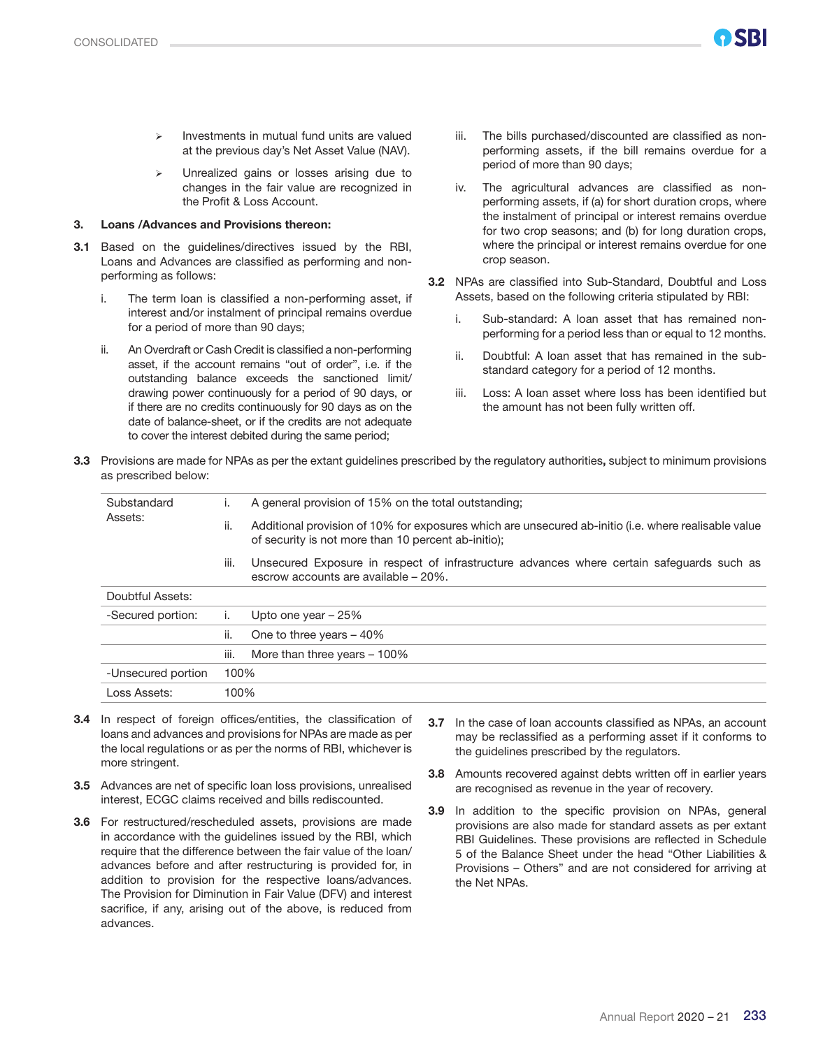- Investments in mutual fund units are valued at the previous day's Net Asset Value (NAV).
- Unrealized gains or losses arising due to changes in the fair value are recognized in the Profit & Loss Account.

**3. Loans /Advances and Provisions thereon:**

**3.1** Based on the guidelines/directives issued by the RBI, Loans and Advances are classified as performing and non-performing as follows:

i. The term loan is classified a non-performing asset, if interest and/or instalment of principal remains overdue for a period of more than 90 days;

ii. An Overdraft or Cash Credit is classified a non-performing asset, if the account remains "out of order", i.e. if the outstanding balance exceeds the sanctioned limit/ drawing power continuously for a period of 90 days, or if there are no credits continuously for 90 days as on the date of balance-sheet, or if the credits are not adequate to cover the interest debited during the same period;

iii. The bills purchased/discounted are classified as non-performing assets, if the bill remains overdue for a period of more than 90 days;

iv. The agricultural advances are classified as non-performing assets, if (a) for short duration crops, where the instalment of principal or interest remains overdue for two crop seasons; and (b) for long duration crops, where the principal or interest remains overdue for one crop season.

**3.2** NPAs are classified into Sub-Standard, Doubtful and Loss Assets, based on the following criteria stipulated by RBI:

i. Sub-standard: A loan asset that has remained non-performing for a period less than or equal to 12 months.

ii. Doubtful: A loan asset that has remained in the sub-standard category for a period of 12 months.

iii. Loss: A loan asset where loss has been identified but the amount has not been fully written off.

**3.3** Provisions are made for NPAs as per the extant guidelines prescribed by the regulatory authorities**,** subject to minimum provisions as prescribed below:

| | | |
|---|---|---|
| Substandard Assets: | i. | A general provision of 15% on the total outstanding; |
| | ii. | Additional provision of 10% for exposures which are unsecured ab-initio (i.e. where realisable value of security is not more than 10 percent ab-initio); |
| | iii. | Unsecured Exposure in respect of infrastructure advances where certain safeguards such as escrow accounts are available – 20%. |
| Doubtful Assets: | | |
| -Secured portion: | i. | Upto one year – 25% |
| | ii. | One to three years – 40% |
| | iii. | More than three years – 100% |
| -Unsecured portion | 100% | |
| Loss Assets: | 100% | |

**3.4** In respect of foreign offices/entities, the classification of loans and advances and provisions for NPAs are made as per the local regulations or as per the norms of RBI, whichever is more stringent.

**3.5** Advances are net of specific loan loss provisions, unrealised interest, ECGC claims received and bills rediscounted.

**3.6** For restructured/rescheduled assets, provisions are made in accordance with the guidelines issued by the RBI, which require that the difference between the fair value of the loan/ advances before and after restructuring is provided for, in addition to provision for the respective loans/advances. The Provision for Diminution in Fair Value (DFV) and interest sacrifice, if any, arising out of the above, is reduced from advances.

**3.7** In the case of loan accounts classified as NPAs, an account may be reclassified as a performing asset if it conforms to the guidelines prescribed by the regulators.

**3.8** Amounts recovered against debts written off in earlier years are recognised as revenue in the year of recovery.

**3.9** In addition to the specific provision on NPAs, general provisions are also made for standard assets as per extant RBI Guidelines. These provisions are reflected in Schedule 5 of the Balance Sheet under the head "Other Liabilities & Provisions – Others" and are not considered for arriving at the Net NPAs.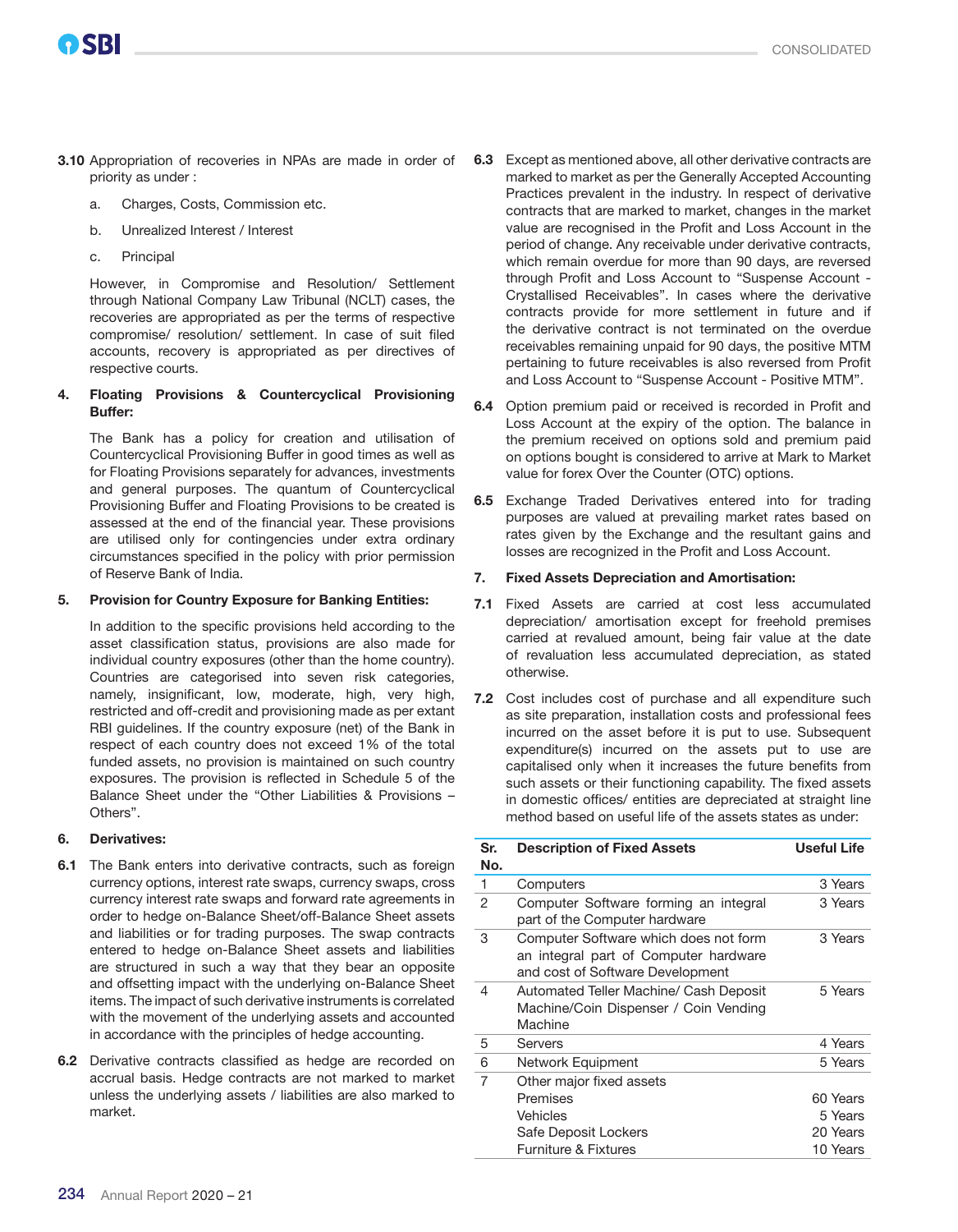**3.10** Appropriation of recoveries in NPAs are made in order of priority as under :

a. Charges, Costs, Commission etc.

b. Unrealized Interest / Interest

c. Principal

However, in Compromise and Resolution/ Settlement through National Company Law Tribunal (NCLT) cases, the recoveries are appropriated as per the terms of respective compromise/ resolution/ settlement. In case of suit filed accounts, recovery is appropriated as per directives of respective courts.

**4. Floating Provisions & Countercyclical Provisioning Buffer:**

The Bank has a policy for creation and utilisation of Countercyclical Provisioning Buffer in good times as well as for Floating Provisions separately for advances, investments and general purposes. The quantum of Countercyclical Provisioning Buffer and Floating Provisions to be created is assessed at the end of the financial year. These provisions are utilised only for contingencies under extra ordinary circumstances specified in the policy with prior permission of Reserve Bank of India.

**5. Provision for Country Exposure for Banking Entities:**

In addition to the specific provisions held according to the asset classification status, provisions are also made for individual country exposures (other than the home country). Countries are categorised into seven risk categories, namely, insignificant, low, moderate, high, very high, restricted and off-credit and provisioning made as per extant RBI guidelines. If the country exposure (net) of the Bank in respect of each country does not exceed 1% of the total funded assets, no provision is maintained on such country exposures. The provision is reflected in Schedule 5 of the Balance Sheet under the "Other Liabilities & Provisions – Others".

**6. Derivatives:**

**6.1** The Bank enters into derivative contracts, such as foreign currency options, interest rate swaps, currency swaps, cross currency interest rate swaps and forward rate agreements in order to hedge on-Balance Sheet/off-Balance Sheet assets and liabilities or for trading purposes. The swap contracts entered to hedge on-Balance Sheet assets and liabilities are structured in such a way that they bear an opposite and offsetting impact with the underlying on-Balance Sheet items. The impact of such derivative instruments is correlated with the movement of the underlying assets and accounted in accordance with the principles of hedge accounting.

**6.2** Derivative contracts classified as hedge are recorded on accrual basis. Hedge contracts are not marked to market unless the underlying assets / liabilities are also marked to market.

**6.3** Except as mentioned above, all other derivative contracts are marked to market as per the Generally Accepted Accounting Practices prevalent in the industry. In respect of derivative contracts that are marked to market, changes in the market value are recognised in the Profit and Loss Account in the period of change. Any receivable under derivative contracts, which remain overdue for more than 90 days, are reversed through Profit and Loss Account to "Suspense Account - Crystallised Receivables". In cases where the derivative contracts provide for more settlement in future and if the derivative contract is not terminated on the overdue receivables remaining unpaid for 90 days, the positive MTM pertaining to future receivables is also reversed from Profit and Loss Account to "Suspense Account - Positive MTM".

**6.4** Option premium paid or received is recorded in Profit and Loss Account at the expiry of the option. The balance in the premium received on options sold and premium paid on options bought is considered to arrive at Mark to Market value for forex Over the Counter (OTC) options.

**6.5** Exchange Traded Derivatives entered into for trading purposes are valued at prevailing market rates based on rates given by the Exchange and the resultant gains and losses are recognized in the Profit and Loss Account.

**7. Fixed Assets Depreciation and Amortisation:**

**7.1** Fixed Assets are carried at cost less accumulated depreciation/ amortisation except for freehold premises carried at revalued amount, being fair value at the date of revaluation less accumulated depreciation, as stated otherwise.

**7.2** Cost includes cost of purchase and all expenditure such as site preparation, installation costs and professional fees incurred on the asset before it is put to use. Subsequent expenditure(s) incurred on the assets put to use are capitalised only when it increases the future benefits from such assets or their functioning capability. The fixed assets in domestic offices/ entities are depreciated at straight line method based on useful life of the assets states as under:

| Sr. No. | Description of Fixed Assets | Useful Life |
|---|---|---|
| 1 | Computers | 3 Years |
| 2 | Computer Software forming an integral part of the Computer hardware | 3 Years |
| 3 | Computer Software which does not form an integral part of Computer hardware and cost of Software Development | 3 Years |
| 4 | Automated Teller Machine/ Cash Deposit Machine/Coin Dispenser / Coin Vending Machine | 5 Years |
| 5 | Servers | 4 Years |
| 6 | Network Equipment | 5 Years |
| 7 | Other major fixed assets | |
| | Premises | 60 Years |
| | Vehicles | 5 Years |
| | Safe Deposit Lockers | 20 Years |
| | Furniture & Fixtures | 10 Years |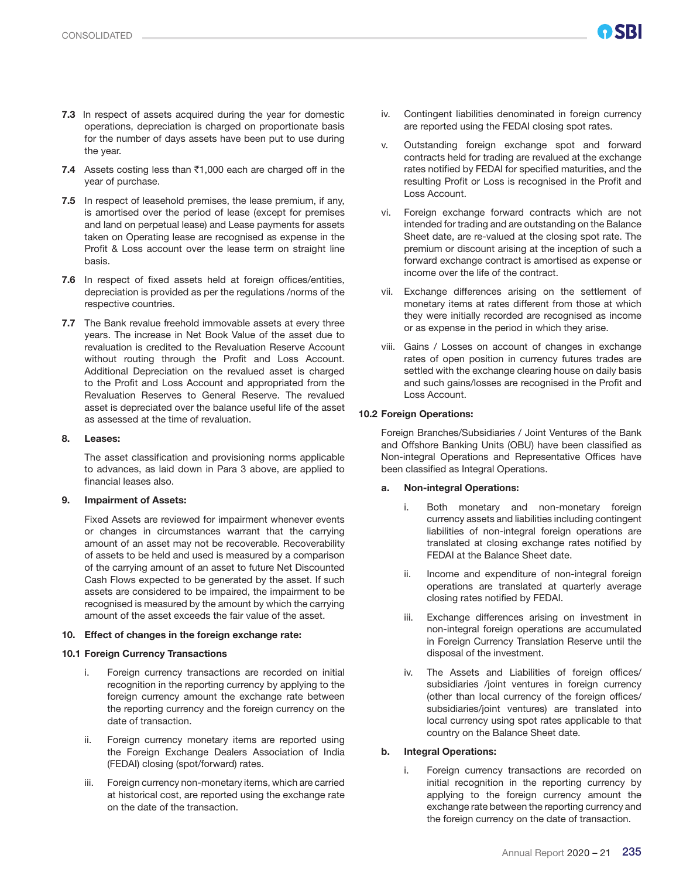**7.3** In respect of assets acquired during the year for domestic operations, depreciation is charged on proportionate basis for the number of days assets have been put to use during the year.

**7.4** Assets costing less than ₹1,000 each are charged off in the year of purchase.

**7.5** In respect of leasehold premises, the lease premium, if any, is amortised over the period of lease (except for premises and land on perpetual lease) and Lease payments for assets taken on Operating lease are recognised as expense in the Profit & Loss account over the lease term on straight line basis.

**7.6** In respect of fixed assets held at foreign offices/entities, depreciation is provided as per the regulations /norms of the respective countries.

**7.7** The Bank revalue freehold immovable assets at every three years. The increase in Net Book Value of the asset due to revaluation is credited to the Revaluation Reserve Account without routing through the Profit and Loss Account. Additional Depreciation on the revalued asset is charged to the Profit and Loss Account and appropriated from the Revaluation Reserves to General Reserve. The revalued asset is depreciated over the balance useful life of the asset as assessed at the time of revaluation.

**8. Leases:**

The asset classification and provisioning norms applicable to advances, as laid down in Para 3 above, are applied to financial leases also.

**9. Impairment of Assets:**

Fixed Assets are reviewed for impairment whenever events or changes in circumstances warrant that the carrying amount of an asset may not be recoverable. Recoverability of assets to be held and used is measured by a comparison of the carrying amount of an asset to future Net Discounted Cash Flows expected to be generated by the asset. If such assets are considered to be impaired, the impairment to be recognised is measured by the amount by which the carrying amount of the asset exceeds the fair value of the asset.

**10. Effect of changes in the foreign exchange rate:**

**10.1 Foreign Currency Transactions**

i. Foreign currency transactions are recorded on initial recognition in the reporting currency by applying to the foreign currency amount the exchange rate between the reporting currency and the foreign currency on the date of transaction.

ii. Foreign currency monetary items are reported using the Foreign Exchange Dealers Association of India (FEDAI) closing (spot/forward) rates.

iii. Foreign currency non-monetary items, which are carried at historical cost, are reported using the exchange rate on the date of the transaction.

iv. Contingent liabilities denominated in foreign currency are reported using the FEDAI closing spot rates.

v. Outstanding foreign exchange spot and forward contracts held for trading are revalued at the exchange rates notified by FEDAI for specified maturities, and the resulting Profit or Loss is recognised in the Profit and Loss Account.

vi. Foreign exchange forward contracts which are not intended for trading and are outstanding on the Balance Sheet date, are re-valued at the closing spot rate. The premium or discount arising at the inception of such a forward exchange contract is amortised as expense or income over the life of the contract.

vii. Exchange differences arising on the settlement of monetary items at rates different from those at which they were initially recorded are recognised as income or as expense in the period in which they arise.

viii. Gains / Losses on account of changes in exchange rates of open position in currency futures trades are settled with the exchange clearing house on daily basis and such gains/losses are recognised in the Profit and Loss Account.

**10.2 Foreign Operations:**

Foreign Branches/Subsidiaries / Joint Ventures of the Bank and Offshore Banking Units (OBU) have been classified as Non-integral Operations and Representative Offices have been classified as Integral Operations.

**a. Non-integral Operations:**

i. Both monetary and non-monetary foreign currency assets and liabilities including contingent liabilities of non-integral foreign operations are translated at closing exchange rates notified by FEDAI at the Balance Sheet date.

ii. Income and expenditure of non-integral foreign operations are translated at quarterly average closing rates notified by FEDAI.

iii. Exchange differences arising on investment in non-integral foreign operations are accumulated in Foreign Currency Translation Reserve until the disposal of the investment.

iv. The Assets and Liabilities of foreign offices/ subsidiaries /joint ventures in foreign currency (other than local currency of the foreign offices/ subsidiaries/joint ventures) are translated into local currency using spot rates applicable to that country on the Balance Sheet date.

**b. Integral Operations:**

i. Foreign currency transactions are recorded on initial recognition in the reporting currency by applying to the foreign currency amount the exchange rate between the reporting currency and the foreign currency on the date of transaction.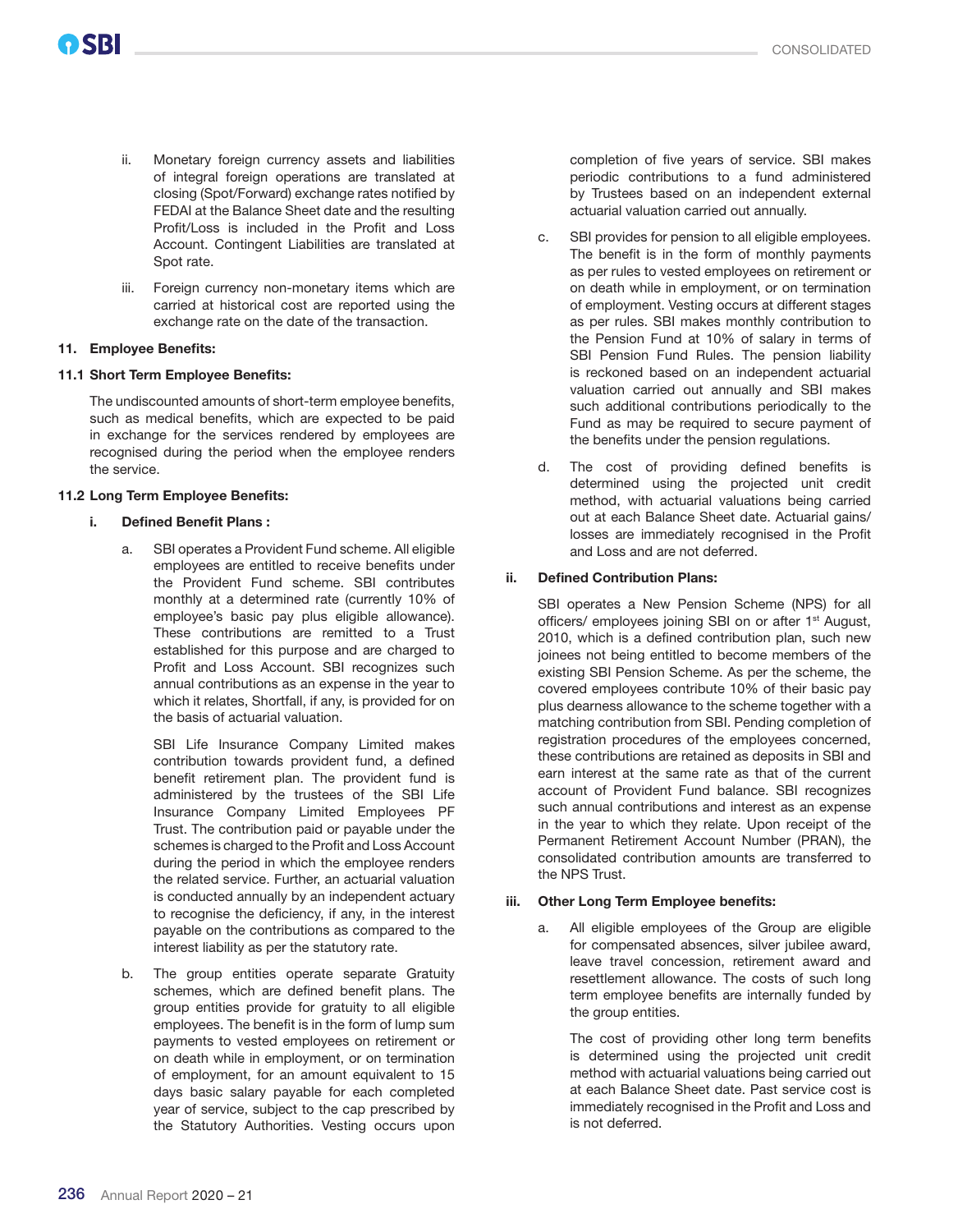ii. Monetary foreign currency assets and liabilities of integral foreign operations are translated at closing (Spot/Forward) exchange rates notified by FEDAI at the Balance Sheet date and the resulting Profit/Loss is included in the Profit and Loss Account. Contingent Liabilities are translated at Spot rate.

iii. Foreign currency non-monetary items which are carried at historical cost are reported using the exchange rate on the date of the transaction.

**11. Employee Benefits:**

**11.1 Short Term Employee Benefits:**

The undiscounted amounts of short-term employee benefits, such as medical benefits, which are expected to be paid in exchange for the services rendered by employees are recognised during the period when the employee renders the service.

**11.2 Long Term Employee Benefits:**

**i. Defined Benefit Plans :**

a. SBI operates a Provident Fund scheme. All eligible employees are entitled to receive benefits under the Provident Fund scheme. SBI contributes monthly at a determined rate (currently 10% of employee's basic pay plus eligible allowance). These contributions are remitted to a Trust established for this purpose and are charged to Profit and Loss Account. SBI recognizes such annual contributions as an expense in the year to which it relates, Shortfall, if any, is provided for on the basis of actuarial valuation.

SBI Life Insurance Company Limited makes contribution towards provident fund, a defined benefit retirement plan. The provident fund is administered by the trustees of the SBI Life Insurance Company Limited Employees PF Trust. The contribution paid or payable under the schemes is charged to the Profit and Loss Account during the period in which the employee renders the related service. Further, an actuarial valuation is conducted annually by an independent actuary to recognise the deficiency, if any, in the interest payable on the contributions as compared to the interest liability as per the statutory rate.

b. The group entities operate separate Gratuity schemes, which are defined benefit plans. The group entities provide for gratuity to all eligible employees. The benefit is in the form of lump sum payments to vested employees on retirement or on death while in employment, or on termination of employment, for an amount equivalent to 15 days basic salary payable for each completed year of service, subject to the cap prescribed by the Statutory Authorities. Vesting occurs upon completion of five years of service. SBI makes periodic contributions to a fund administered by Trustees based on an independent external actuarial valuation carried out annually.

c. SBI provides for pension to all eligible employees. The benefit is in the form of monthly payments as per rules to vested employees on retirement or on death while in employment, or on termination of employment. Vesting occurs at different stages as per rules. SBI makes monthly contribution to the Pension Fund at 10% of salary in terms of SBI Pension Fund Rules. The pension liability is reckoned based on an independent actuarial valuation carried out annually and SBI makes such additional contributions periodically to the Fund as may be required to secure payment of the benefits under the pension regulations.

d. The cost of providing defined benefits is determined using the projected unit credit method, with actuarial valuations being carried out at each Balance Sheet date. Actuarial gains/ losses are immediately recognised in the Profit and Loss and are not deferred.

**ii. Defined Contribution Plans:**

SBI operates a New Pension Scheme (NPS) for all officers/ employees joining SBI on or after 1st August, 2010, which is a defined contribution plan, such new joinees not being entitled to become members of the existing SBI Pension Scheme. As per the scheme, the covered employees contribute 10% of their basic pay plus dearness allowance to the scheme together with a matching contribution from SBI. Pending completion of registration procedures of the employees concerned, these contributions are retained as deposits in SBI and earn interest at the same rate as that of the current account of Provident Fund balance. SBI recognizes such annual contributions and interest as an expense in the year to which they relate. Upon receipt of the Permanent Retirement Account Number (PRAN), the consolidated contribution amounts are transferred to the NPS Trust.

**iii. Other Long Term Employee benefits:**

a. All eligible employees of the Group are eligible for compensated absences, silver jubilee award, leave travel concession, retirement award and resettlement allowance. The costs of such long term employee benefits are internally funded by the group entities.

The cost of providing other long term benefits is determined using the projected unit credit method with actuarial valuations being carried out at each Balance Sheet date. Past service cost is immediately recognised in the Profit and Loss and is not deferred.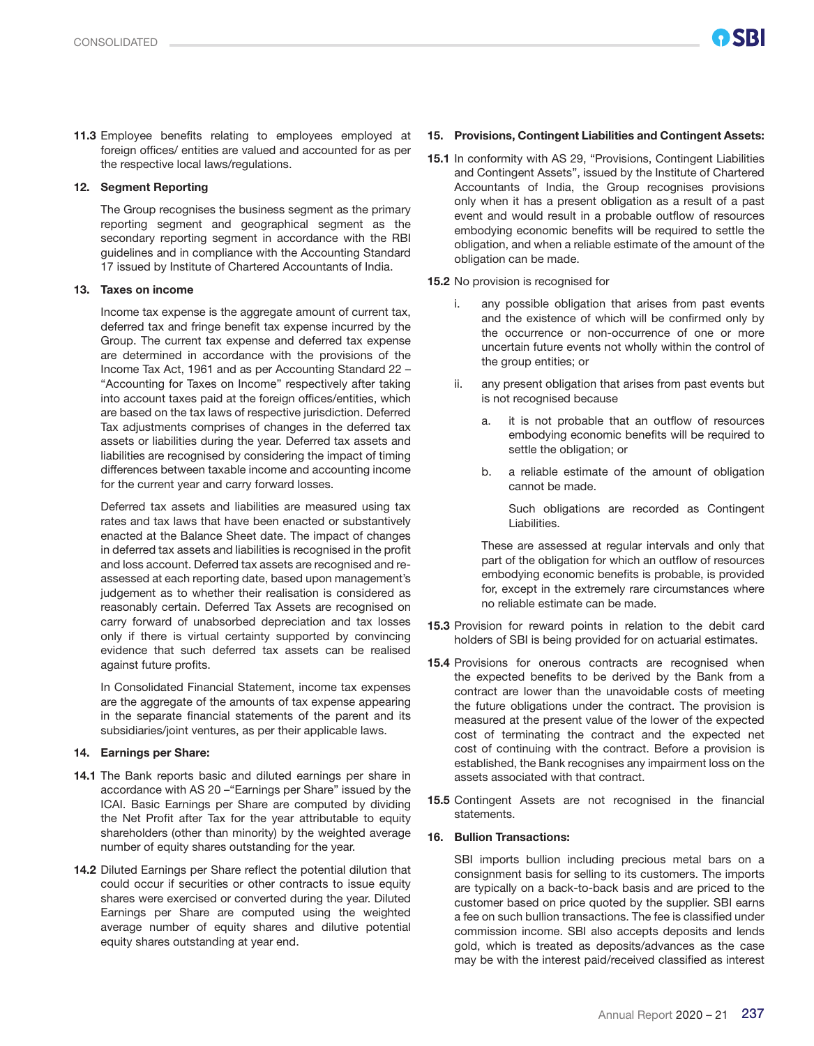**11.3** Employee benefits relating to employees employed at foreign offices/ entities are valued and accounted for as per the respective local laws/regulations.

## 12. Segment Reporting

The Group recognises the business segment as the primary reporting segment and geographical segment as the secondary reporting segment in accordance with the RBI guidelines and in compliance with the Accounting Standard 17 issued by Institute of Chartered Accountants of India.

## 13. Taxes on income

Income tax expense is the aggregate amount of current tax, deferred tax and fringe benefit tax expense incurred by the Group. The current tax expense and deferred tax expense are determined in accordance with the provisions of the Income Tax Act, 1961 and as per Accounting Standard 22 – "Accounting for Taxes on Income" respectively after taking into account taxes paid at the foreign offices/entities, which are based on the tax laws of respective jurisdiction. Deferred Tax adjustments comprises of changes in the deferred tax assets or liabilities during the year. Deferred tax assets and liabilities are recognised by considering the impact of timing differences between taxable income and accounting income for the current year and carry forward losses.

Deferred tax assets and liabilities are measured using tax rates and tax laws that have been enacted or substantively enacted at the Balance Sheet date. The impact of changes in deferred tax assets and liabilities is recognised in the profit and loss account. Deferred tax assets are recognised and re-assessed at each reporting date, based upon management's judgement as to whether their realisation is considered as reasonably certain. Deferred Tax Assets are recognised on carry forward of unabsorbed depreciation and tax losses only if there is virtual certainty supported by convincing evidence that such deferred tax assets can be realised against future profits.

In Consolidated Financial Statement, income tax expenses are the aggregate of the amounts of tax expense appearing in the separate financial statements of the parent and its subsidiaries/joint ventures, as per their applicable laws.

## 14. Earnings per Share:

**14.1** The Bank reports basic and diluted earnings per share in accordance with AS 20 –"Earnings per Share" issued by the ICAI. Basic Earnings per Share are computed by dividing the Net Profit after Tax for the year attributable to equity shareholders (other than minority) by the weighted average number of equity shares outstanding for the year.

**14.2** Diluted Earnings per Share reflect the potential dilution that could occur if securities or other contracts to issue equity shares were exercised or converted during the year. Diluted Earnings per Share are computed using the weighted average number of equity shares and dilutive potential equity shares outstanding at year end.

## 15. Provisions, Contingent Liabilities and Contingent Assets:

**15.1** In conformity with AS 29, "Provisions, Contingent Liabilities and Contingent Assets", issued by the Institute of Chartered Accountants of India, the Group recognises provisions only when it has a present obligation as a result of a past event and would result in a probable outflow of resources embodying economic benefits will be required to settle the obligation, and when a reliable estimate of the amount of the obligation can be made.

**15.2** No provision is recognised for

i. any possible obligation that arises from past events and the existence of which will be confirmed only by the occurrence or non-occurrence of one or more uncertain future events not wholly within the control of the group entities; or

ii. any present obligation that arises from past events but is not recognised because

   a. it is not probable that an outflow of resources embodying economic benefits will be required to settle the obligation; or

   b. a reliable estimate of the amount of obligation cannot be made.

   Such obligations are recorded as Contingent Liabilities.

These are assessed at regular intervals and only that part of the obligation for which an outflow of resources embodying economic benefits is probable, is provided for, except in the extremely rare circumstances where no reliable estimate can be made.

**15.3** Provision for reward points in relation to the debit card holders of SBI is being provided for on actuarial estimates.

**15.4** Provisions for onerous contracts are recognised when the expected benefits to be derived by the Bank from a contract are lower than the unavoidable costs of meeting the future obligations under the contract. The provision is measured at the present value of the lower of the expected cost of terminating the contract and the expected net cost of continuing with the contract. Before a provision is established, the Bank recognises any impairment loss on the assets associated with that contract.

**15.5** Contingent Assets are not recognised in the financial statements.

## 16. Bullion Transactions:

SBI imports bullion including precious metal bars on a consignment basis for selling to its customers. The imports are typically on a back-to-back basis and are priced to the customer based on price quoted by the supplier. SBI earns a fee on such bullion transactions. The fee is classified under commission income. SBI also accepts deposits and lends gold, which is treated as deposits/advances as the case may be with the interest paid/received classified as interest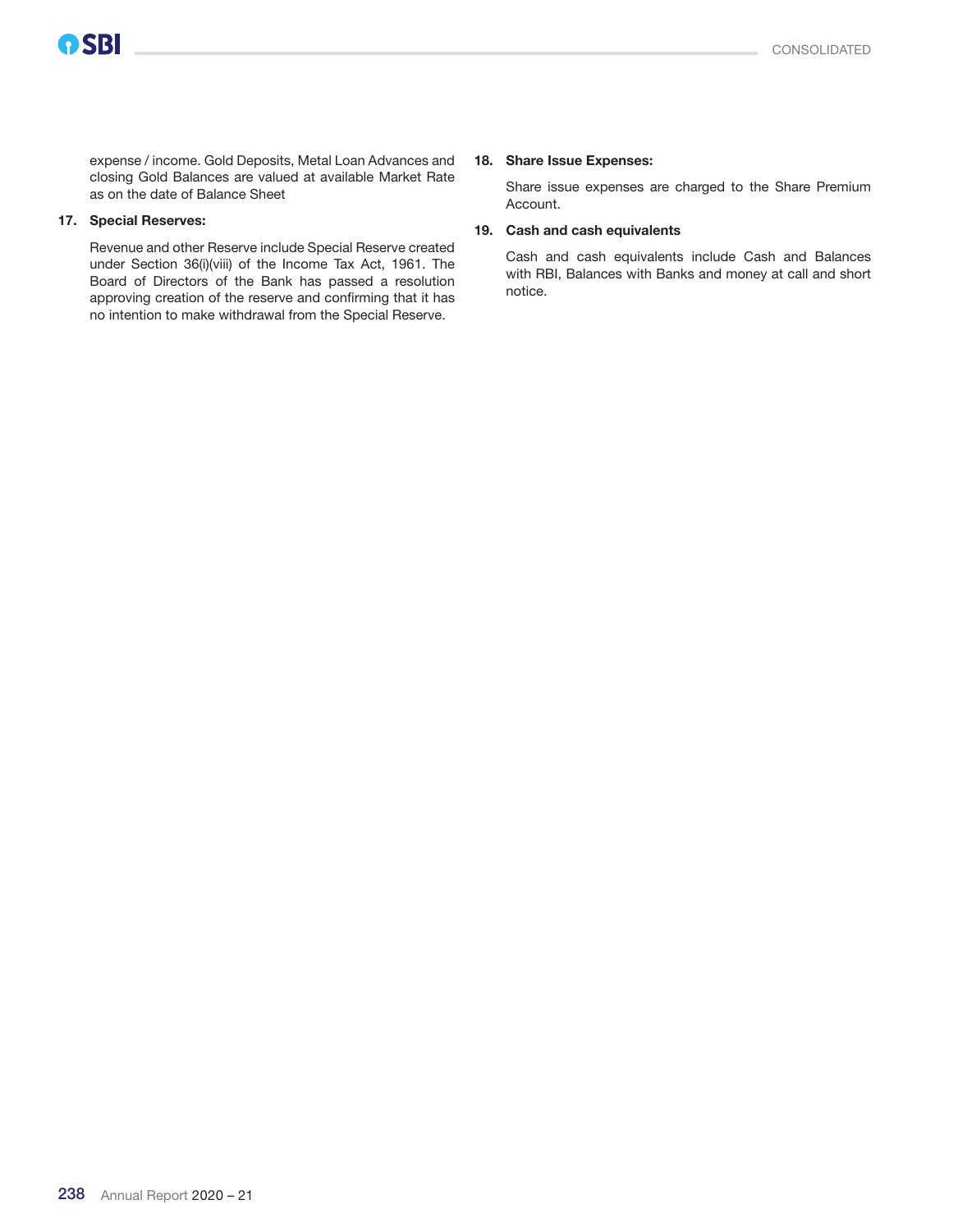expense / income. Gold Deposits, Metal Loan Advances and closing Gold Balances are valued at available Market Rate as on the date of Balance Sheet

**17. Special Reserves:**

Revenue and other Reserve include Special Reserve created under Section 36(i)(viii) of the Income Tax Act, 1961. The Board of Directors of the Bank has passed a resolution approving creation of the reserve and confirming that it has no intention to make withdrawal from the Special Reserve.

**18. Share Issue Expenses:**

Share issue expenses are charged to the Share Premium Account.

**19. Cash and cash equivalents**

Cash and cash equivalents include Cash and Balances with RBI, Balances with Banks and money at call and short notice.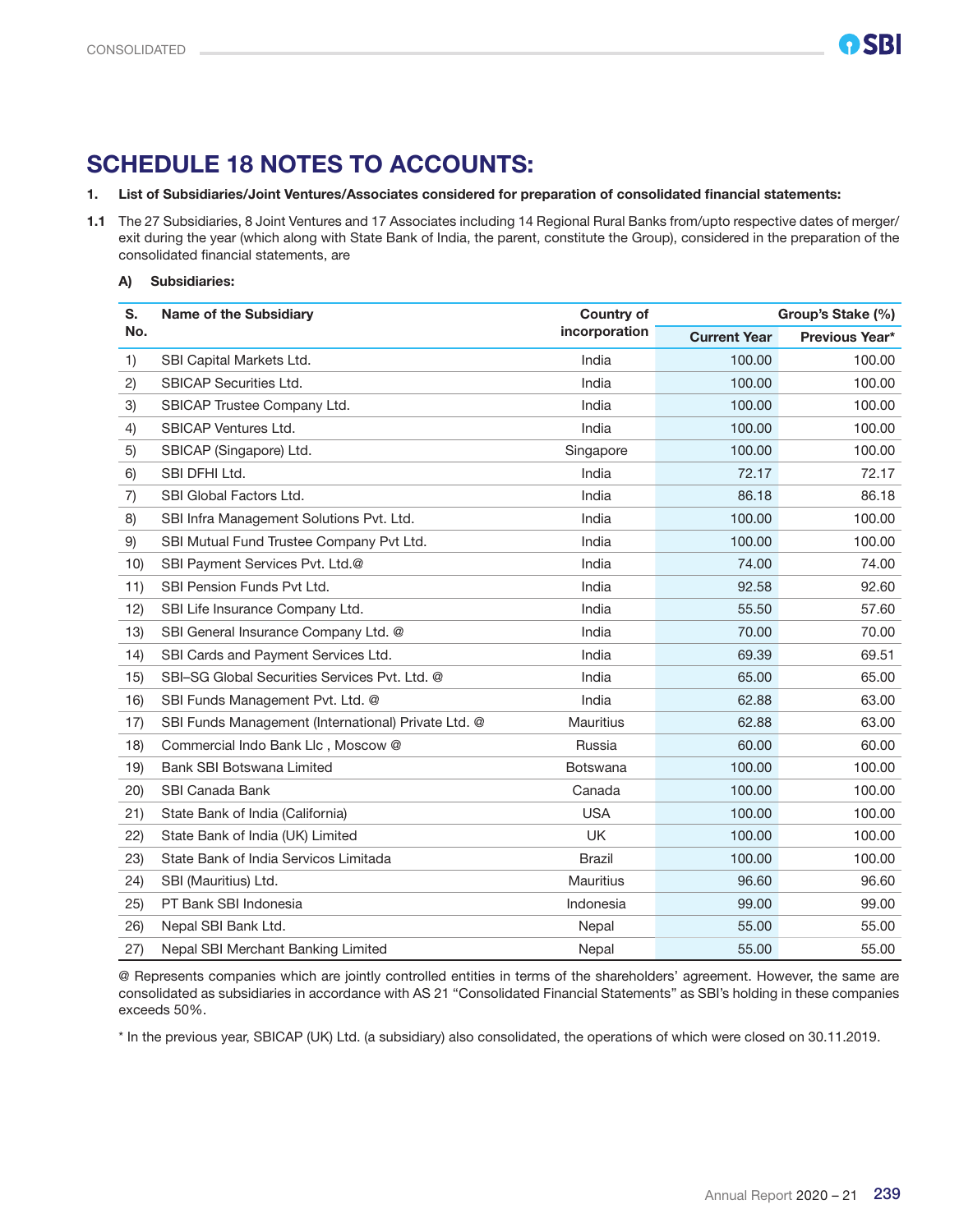# SCHEDULE 18 NOTES TO ACCOUNTS:

**1. List of Subsidiaries/Joint Ventures/Associates considered for preparation of consolidated financial statements:**

**1.1** The 27 Subsidiaries, 8 Joint Ventures and 17 Associates including 14 Regional Rural Banks from/upto respective dates of merger/exit during the year (which along with State Bank of India, the parent, constitute the Group), considered in the preparation of the consolidated financial statements, are

**A) Subsidiaries:**

| S. No. | Name of the Subsidiary | Country of incorporation | Group's Stake (%) | |
|---|---|---|---|---|
| | | | Current Year | Previous Year* |
| 1) | SBI Capital Markets Ltd. | India | 100.00 | 100.00 |
| 2) | SBICAP Securities Ltd. | India | 100.00 | 100.00 |
| 3) | SBICAP Trustee Company Ltd. | India | 100.00 | 100.00 |
| 4) | SBICAP Ventures Ltd. | India | 100.00 | 100.00 |
| 5) | SBICAP (Singapore) Ltd. | Singapore | 100.00 | 100.00 |
| 6) | SBI DFHI Ltd. | India | 72.17 | 72.17 |
| 7) | SBI Global Factors Ltd. | India | 86.18 | 86.18 |
| 8) | SBI Infra Management Solutions Pvt. Ltd. | India | 100.00 | 100.00 |
| 9) | SBI Mutual Fund Trustee Company Pvt Ltd. | India | 100.00 | 100.00 |
| 10) | SBI Payment Services Pvt. Ltd.@ | India | 74.00 | 74.00 |
| 11) | SBI Pension Funds Pvt Ltd. | India | 92.58 | 92.60 |
| 12) | SBI Life Insurance Company Ltd. | India | 55.50 | 57.60 |
| 13) | SBI General Insurance Company Ltd. @ | India | 70.00 | 70.00 |
| 14) | SBI Cards and Payment Services Ltd. | India | 69.39 | 69.51 |
| 15) | SBI–SG Global Securities Services Pvt. Ltd. @ | India | 65.00 | 65.00 |
| 16) | SBI Funds Management Pvt. Ltd. @ | India | 62.88 | 63.00 |
| 17) | SBI Funds Management (International) Private Ltd. @ | Mauritius | 62.88 | 63.00 |
| 18) | Commercial Indo Bank Llc , Moscow @ | Russia | 60.00 | 60.00 |
| 19) | Bank SBI Botswana Limited | Botswana | 100.00 | 100.00 |
| 20) | SBI Canada Bank | Canada | 100.00 | 100.00 |
| 21) | State Bank of India (California) | USA | 100.00 | 100.00 |
| 22) | State Bank of India (UK) Limited | UK | 100.00 | 100.00 |
| 23) | State Bank of India Servicos Limitada | Brazil | 100.00 | 100.00 |
| 24) | SBI (Mauritius) Ltd. | Mauritius | 96.60 | 96.60 |
| 25) | PT Bank SBI Indonesia | Indonesia | 99.00 | 99.00 |
| 26) | Nepal SBI Bank Ltd. | Nepal | 55.00 | 55.00 |
| 27) | Nepal SBI Merchant Banking Limited | Nepal | 55.00 | 55.00 |

@ Represents companies which are jointly controlled entities in terms of the shareholders' agreement. However, the same are consolidated as subsidiaries in accordance with AS 21 "Consolidated Financial Statements" as SBI's holding in these companies exceeds 50%.

* In the previous year, SBICAP (UK) Ltd. (a subsidiary) also consolidated, the operations of which were closed on 30.11.2019.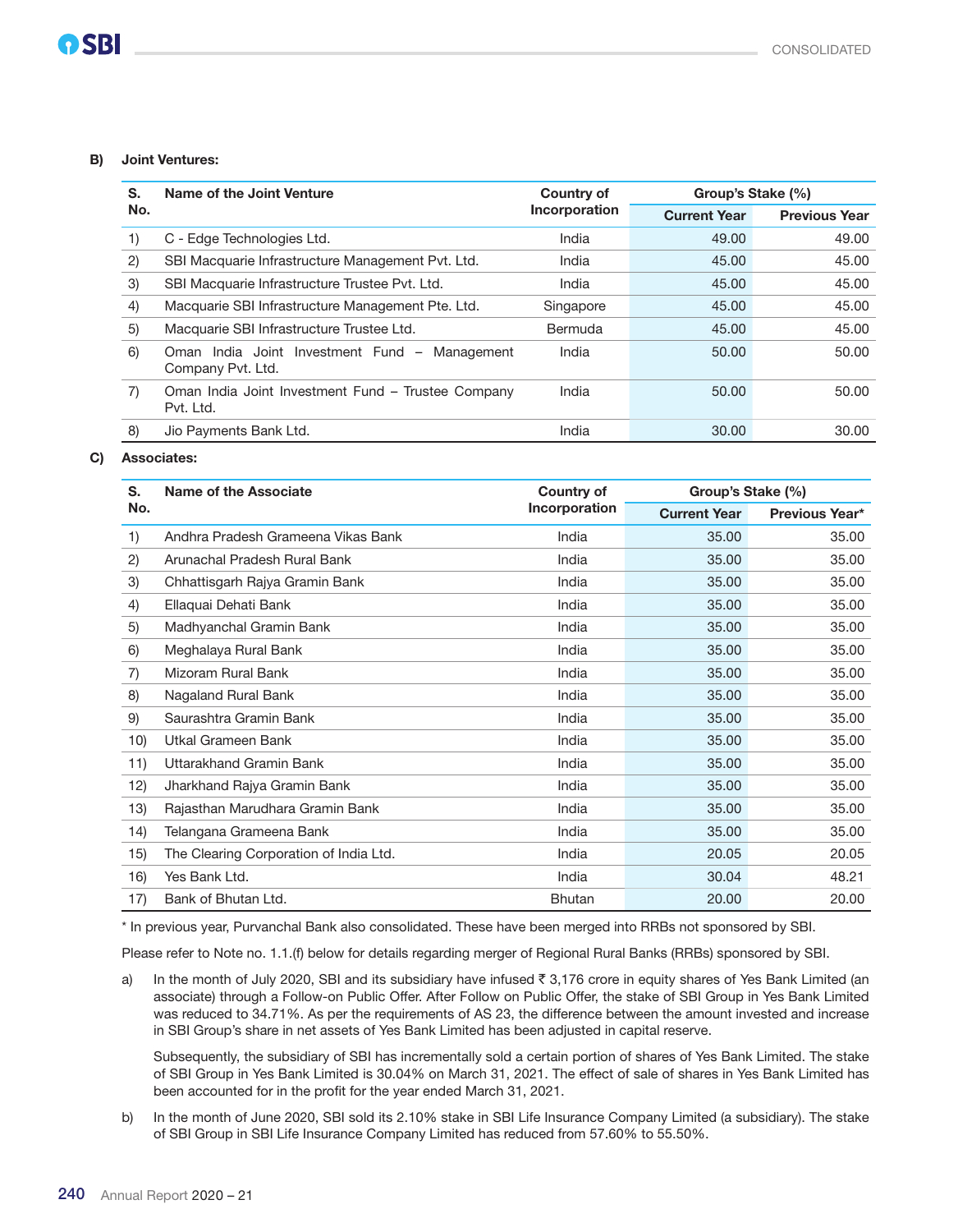**B) Joint Ventures:**

| S. No. | Name of the Joint Venture | Country of Incorporation | Group's Stake (%) | |
|---|---|---|---|---|
| | | | Current Year | Previous Year |
| 1) | C - Edge Technologies Ltd. | India | 49.00 | 49.00 |
| 2) | SBI Macquarie Infrastructure Management Pvt. Ltd. | India | 45.00 | 45.00 |
| 3) | SBI Macquarie Infrastructure Trustee Pvt. Ltd. | India | 45.00 | 45.00 |
| 4) | Macquarie SBI Infrastructure Management Pte. Ltd. | Singapore | 45.00 | 45.00 |
| 5) | Macquarie SBI Infrastructure Trustee Ltd. | Bermuda | 45.00 | 45.00 |
| 6) | Oman India Joint Investment Fund – Management Company Pvt. Ltd. | India | 50.00 | 50.00 |
| 7) | Oman India Joint Investment Fund – Trustee Company Pvt. Ltd. | India | 50.00 | 50.00 |
| 8) | Jio Payments Bank Ltd. | India | 30.00 | 30.00 |

**C) Associates:**

| S. No. | Name of the Associate | Country of Incorporation | Group's Stake (%) | |
|---|---|---|---|---|
| | | | Current Year | Previous Year* |
| 1) | Andhra Pradesh Grameena Vikas Bank | India | 35.00 | 35.00 |
| 2) | Arunachal Pradesh Rural Bank | India | 35.00 | 35.00 |
| 3) | Chhattisgarh Rajya Gramin Bank | India | 35.00 | 35.00 |
| 4) | Ellaquai Dehati Bank | India | 35.00 | 35.00 |
| 5) | Madhyanchal Gramin Bank | India | 35.00 | 35.00 |
| 6) | Meghalaya Rural Bank | India | 35.00 | 35.00 |
| 7) | Mizoram Rural Bank | India | 35.00 | 35.00 |
| 8) | Nagaland Rural Bank | India | 35.00 | 35.00 |
| 9) | Saurashtra Gramin Bank | India | 35.00 | 35.00 |
| 10) | Utkal Grameen Bank | India | 35.00 | 35.00 |
| 11) | Uttarakhand Gramin Bank | India | 35.00 | 35.00 |
| 12) | Jharkhand Rajya Gramin Bank | India | 35.00 | 35.00 |
| 13) | Rajasthan Marudhara Gramin Bank | India | 35.00 | 35.00 |
| 14) | Telangana Grameena Bank | India | 35.00 | 35.00 |
| 15) | The Clearing Corporation of India Ltd. | India | 20.05 | 20.05 |
| 16) | Yes Bank Ltd. | India | 30.04 | 48.21 |
| 17) | Bank of Bhutan Ltd. | Bhutan | 20.00 | 20.00 |

* In previous year, Purvanchal Bank also consolidated. These have been merged into RRBs not sponsored by SBI.

Please refer to Note no. 1.1.(f) below for details regarding merger of Regional Rural Banks (RRBs) sponsored by SBI.

a) In the month of July 2020, SBI and its subsidiary have infused ₹ 3,176 crore in equity shares of Yes Bank Limited (an associate) through a Follow-on Public Offer. After Follow on Public Offer, the stake of SBI Group in Yes Bank Limited was reduced to 34.71%. As per the requirements of AS 23, the difference between the amount invested and increase in SBI Group's share in net assets of Yes Bank Limited has been adjusted in capital reserve.

   Subsequently, the subsidiary of SBI has incrementally sold a certain portion of shares of Yes Bank Limited. The stake of SBI Group in Yes Bank Limited is 30.04% on March 31, 2021. The effect of sale of shares in Yes Bank Limited has been accounted for in the profit for the year ended March 31, 2021.

b) In the month of June 2020, SBI sold its 2.10% stake in SBI Life Insurance Company Limited (a subsidiary). The stake of SBI Group in SBI Life Insurance Company Limited has reduced from 57.60% to 55.50%.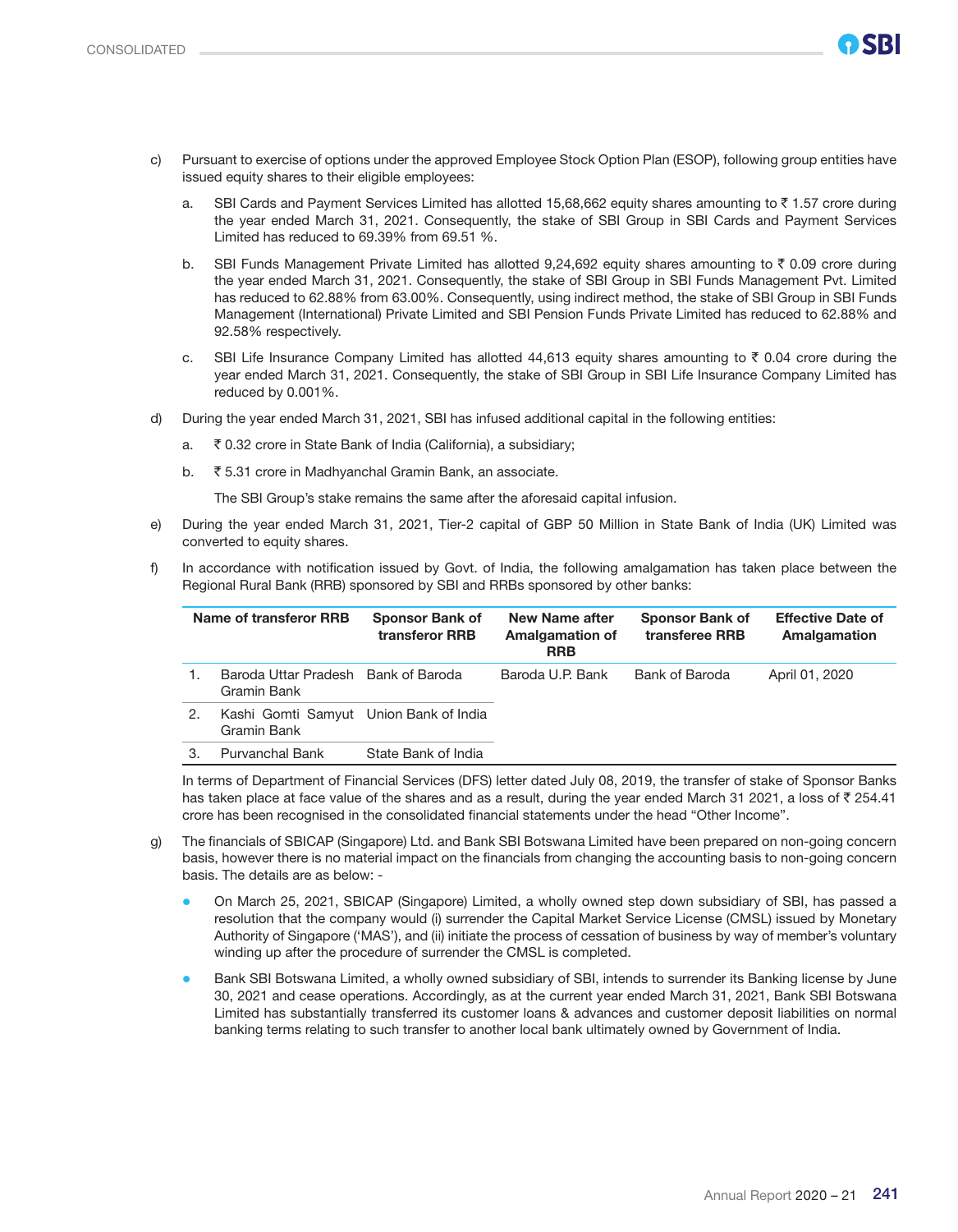c) Pursuant to exercise of options under the approved Employee Stock Option Plan (ESOP), following group entities have issued equity shares to their eligible employees:

   a. SBI Cards and Payment Services Limited has allotted 15,68,662 equity shares amounting to ₹ 1.57 crore during the year ended March 31, 2021. Consequently, the stake of SBI Group in SBI Cards and Payment Services Limited has reduced to 69.39% from 69.51 %.

   b. SBI Funds Management Private Limited has allotted 9,24,692 equity shares amounting to ₹ 0.09 crore during the year ended March 31, 2021. Consequently, the stake of SBI Group in SBI Funds Management Pvt. Limited has reduced to 62.88% from 63.00%. Consequently, using indirect method, the stake of SBI Group in SBI Funds Management (International) Private Limited and SBI Pension Funds Private Limited has reduced to 62.88% and 92.58% respectively.

   c. SBI Life Insurance Company Limited has allotted 44,613 equity shares amounting to ₹ 0.04 crore during the year ended March 31, 2021. Consequently, the stake of SBI Group in SBI Life Insurance Company Limited has reduced by 0.001%.

d) During the year ended March 31, 2021, SBI has infused additional capital in the following entities:

   a. ₹ 0.32 crore in State Bank of India (California), a subsidiary;

   b. ₹ 5.31 crore in Madhyanchal Gramin Bank, an associate.

   The SBI Group's stake remains the same after the aforesaid capital infusion.

e) During the year ended March 31, 2021, Tier-2 capital of GBP 50 Million in State Bank of India (UK) Limited was converted to equity shares.

f) In accordance with notification issued by Govt. of India, the following amalgamation has taken place between the Regional Rural Bank (RRB) sponsored by SBI and RRBs sponsored by other banks:

| | Name of transferor RRB | Sponsor Bank of transferor RRB | New Name after Amalgamation of RRB | Sponsor Bank of transferee RRB | Effective Date of Amalgamation |
|---|---|---|---|---|---|
| 1. | Baroda Uttar Pradesh Gramin Bank | Bank of Baroda | Baroda U.P. Bank | Bank of Baroda | April 01, 2020 |
| 2. | Kashi Gomti Samyut Gramin Bank | Union Bank of India | | | |
| 3. | Purvanchal Bank | State Bank of India | | | |

In terms of Department of Financial Services (DFS) letter dated July 08, 2019, the transfer of stake of Sponsor Banks has taken place at face value of the shares and as a result, during the year ended March 31 2021, a loss of ₹ 254.41 crore has been recognised in the consolidated financial statements under the head "Other Income".

g) The financials of SBICAP (Singapore) Ltd. and Bank SBI Botswana Limited have been prepared on non-going concern basis, however there is no material impact on the financials from changing the accounting basis to non-going concern basis. The details are as below: -

- On March 25, 2021, SBICAP (Singapore) Limited, a wholly owned step down subsidiary of SBI, has passed a resolution that the company would (i) surrender the Capital Market Service License (CMSL) issued by Monetary Authority of Singapore ('MAS'), and (ii) initiate the process of cessation of business by way of member's voluntary winding up after the procedure of surrender the CMSL is completed.
- Bank SBI Botswana Limited, a wholly owned subsidiary of SBI, intends to surrender its Banking license by June 30, 2021 and cease operations. Accordingly, as at the current year ended March 31, 2021, Bank SBI Botswana Limited has substantially transferred its customer loans & advances and customer deposit liabilities on normal banking terms relating to such transfer to another local bank ultimately owned by Government of India.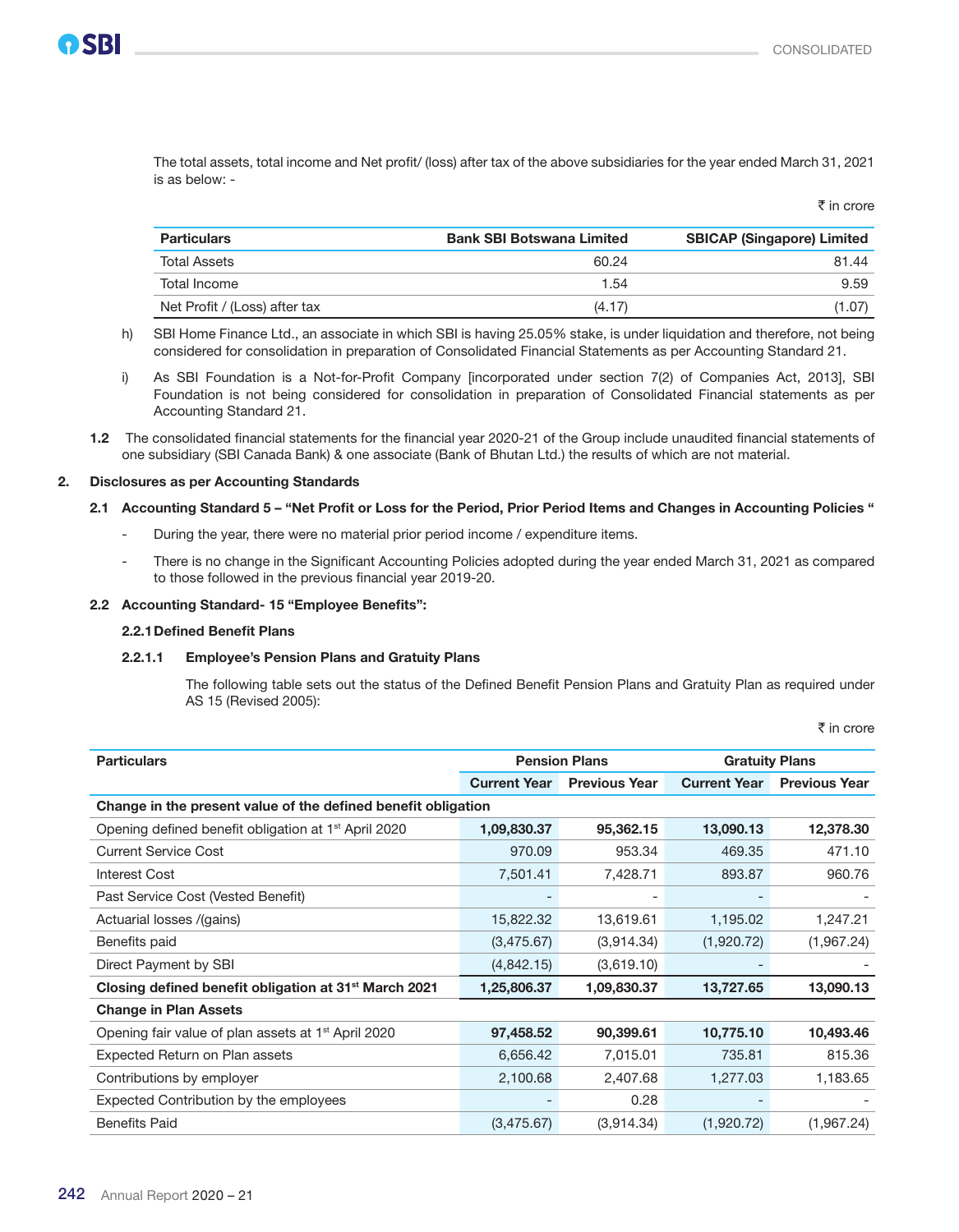The total assets, total income and Net profit/ (loss) after tax of the above subsidiaries for the year ended March 31, 2021 is as below: -

₹ in crore

| Particulars | Bank SBI Botswana Limited | SBICAP (Singapore) Limited |
|---|---|---|
| Total Assets | 60.24 | 81.44 |
| Total Income | 1.54 | 9.59 |
| Net Profit / (Loss) after tax | (4.17) | (1.07) |

h) SBI Home Finance Ltd., an associate in which SBI is having 25.05% stake, is under liquidation and therefore, not being considered for consolidation in preparation of Consolidated Financial Statements as per Accounting Standard 21.

i) As SBI Foundation is a Not-for-Profit Company [incorporated under section 7(2) of Companies Act, 2013], SBI Foundation is not being considered for consolidation in preparation of Consolidated Financial statements as per Accounting Standard 21.

**1.2** The consolidated financial statements for the financial year 2020-21 of the Group include unaudited financial statements of one subsidiary (SBI Canada Bank) & one associate (Bank of Bhutan Ltd.) the results of which are not material.

## 2. Disclosures as per Accounting Standards

### 2.1 Accounting Standard 5 – "Net Profit or Loss for the Period, Prior Period Items and Changes in Accounting Policies "

- During the year, there were no material prior period income / expenditure items.
- There is no change in the Significant Accounting Policies adopted during the year ended March 31, 2021 as compared to those followed in the previous financial year 2019-20.

### 2.2 Accounting Standard- 15 "Employee Benefits":

#### 2.2.1 Defined Benefit Plans

#### 2.2.1.1 Employee's Pension Plans and Gratuity Plans

The following table sets out the status of the Defined Benefit Pension Plans and Gratuity Plan as required under AS 15 (Revised 2005):

₹ in crore

| Particulars | Pension Plans | | Gratuity Plans | |
|---|---|---|---|---|
| | Current Year | Previous Year | Current Year | Previous Year |
| **Change in the present value of the defined benefit obligation** | | | | |
| Opening defined benefit obligation at 1st April 2020 | **1,09,830.37** | **95,362.15** | **13,090.13** | **12,378.30** |
| Current Service Cost | 970.09 | 953.34 | 469.35 | 471.10 |
| Interest Cost | 7,501.41 | 7,428.71 | 893.87 | 960.76 |
| Past Service Cost (Vested Benefit) | - | - | - | - |
| Actuarial losses /(gains) | 15,822.32 | 13,619.61 | 1,195.02 | 1,247.21 |
| Benefits paid | (3,475.67) | (3,914.34) | (1,920.72) | (1,967.24) |
| Direct Payment by SBI | (4,842.15) | (3,619.10) | - | - |
| **Closing defined benefit obligation at 31st March 2021** | **1,25,806.37** | **1,09,830.37** | **13,727.65** | **13,090.13** |
| **Change in Plan Assets** | | | | |
| Opening fair value of plan assets at 1st April 2020 | **97,458.52** | **90,399.61** | **10,775.10** | **10,493.46** |
| Expected Return on Plan assets | 6,656.42 | 7,015.01 | 735.81 | 815.36 |
| Contributions by employer | 2,100.68 | 2,407.68 | 1,277.03 | 1,183.65 |
| Expected Contribution by the employees | - | 0.28 | - | - |
| Benefits Paid | (3,475.67) | (3,914.34) | (1,920.72) | (1,967.24) |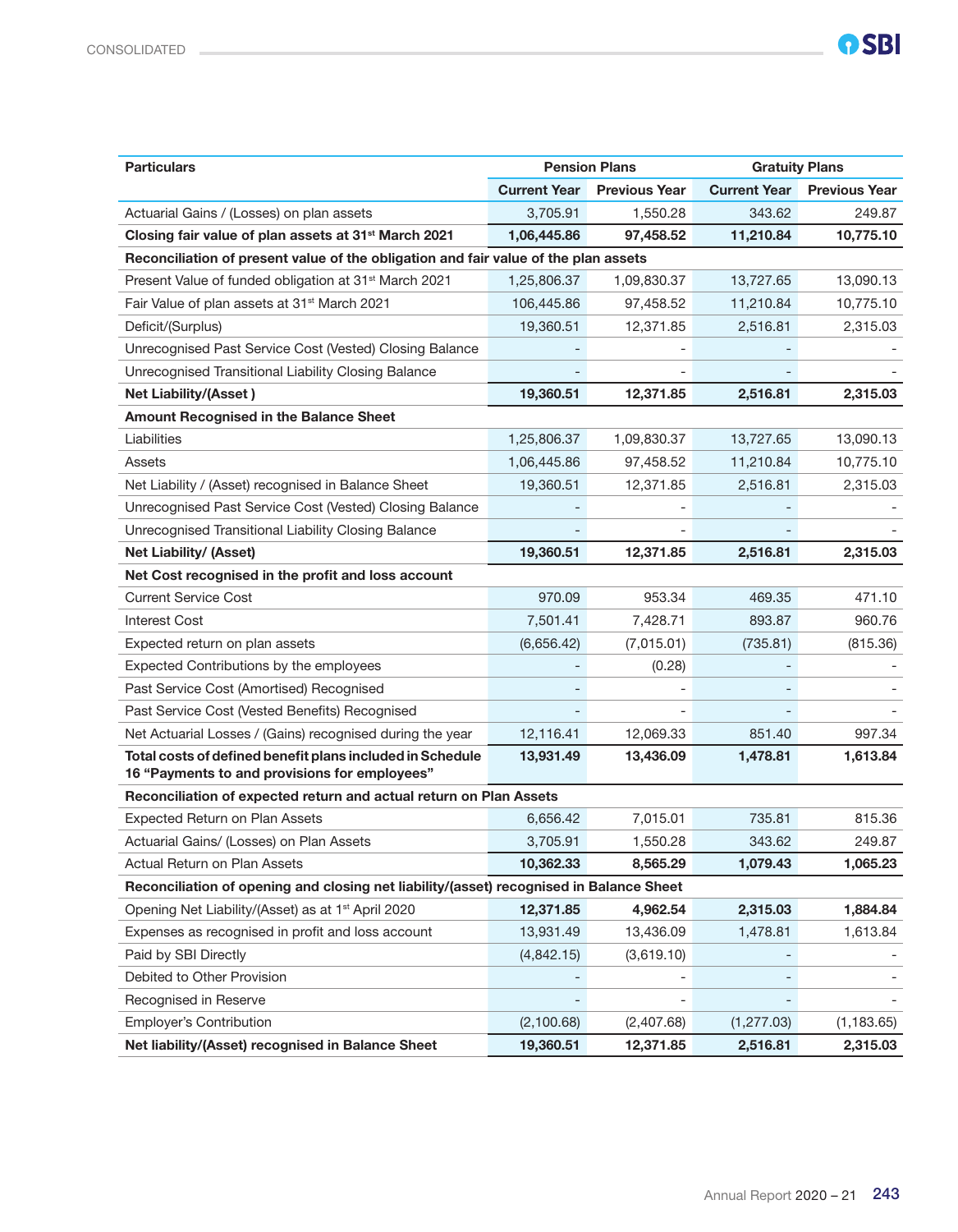| Particulars | Pension Plans | | Gratuity Plans | |
|---|---|---|---|---|
| | Current Year | Previous Year | Current Year | Previous Year |
| Actuarial Gains / (Losses) on plan assets | 3,705.91 | 1,550.28 | 343.62 | 249.87 |
| **Closing fair value of plan assets at 31st March 2021** | **1,06,445.86** | **97,458.52** | **11,210.84** | **10,775.10** |
| **Reconciliation of present value of the obligation and fair value of the plan assets** | | | | |
| Present Value of funded obligation at 31st March 2021 | 1,25,806.37 | 1,09,830.37 | 13,727.65 | 13,090.13 |
| Fair Value of plan assets at 31st March 2021 | 106,445.86 | 97,458.52 | 11,210.84 | 10,775.10 |
| Deficit/(Surplus) | 19,360.51 | 12,371.85 | 2,516.81 | 2,315.03 |
| Unrecognised Past Service Cost (Vested) Closing Balance | - | - | - | - |
| Unrecognised Transitional Liability Closing Balance | - | - | - | - |
| **Net Liability/(Asset )** | **19,360.51** | **12,371.85** | **2,516.81** | **2,315.03** |
| **Amount Recognised in the Balance Sheet** | | | | |
| Liabilities | 1,25,806.37 | 1,09,830.37 | 13,727.65 | 13,090.13 |
| Assets | 1,06,445.86 | 97,458.52 | 11,210.84 | 10,775.10 |
| Net Liability / (Asset) recognised in Balance Sheet | 19,360.51 | 12,371.85 | 2,516.81 | 2,315.03 |
| Unrecognised Past Service Cost (Vested) Closing Balance | - | - | - | - |
| Unrecognised Transitional Liability Closing Balance | - | - | - | - |
| **Net Liability/ (Asset)** | **19,360.51** | **12,371.85** | **2,516.81** | **2,315.03** |
| **Net Cost recognised in the profit and loss account** | | | | |
| Current Service Cost | 970.09 | 953.34 | 469.35 | 471.10 |
| Interest Cost | 7,501.41 | 7,428.71 | 893.87 | 960.76 |
| Expected return on plan assets | (6,656.42) | (7,015.01) | (735.81) | (815.36) |
| Expected Contributions by the employees | - | (0.28) | - | - |
| Past Service Cost (Amortised) Recognised | - | - | - | - |
| Past Service Cost (Vested Benefits) Recognised | - | - | - | - |
| Net Actuarial Losses / (Gains) recognised during the year | 12,116.41 | 12,069.33 | 851.40 | 997.34 |
| **Total costs of defined benefit plans included in Schedule 16 "Payments to and provisions for employees"** | **13,931.49** | **13,436.09** | **1,478.81** | **1,613.84** |
| **Reconciliation of expected return and actual return on Plan Assets** | | | | |
| Expected Return on Plan Assets | 6,656.42 | 7,015.01 | 735.81 | 815.36 |
| Actuarial Gains/ (Losses) on Plan Assets | 3,705.91 | 1,550.28 | 343.62 | 249.87 |
| Actual Return on Plan Assets | **10,362.33** | **8,565.29** | **1,079.43** | **1,065.23** |
| **Reconciliation of opening and closing net liability/(asset) recognised in Balance Sheet** | | | | |
| Opening Net Liability/(Asset) as at 1st April 2020 | **12,371.85** | **4,962.54** | **2,315.03** | **1,884.84** |
| Expenses as recognised in profit and loss account | 13,931.49 | 13,436.09 | 1,478.81 | 1,613.84 |
| Paid by SBI Directly | (4,842.15) | (3,619.10) | - | - |
| Debited to Other Provision | - | - | - | - |
| Recognised in Reserve | - | - | - | - |
| Employer's Contribution | (2,100.68) | (2,407.68) | (1,277.03) | (1,183.65) |
| **Net liability/(Asset) recognised in Balance Sheet** | **19,360.51** | **12,371.85** | **2,516.81** | **2,315.03** |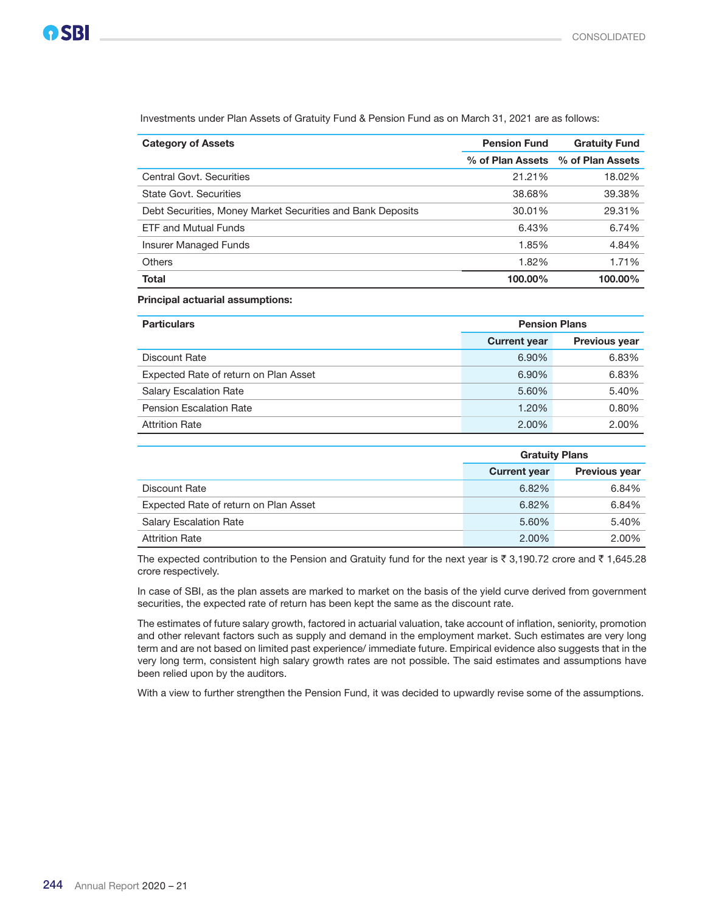Investments under Plan Assets of Gratuity Fund & Pension Fund as on March 31, 2021 are as follows:

| Category of Assets | Pension Fund | Gratuity Fund |
|---|---|---|
| | % of Plan Assets | % of Plan Assets |
| Central Govt. Securities | 21.21% | 18.02% |
| State Govt. Securities | 38.68% | 39.38% |
| Debt Securities, Money Market Securities and Bank Deposits | 30.01% | 29.31% |
| ETF and Mutual Funds | 6.43% | 6.74% |
| Insurer Managed Funds | 1.85% | 4.84% |
| Others | 1.82% | 1.71% |
| **Total** | **100.00%** | **100.00%** |

**Principal actuarial assumptions:**

| Particulars | Pension Plans | |
|---|---|---|
| | Current year | Previous year |
| Discount Rate | 6.90% | 6.83% |
| Expected Rate of return on Plan Asset | 6.90% | 6.83% |
| Salary Escalation Rate | 5.60% | 5.40% |
| Pension Escalation Rate | 1.20% | 0.80% |
| Attrition Rate | 2.00% | 2.00% |

| | Gratuity Plans | |
|---|---|---|
| | Current year | Previous year |
| Discount Rate | 6.82% | 6.84% |
| Expected Rate of return on Plan Asset | 6.82% | 6.84% |
| Salary Escalation Rate | 5.60% | 5.40% |
| Attrition Rate | 2.00% | 2.00% |

The expected contribution to the Pension and Gratuity fund for the next year is ₹ 3,190.72 crore and ₹ 1,645.28 crore respectively.

In case of SBI, as the plan assets are marked to market on the basis of the yield curve derived from government securities, the expected rate of return has been kept the same as the discount rate.

The estimates of future salary growth, factored in actuarial valuation, take account of inflation, seniority, promotion and other relevant factors such as supply and demand in the employment market. Such estimates are very long term and are not based on limited past experience/ immediate future. Empirical evidence also suggests that in the very long term, consistent high salary growth rates are not possible. The said estimates and assumptions have been relied upon by the auditors.

With a view to further strengthen the Pension Fund, it was decided to upwardly revise some of the assumptions.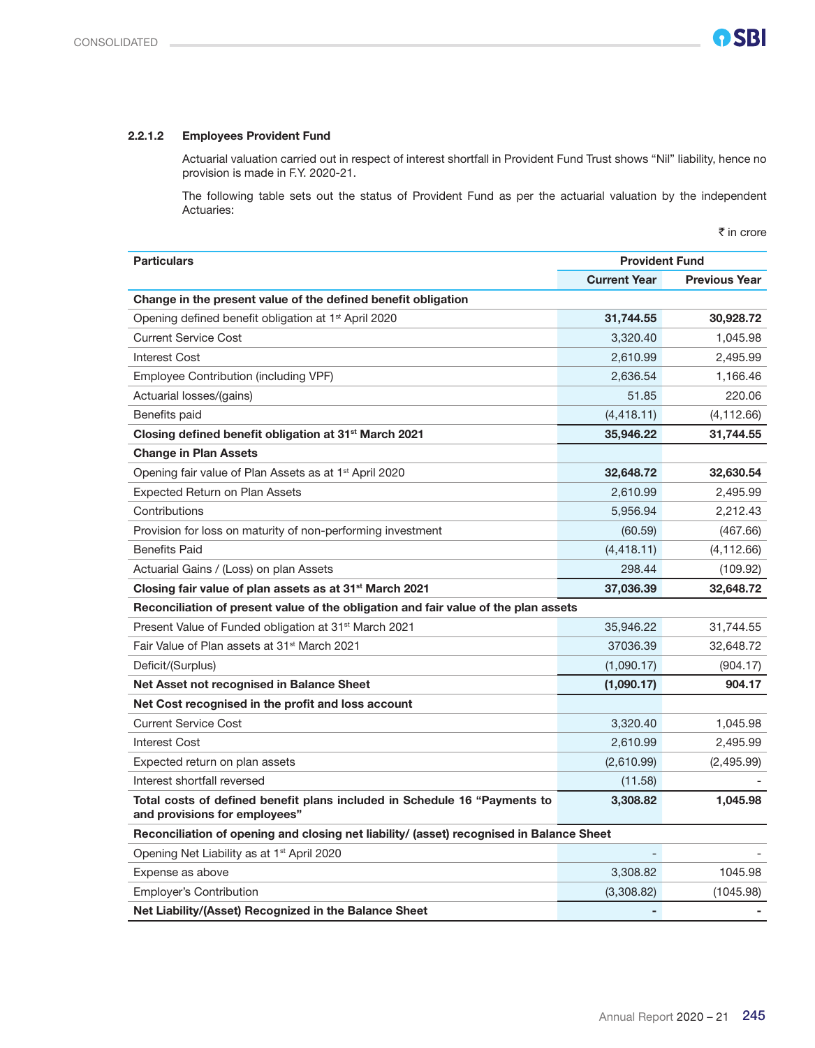#### 2.2.1.2 Employees Provident Fund

Actuarial valuation carried out in respect of interest shortfall in Provident Fund Trust shows "Nil" liability, hence no provision is made in F.Y. 2020-21.

The following table sets out the status of Provident Fund as per the actuarial valuation by the independent Actuaries:

₹ in crore

| Particulars | Provident Fund | |
|---|---|---|
| | **Current Year** | **Previous Year** |
| **Change in the present value of the defined benefit obligation** | | |
| Opening defined benefit obligation at 1st April 2020 | **31,744.55** | **30,928.72** |
| Current Service Cost | 3,320.40 | 1,045.98 |
| Interest Cost | 2,610.99 | 2,495.99 |
| Employee Contribution (including VPF) | 2,636.54 | 1,166.46 |
| Actuarial losses/(gains) | 51.85 | 220.06 |
| Benefits paid | (4,418.11) | (4,112.66) |
| **Closing defined benefit obligation at 31st March 2021** | **35,946.22** | **31,744.55** |
| **Change in Plan Assets** | | |
| Opening fair value of Plan Assets as at 1st April 2020 | **32,648.72** | **32,630.54** |
| Expected Return on Plan Assets | 2,610.99 | 2,495.99 |
| Contributions | 5,956.94 | 2,212.43 |
| Provision for loss on maturity of non-performing investment | (60.59) | (467.66) |
| Benefits Paid | (4,418.11) | (4,112.66) |
| Actuarial Gains / (Loss) on plan Assets | 298.44 | (109.92) |
| **Closing fair value of plan assets as at 31st March 2021** | **37,036.39** | **32,648.72** |
| **Reconciliation of present value of the obligation and fair value of the plan assets** | | |
| Present Value of Funded obligation at 31st March 2021 | 35,946.22 | 31,744.55 |
| Fair Value of Plan assets at 31st March 2021 | 37036.39 | 32,648.72 |
| Deficit/(Surplus) | (1,090.17) | (904.17) |
| **Net Asset not recognised in Balance Sheet** | **(1,090.17)** | **904.17** |
| **Net Cost recognised in the profit and loss account** | | |
| Current Service Cost | 3,320.40 | 1,045.98 |
| Interest Cost | 2,610.99 | 2,495.99 |
| Expected return on plan assets | (2,610.99) | (2,495.99) |
| Interest shortfall reversed | (11.58) | - |
| **Total costs of defined benefit plans included in Schedule 16 "Payments to and provisions for employees"** | **3,308.82** | **1,045.98** |
| **Reconciliation of opening and closing net liability/ (asset) recognised in Balance Sheet** | | |
| Opening Net Liability as at 1st April 2020 | - | - |
| Expense as above | 3,308.82 | 1045.98 |
| Employer's Contribution | (3,308.82) | (1045.98) |
| **Net Liability/(Asset) Recognized in the Balance Sheet** | **-** | **-** |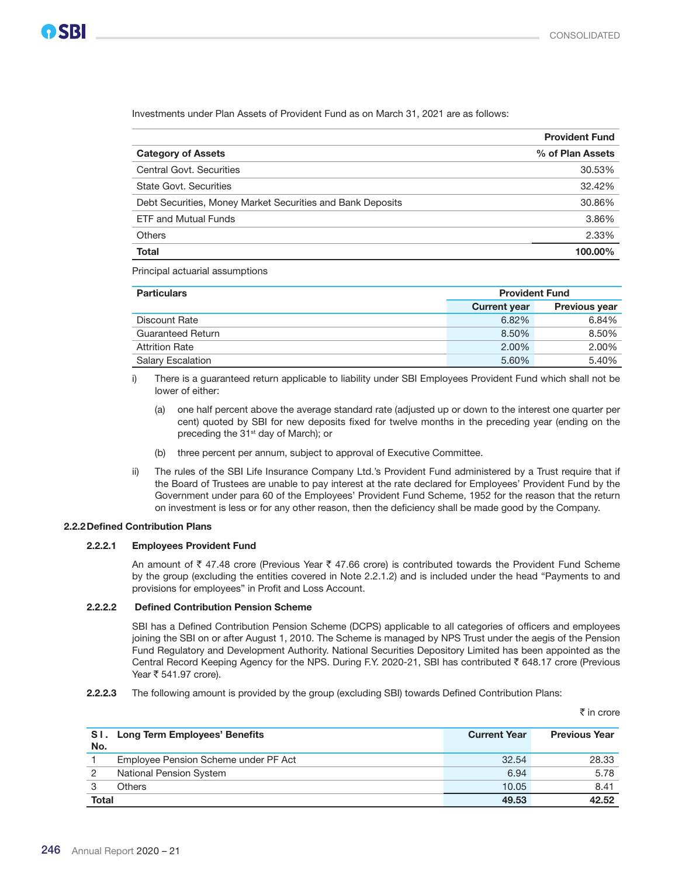Investments under Plan Assets of Provident Fund as on March 31, 2021 are as follows:

| | Provident Fund |
|---|---|
| **Category of Assets** | **% of Plan Assets** |
| Central Govt. Securities | 30.53% |
| State Govt. Securities | 32.42% |
| Debt Securities, Money Market Securities and Bank Deposits | 30.86% |
| ETF and Mutual Funds | 3.86% |
| Others | 2.33% |
| **Total** | **100.00%** |

Principal actuarial assumptions

| Particulars | Provident Fund | |
|---|---|---|
| | Current year | Previous year |
| Discount Rate | 6.82% | 6.84% |
| Guaranteed Return | 8.50% | 8.50% |
| Attrition Rate | 2.00% | 2.00% |
| Salary Escalation | 5.60% | 5.40% |

i) There is a guaranteed return applicable to liability under SBI Employees Provident Fund which shall not be lower of either:

   (a) one half percent above the average standard rate (adjusted up or down to the interest one quarter per cent) quoted by SBI for new deposits fixed for twelve months in the preceding year (ending on the preceding the 31st day of March); or

   (b) three percent per annum, subject to approval of Executive Committee.

ii) The rules of the SBI Life Insurance Company Ltd.'s Provident Fund administered by a Trust require that if the Board of Trustees are unable to pay interest at the rate declared for Employees' Provident Fund by the Government under para 60 of the Employees' Provident Fund Scheme, 1952 for the reason that the return on investment is less or for any other reason, then the deficiency shall be made good by the Company.

### 2.2.2 Defined Contribution Plans

#### 2.2.2.1 Employees Provident Fund

An amount of ₹ 47.48 crore (Previous Year ₹ 47.66 crore) is contributed towards the Provident Fund Scheme by the group (excluding the entities covered in Note 2.2.1.2) and is included under the head "Payments to and provisions for employees" in Profit and Loss Account.

#### 2.2.2.2 Defined Contribution Pension Scheme

SBI has a Defined Contribution Pension Scheme (DCPS) applicable to all categories of officers and employees joining the SBI on or after August 1, 2010. The Scheme is managed by NPS Trust under the aegis of the Pension Fund Regulatory and Development Authority. National Securities Depository Limited has been appointed as the Central Record Keeping Agency for the NPS. During F.Y. 2020-21, SBI has contributed ₹ 648.17 crore (Previous Year ₹ 541.97 crore).

**2.2.2.3** The following amount is provided by the group (excluding SBI) towards Defined Contribution Plans:

₹ in crore

| Sl. No. | Long Term Employees' Benefits | Current Year | Previous Year |
|---|---|---|---|
| 1 | Employee Pension Scheme under PF Act | 32.54 | 28.33 |
| 2 | National Pension System | 6.94 | 5.78 |
| 3 | Others | 10.05 | 8.41 |
| **Total** | | **49.53** | **42.52** |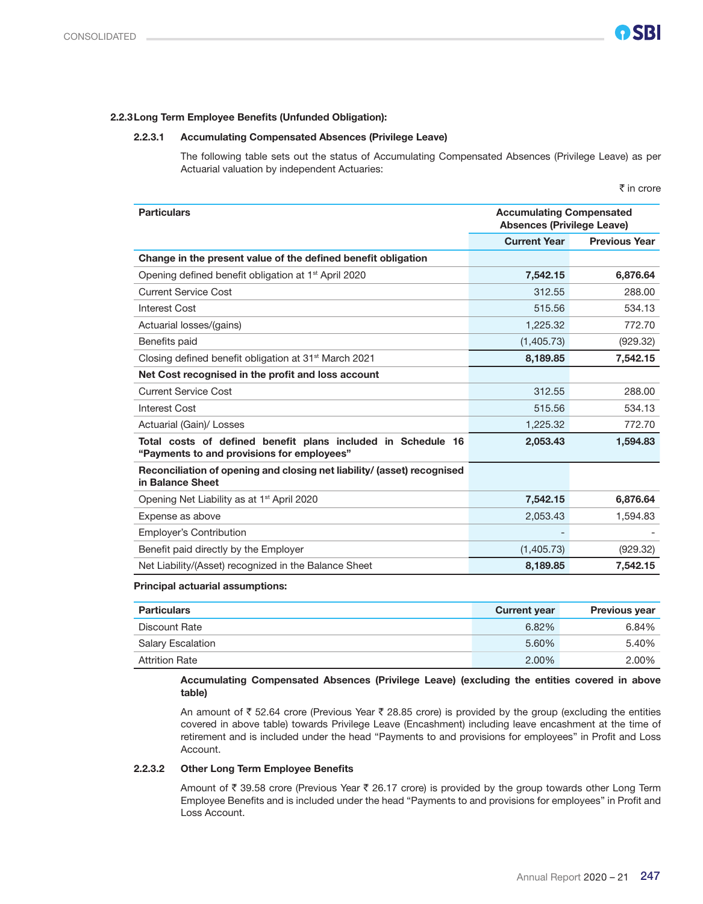### 2.2.3 Long Term Employee Benefits (Unfunded Obligation):

#### 2.2.3.1 Accumulating Compensated Absences (Privilege Leave)

The following table sets out the status of Accumulating Compensated Absences (Privilege Leave) as per Actuarial valuation by independent Actuaries:

₹ in crore

| Particulars | Accumulating Compensated Absences (Privilege Leave) | |
|---|---|---|
| | **Current Year** | **Previous Year** |
| **Change in the present value of the defined benefit obligation** | | |
| Opening defined benefit obligation at 1st April 2020 | **7,542.15** | **6,876.64** |
| Current Service Cost | 312.55 | 288.00 |
| Interest Cost | 515.56 | 534.13 |
| Actuarial losses/(gains) | 1,225.32 | 772.70 |
| Benefits paid | (1,405.73) | (929.32) |
| Closing defined benefit obligation at 31st March 2021 | **8,189.85** | **7,542.15** |
| **Net Cost recognised in the profit and loss account** | | |
| Current Service Cost | 312.55 | 288.00 |
| Interest Cost | 515.56 | 534.13 |
| Actuarial (Gain)/ Losses | 1,225.32 | 772.70 |
| **Total costs of defined benefit plans included in Schedule 16 "Payments to and provisions for employees"** | **2,053.43** | **1,594.83** |
| **Reconciliation of opening and closing net liability/ (asset) recognised in Balance Sheet** | | |
| Opening Net Liability as at 1st April 2020 | **7,542.15** | **6,876.64** |
| Expense as above | 2,053.43 | 1,594.83 |
| Employer's Contribution | - | - |
| Benefit paid directly by the Employer | (1,405.73) | (929.32) |
| Net Liability/(Asset) recognized in the Balance Sheet | **8,189.85** | **7,542.15** |

**Principal actuarial assumptions:**

| Particulars | Current year | Previous year |
|---|---|---|
| Discount Rate | 6.82% | 6.84% |
| Salary Escalation | 5.60% | 5.40% |
| Attrition Rate | 2.00% | 2.00% |

**Accumulating Compensated Absences (Privilege Leave) (excluding the entities covered in above table)**

An amount of ₹ 52.64 crore (Previous Year ₹ 28.85 crore) is provided by the group (excluding the entities covered in above table) towards Privilege Leave (Encashment) including leave encashment at the time of retirement and is included under the head "Payments to and provisions for employees" in Profit and Loss Account.

#### 2.2.3.2 Other Long Term Employee Benefits

Amount of ₹ 39.58 crore (Previous Year ₹ 26.17 crore) is provided by the group towards other Long Term Employee Benefits and is included under the head "Payments to and provisions for employees" in Profit and Loss Account.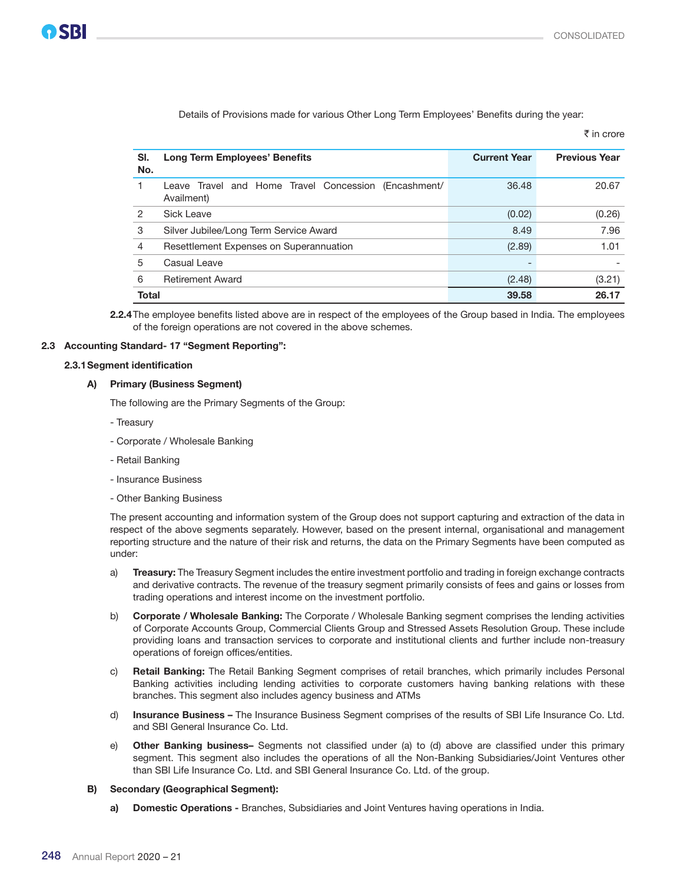Details of Provisions made for various Other Long Term Employees' Benefits during the year:

₹ in crore

| Sl. No. | Long Term Employees' Benefits | Current Year | Previous Year |
|---|---|---|---|
| 1 | Leave Travel and Home Travel Concession (Encashment/ Availment) | 36.48 | 20.67 |
| 2 | Sick Leave | (0.02) | (0.26) |
| 3 | Silver Jubilee/Long Term Service Award | 8.49 | 7.96 |
| 4 | Resettlement Expenses on Superannuation | (2.89) | 1.01 |
| 5 | Casual Leave | - | - |
| 6 | Retirement Award | (2.48) | (3.21) |
| **Total** | | **39.58** | **26.17** |

**2.2.4** The employee benefits listed above are in respect of the employees of the Group based in India. The employees of the foreign operations are not covered in the above schemes.

### 2.3 Accounting Standard- 17 "Segment Reporting":

#### 2.3.1 Segment identification

**A) Primary (Business Segment)**

The following are the Primary Segments of the Group:

- Treasury
- Corporate / Wholesale Banking
- Retail Banking
- Insurance Business
- Other Banking Business

The present accounting and information system of the Group does not support capturing and extraction of the data in respect of the above segments separately. However, based on the present internal, organisational and management reporting structure and the nature of their risk and returns, the data on the Primary Segments have been computed as under:

a) **Treasury:** The Treasury Segment includes the entire investment portfolio and trading in foreign exchange contracts and derivative contracts. The revenue of the treasury segment primarily consists of fees and gains or losses from trading operations and interest income on the investment portfolio.

b) **Corporate / Wholesale Banking:** The Corporate / Wholesale Banking segment comprises the lending activities of Corporate Accounts Group, Commercial Clients Group and Stressed Assets Resolution Group. These include providing loans and transaction services to corporate and institutional clients and further include non-treasury operations of foreign offices/entities.

c) **Retail Banking:** The Retail Banking Segment comprises of retail branches, which primarily includes Personal Banking activities including lending activities to corporate customers having banking relations with these branches. This segment also includes agency business and ATMs

d) **Insurance Business –** The Insurance Business Segment comprises of the results of SBI Life Insurance Co. Ltd. and SBI General Insurance Co. Ltd.

e) **Other Banking business–** Segments not classified under (a) to (d) above are classified under this primary segment. This segment also includes the operations of all the Non-Banking Subsidiaries/Joint Ventures other than SBI Life Insurance Co. Ltd. and SBI General Insurance Co. Ltd. of the group.

**B) Secondary (Geographical Segment):**

**a) Domestic Operations -** Branches, Subsidiaries and Joint Ventures having operations in India.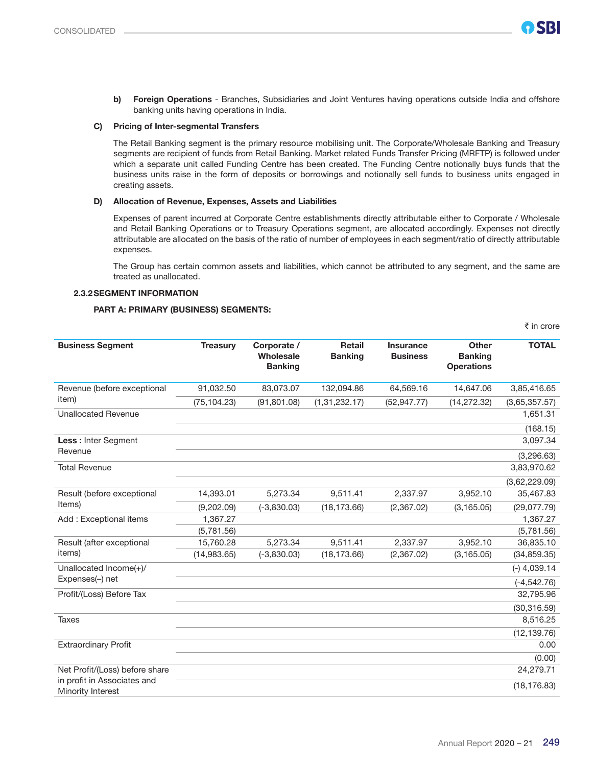b) **Foreign Operations** - Branches, Subsidiaries and Joint Ventures having operations outside India and offshore banking units having operations in India.

**C) Pricing of Inter-segmental Transfers**

The Retail Banking segment is the primary resource mobilising unit. The Corporate/Wholesale Banking and Treasury segments are recipient of funds from Retail Banking. Market related Funds Transfer Pricing (MRFTP) is followed under which a separate unit called Funding Centre has been created. The Funding Centre notionally buys funds that the business units raise in the form of deposits or borrowings and notionally sell funds to business units engaged in creating assets.

**D) Allocation of Revenue, Expenses, Assets and Liabilities**

Expenses of parent incurred at Corporate Centre establishments directly attributable either to Corporate / Wholesale and Retail Banking Operations or to Treasury Operations segment, are allocated accordingly. Expenses not directly attributable are allocated on the basis of the ratio of number of employees in each segment/ratio of directly attributable expenses.

The Group has certain common assets and liabilities, which cannot be attributed to any segment, and the same are treated as unallocated.

### 2.3.2 SEGMENT INFORMATION

**PART A: PRIMARY (BUSINESS) SEGMENTS:**

₹ in crore

| Business Segment | Treasury | Corporate / Wholesale Banking | Retail Banking | Insurance Business | Other Banking Operations | TOTAL |
|---|---|---|---|---|---|---|
| Revenue (before exceptional item) | 91,032.50 | 83,073.07 | 132,094.86 | 64,569.16 | 14,647.06 | 3,85,416.65 |
| | (75,104.23) | (91,801.08) | (1,31,232.17) | (52,947.77) | (14,272.32) | (3,65,357.57) |
| Unallocated Revenue | | | | | | 1,651.31 |
| | | | | | | (168.15) |
| **Less :** Inter Segment Revenue | | | | | | 3,097.34 |
| | | | | | | (3,296.63) |
| Total Revenue | | | | | | 3,83,970.62 |
| | | | | | | (3,62,229.09) |
| Result (before exceptional Items) | 14,393.01 | 5,273.34 | 9,511.41 | 2,337.97 | 3,952.10 | 35,467.83 |
| | (9,202.09) | (-3,830.03) | (18,173.66) | (2,367.02) | (3,165.05) | (29,077.79) |
| Add : Exceptional items | 1,367.27 | | | | | 1,367.27 |
| | (5,781.56) | | | | | (5,781.56) |
| Result (after exceptional items) | 15,760.28 | 5,273.34 | 9,511.41 | 2,337.97 | 3,952.10 | 36,835.10 |
| | (14,983.65) | (-3,830.03) | (18,173.66) | (2,367.02) | (3,165.05) | (34,859.35) |
| Unallocated Income(+)/ Expenses(–) net | | | | | | (-) 4,039.14 |
| | | | | | | (-4,542.76) |
| Profit/(Loss) Before Tax | | | | | | 32,795.96 |
| | | | | | | (30,316.59) |
| Taxes | | | | | | 8,516.25 |
| | | | | | | (12,139.76) |
| Extraordinary Profit | | | | | | 0.00 |
| | | | | | | (0.00) |
| Net Profit/(Loss) before share in profit in Associates and Minority Interest | | | | | | 24,279.71 |
| | | | | | | (18,176.83) |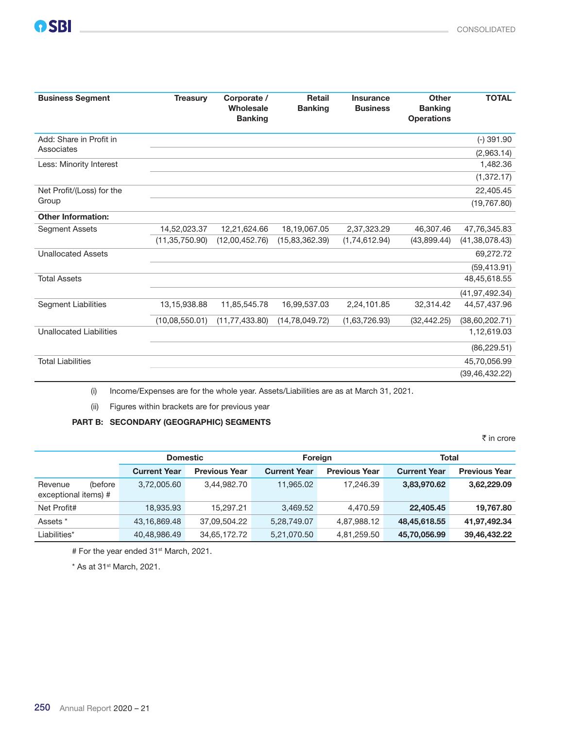| Business Segment | Treasury | Corporate / Wholesale Banking | Retail Banking | Insurance Business | Other Banking Operations | TOTAL |
|---|---|---|---|---|---|---|
| Add: Share in Profit in Associates | | | | | | (-) 391.90 |
| | | | | | | (2,963.14) |
| Less: Minority Interest | | | | | | 1,482.36 |
| | | | | | | (1,372.17) |
| Net Profit/(Loss) for the Group | | | | | | 22,405.45 |
| | | | | | | (19,767.80) |
| **Other Information:** | | | | | | |
| Segment Assets | 14,52,023.37 | 12,21,624.66 | 18,19,067.05 | 2,37,323.29 | 46,307.46 | 47,76,345.83 |
| | (11,35,750.90) | (12,00,452.76) | (15,83,362.39) | (1,74,612.94) | (43,899.44) | (41,38,078.43) |
| Unallocated Assets | | | | | | 69,272.72 |
| | | | | | | (59,413.91) |
| Total Assets | | | | | | 48,45,618.55 |
| | | | | | | (41,97,492.34) |
| Segment Liabilities | 13,15,938.88 | 11,85,545.78 | 16,99,537.03 | 2,24,101.85 | 32,314.42 | 44,57,437.96 |
| | (10,08,550.01) | (11,77,433.80) | (14,78,049.72) | (1,63,726.93) | (32,442.25) | (38,60,202.71) |
| Unallocated Liabilities | | | | | | 1,12,619.03 |
| | | | | | | (86,229.51) |
| Total Liabilities | | | | | | 45,70,056.99 |
| | | | | | | (39,46,432.22) |

(i) Income/Expenses are for the whole year. Assets/Liabilities are as at March 31, 2021.

(ii) Figures within brackets are for previous year

**PART B: SECONDARY (GEOGRAPHIC) SEGMENTS**

₹ in crore

| | Domestic | | Foreign | | Total | |
|---|---|---|---|---|---|---|
| | Current Year | Previous Year | Current Year | Previous Year | Current Year | Previous Year |
| Revenue (before exceptional items) # | 3,72,005.60 | 3,44,982.70 | 11,965.02 | 17,246.39 | **3,83,970.62** | **3,62,229.09** |
| Net Profit# | 18,935.93 | 15,297.21 | 3,469.52 | 4,470.59 | **22,405.45** | **19,767.80** |
| Assets * | 43,16,869.48 | 37,09,504.22 | 5,28,749.07 | 4,87,988.12 | **48,45,618.55** | **41,97,492.34** |
| Liabilities* | 40,48,986.49 | 34,65,172.72 | 5,21,070.50 | 4,81,259.50 | **45,70,056.99** | **39,46,432.22** |

# For the year ended 31st March, 2021.

* As at 31st March, 2021.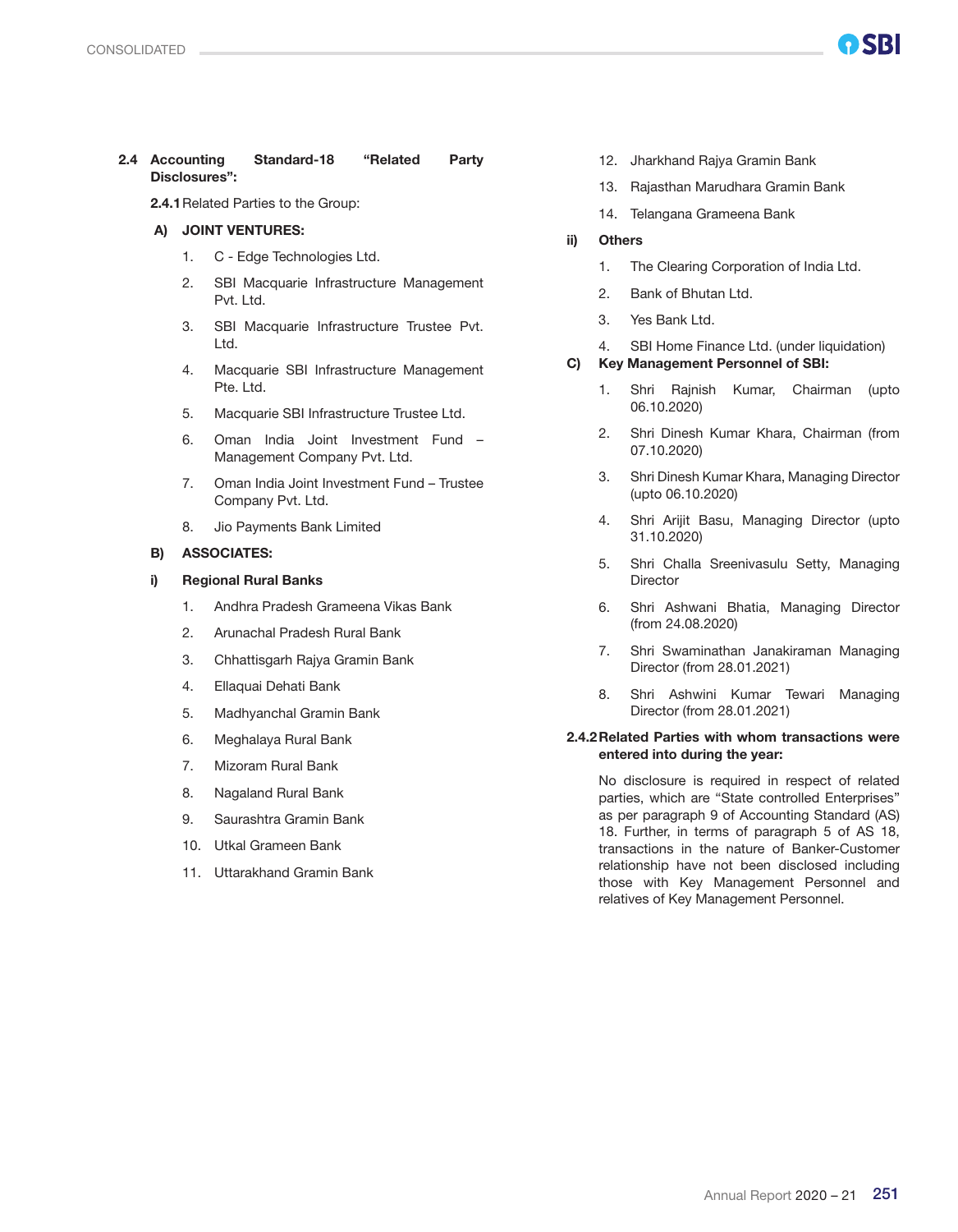## 2.4 Accounting Standard-18 "Related Party Disclosures":

**2.4.1** Related Parties to the Group:

**A) JOINT VENTURES:**

1. C - Edge Technologies Ltd.
2. SBI Macquarie Infrastructure Management Pvt. Ltd.
3. SBI Macquarie Infrastructure Trustee Pvt. Ltd.
4. Macquarie SBI Infrastructure Management Pte. Ltd.
5. Macquarie SBI Infrastructure Trustee Ltd.
6. Oman India Joint Investment Fund – Management Company Pvt. Ltd.
7. Oman India Joint Investment Fund – Trustee Company Pvt. Ltd.
8. Jio Payments Bank Limited

**B) ASSOCIATES:**

**i) Regional Rural Banks**

1. Andhra Pradesh Grameena Vikas Bank
2. Arunachal Pradesh Rural Bank
3. Chhattisgarh Rajya Gramin Bank
4. Ellaquai Dehati Bank
5. Madhyanchal Gramin Bank
6. Meghalaya Rural Bank
7. Mizoram Rural Bank
8. Nagaland Rural Bank
9. Saurashtra Gramin Bank
10. Utkal Grameen Bank
11. Uttarakhand Gramin Bank
12. Jharkhand Rajya Gramin Bank
13. Rajasthan Marudhara Gramin Bank
14. Telangana Grameena Bank

**ii) Others**

1. The Clearing Corporation of India Ltd.
2. Bank of Bhutan Ltd.
3. Yes Bank Ltd.
4. SBI Home Finance Ltd. (under liquidation)

**C) Key Management Personnel of SBI:**

1. Shri Rajnish Kumar, Chairman (upto 06.10.2020)
2. Shri Dinesh Kumar Khara, Chairman (from 07.10.2020)
3. Shri Dinesh Kumar Khara, Managing Director (upto 06.10.2020)
4. Shri Arijit Basu, Managing Director (upto 31.10.2020)
5. Shri Challa Sreenivasulu Setty, Managing Director
6. Shri Ashwani Bhatia, Managing Director (from 24.08.2020)
7. Shri Swaminathan Janakiraman Managing Director (from 28.01.2021)
8. Shri Ashwini Kumar Tewari Managing Director (from 28.01.2021)

**2.4.2 Related Parties with whom transactions were entered into during the year:**

No disclosure is required in respect of related parties, which are "State controlled Enterprises" as per paragraph 9 of Accounting Standard (AS) 18. Further, in terms of paragraph 5 of AS 18, transactions in the nature of Banker-Customer relationship have not been disclosed including those with Key Management Personnel and relatives of Key Management Personnel.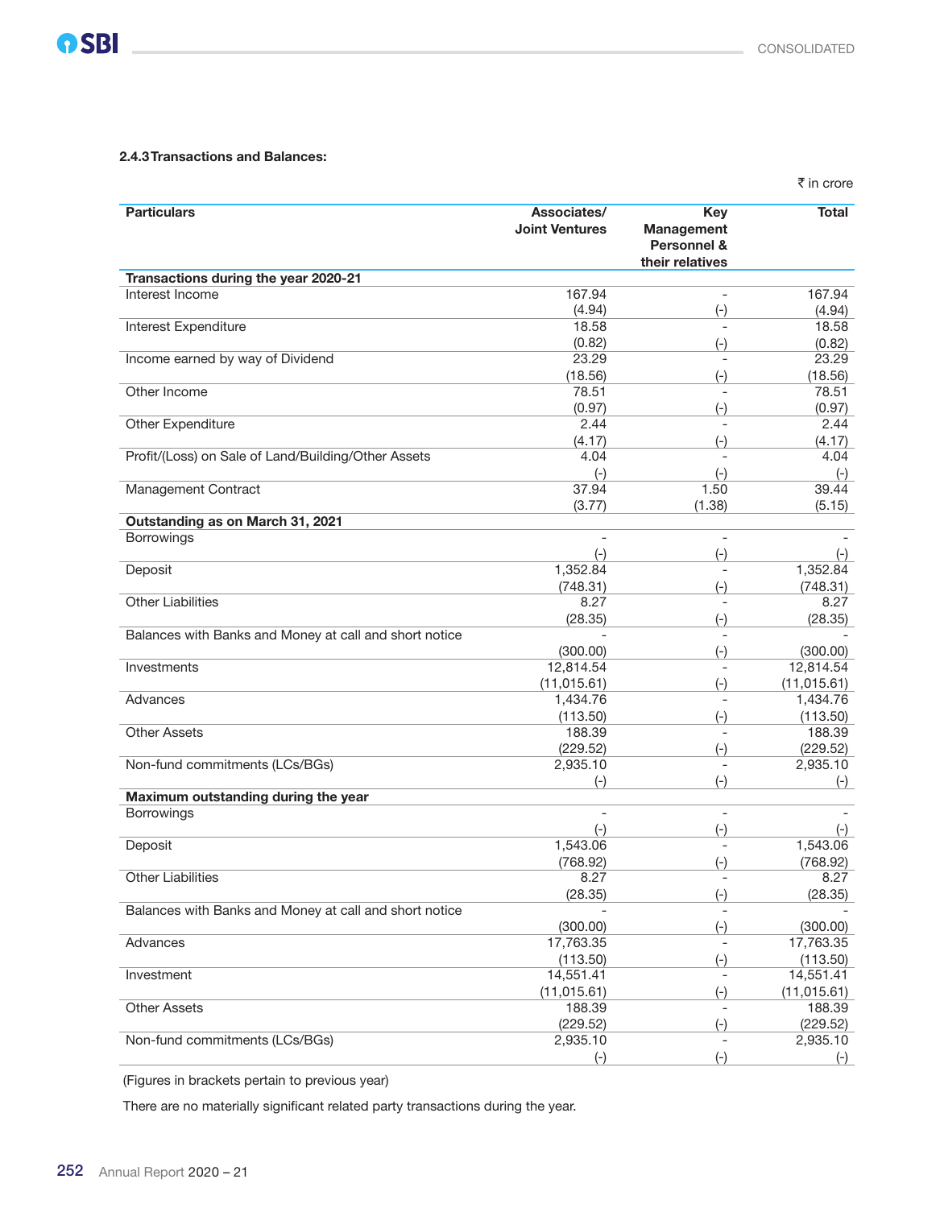#### 2.4.3 Transactions and Balances:

₹ in crore

| Particulars | Associates/ Joint Ventures | Key Management Personnel & their relatives | Total |
|---|---|---|---|
| **Transactions during the year 2020-21** | | | |
| Interest Income | 167.94 | - | 167.94 |
| | (4.94) | (-) | (4.94) |
| Interest Expenditure | 18.58 | - | 18.58 |
| | (0.82) | (-) | (0.82) |
| Income earned by way of Dividend | 23.29 | - | 23.29 |
| | (18.56) | (-) | (18.56) |
| Other Income | 78.51 | - | 78.51 |
| | (0.97) | (-) | (0.97) |
| Other Expenditure | 2.44 | - | 2.44 |
| | (4.17) | (-) | (4.17) |
| Profit/(Loss) on Sale of Land/Building/Other Assets | 4.04 | - | 4.04 |
| | (-) | (-) | (-) |
| Management Contract | 37.94 | 1.50 | 39.44 |
| | (3.77) | (1.38) | (5.15) |
| **Outstanding as on March 31, 2021** | | | |
| Borrowings | - | - | - |
| | (-) | (-) | (-) |
| Deposit | 1,352.84 | - | 1,352.84 |
| | (748.31) | (-) | (748.31) |
| Other Liabilities | 8.27 | - | 8.27 |
| | (28.35) | (-) | (28.35) |
| Balances with Banks and Money at call and short notice | - | - | - |
| | (300.00) | (-) | (300.00) |
| Investments | 12,814.54 | - | 12,814.54 |
| | (11,015.61) | (-) | (11,015.61) |
| Advances | 1,434.76 | - | 1,434.76 |
| | (113.50) | (-) | (113.50) |
| Other Assets | 188.39 | - | 188.39 |
| | (229.52) | (-) | (229.52) |
| Non-fund commitments (LCs/BGs) | 2,935.10 | - | 2,935.10 |
| | (-) | (-) | (-) |
| **Maximum outstanding during the year** | | | |
| Borrowings | - | - | - |
| | (-) | (-) | (-) |
| Deposit | 1,543.06 | - | 1,543.06 |
| | (768.92) | (-) | (768.92) |
| Other Liabilities | 8.27 | - | 8.27 |
| | (28.35) | (-) | (28.35) |
| Balances with Banks and Money at call and short notice | - | - | - |
| | (300.00) | (-) | (300.00) |
| Advances | 17,763.35 | - | 17,763.35 |
| | (113.50) | (-) | (113.50) |
| Investment | 14,551.41 | - | 14,551.41 |
| | (11,015.61) | (-) | (11,015.61) |
| Other Assets | 188.39 | - | 188.39 |
| | (229.52) | (-) | (229.52) |
| Non-fund commitments (LCs/BGs) | 2,935.10 | - | 2,935.10 |
| | (-) | (-) | (-) |

(Figures in brackets pertain to previous year)

There are no materially significant related party transactions during the year.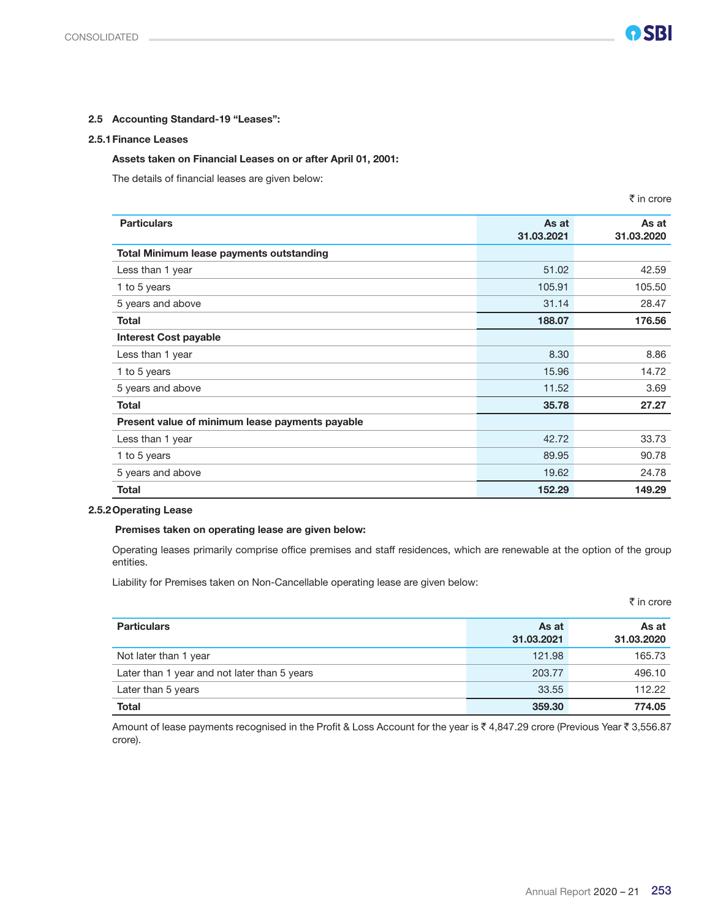### 2.5 Accounting Standard-19 "Leases":

#### 2.5.1 Finance Leases

**Assets taken on Financial Leases on or after April 01, 2001:**

The details of financial leases are given below:

₹ in crore

| Particulars | As at 31.03.2021 | As at 31.03.2020 |
|---|---:|---:|
| **Total Minimum lease payments outstanding** | | |
| Less than 1 year | 51.02 | 42.59 |
| 1 to 5 years | 105.91 | 105.50 |
| 5 years and above | 31.14 | 28.47 |
| **Total** | **188.07** | **176.56** |
| **Interest Cost payable** | | |
| Less than 1 year | 8.30 | 8.86 |
| 1 to 5 years | 15.96 | 14.72 |
| 5 years and above | 11.52 | 3.69 |
| **Total** | **35.78** | **27.27** |
| **Present value of minimum lease payments payable** | | |
| Less than 1 year | 42.72 | 33.73 |
| 1 to 5 years | 89.95 | 90.78 |
| 5 years and above | 19.62 | 24.78 |
| **Total** | **152.29** | **149.29** |

#### 2.5.2 Operating Lease

**Premises taken on operating lease are given below:**

Operating leases primarily comprise office premises and staff residences, which are renewable at the option of the group entities.

Liability for Premises taken on Non-Cancellable operating lease are given below:

₹ in crore

| Particulars | As at 31.03.2021 | As at 31.03.2020 |
|---|---:|---:|
| Not later than 1 year | 121.98 | 165.73 |
| Later than 1 year and not later than 5 years | 203.77 | 496.10 |
| Later than 5 years | 33.55 | 112.22 |
| **Total** | **359.30** | **774.05** |

Amount of lease payments recognised in the Profit & Loss Account for the year is ₹ 4,847.29 crore (Previous Year ₹ 3,556.87 crore).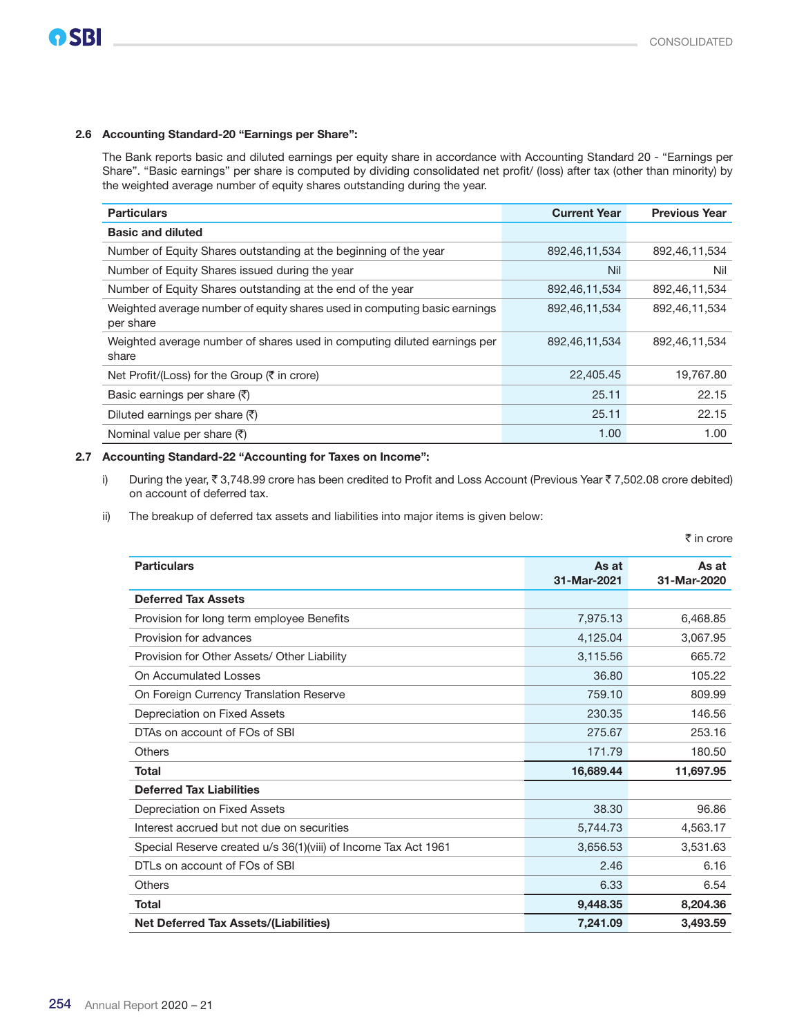### 2.6 Accounting Standard-20 "Earnings per Share":

The Bank reports basic and diluted earnings per equity share in accordance with Accounting Standard 20 - "Earnings per Share". "Basic earnings" per share is computed by dividing consolidated net profit/ (loss) after tax (other than minority) by the weighted average number of equity shares outstanding during the year.

| Particulars | Current Year | Previous Year |
|---|---|---|
| **Basic and diluted** | | |
| Number of Equity Shares outstanding at the beginning of the year | 892,46,11,534 | 892,46,11,534 |
| Number of Equity Shares issued during the year | Nil | Nil |
| Number of Equity Shares outstanding at the end of the year | 892,46,11,534 | 892,46,11,534 |
| Weighted average number of equity shares used in computing basic earnings per share | 892,46,11,534 | 892,46,11,534 |
| Weighted average number of shares used in computing diluted earnings per share | 892,46,11,534 | 892,46,11,534 |
| Net Profit/(Loss) for the Group (₹ in crore) | 22,405.45 | 19,767.80 |
| Basic earnings per share (₹) | 25.11 | 22.15 |
| Diluted earnings per share (₹) | 25.11 | 22.15 |
| Nominal value per share (₹) | 1.00 | 1.00 |

### 2.7 Accounting Standard-22 "Accounting for Taxes on Income":

i) During the year, ₹ 3,748.99 crore has been credited to Profit and Loss Account (Previous Year ₹ 7,502.08 crore debited) on account of deferred tax.

ii) The breakup of deferred tax assets and liabilities into major items is given below:

₹ in crore

| Particulars | As at 31-Mar-2021 | As at 31-Mar-2020 |
|---|---|---|
| **Deferred Tax Assets** | | |
| Provision for long term employee Benefits | 7,975.13 | 6,468.85 |
| Provision for advances | 4,125.04 | 3,067.95 |
| Provision for Other Assets/ Other Liability | 3,115.56 | 665.72 |
| On Accumulated Losses | 36.80 | 105.22 |
| On Foreign Currency Translation Reserve | 759.10 | 809.99 |
| Depreciation on Fixed Assets | 230.35 | 146.56 |
| DTAs on account of FOs of SBI | 275.67 | 253.16 |
| Others | 171.79 | 180.50 |
| **Total** | **16,689.44** | **11,697.95** |
| **Deferred Tax Liabilities** | | |
| Depreciation on Fixed Assets | 38.30 | 96.86 |
| Interest accrued but not due on securities | 5,744.73 | 4,563.17 |
| Special Reserve created u/s 36(1)(viii) of Income Tax Act 1961 | 3,656.53 | 3,531.63 |
| DTLs on account of FOs of SBI | 2.46 | 6.16 |
| Others | 6.33 | 6.54 |
| **Total** | **9,448.35** | **8,204.36** |
| **Net Deferred Tax Assets/(Liabilities)** | **7,241.09** | **3,493.59** |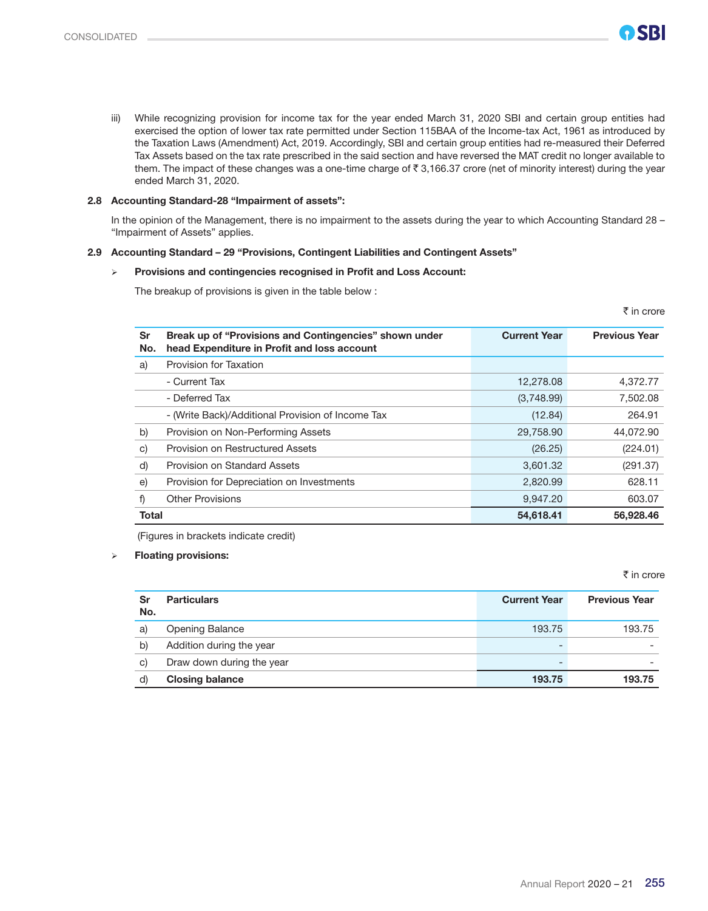iii) While recognizing provision for income tax for the year ended March 31, 2020 SBI and certain group entities had exercised the option of lower tax rate permitted under Section 115BAA of the Income-tax Act, 1961 as introduced by the Taxation Laws (Amendment) Act, 2019. Accordingly, SBI and certain group entities had re-measured their Deferred Tax Assets based on the tax rate prescribed in the said section and have reversed the MAT credit no longer available to them. The impact of these changes was a one-time charge of ₹ 3,166.37 crore (net of minority interest) during the year ended March 31, 2020.

### 2.8 Accounting Standard-28 "Impairment of assets":

In the opinion of the Management, there is no impairment to the assets during the year to which Accounting Standard 28 – "Impairment of Assets" applies.

### 2.9 Accounting Standard – 29 "Provisions, Contingent Liabilities and Contingent Assets"

- **Provisions and contingencies recognised in Profit and Loss Account:**

The breakup of provisions is given in the table below :

₹ in crore

| Sr No. | Break up of "Provisions and Contingencies" shown under head Expenditure in Profit and loss account | Current Year | Previous Year |
|---|---|---|---|
| a) | Provision for Taxation | | |
| | - Current Tax | 12,278.08 | 4,372.77 |
| | - Deferred Tax | (3,748.99) | 7,502.08 |
| | - (Write Back)/Additional Provision of Income Tax | (12.84) | 264.91 |
| b) | Provision on Non-Performing Assets | 29,758.90 | 44,072.90 |
| c) | Provision on Restructured Assets | (26.25) | (224.01) |
| d) | Provision on Standard Assets | 3,601.32 | (291.37) |
| e) | Provision for Depreciation on Investments | 2,820.99 | 628.11 |
| f) | Other Provisions | 9,947.20 | 603.07 |
| **Total** | | **54,618.41** | **56,928.46** |

(Figures in brackets indicate credit)

- **Floating provisions:**

₹ in crore

| Sr No. | Particulars | Current Year | Previous Year |
|---|---|---|---|
| a) | Opening Balance | 193.75 | 193.75 |
| b) | Addition during the year | - | - |
| c) | Draw down during the year | - | - |
| d) | **Closing balance** | **193.75** | **193.75** |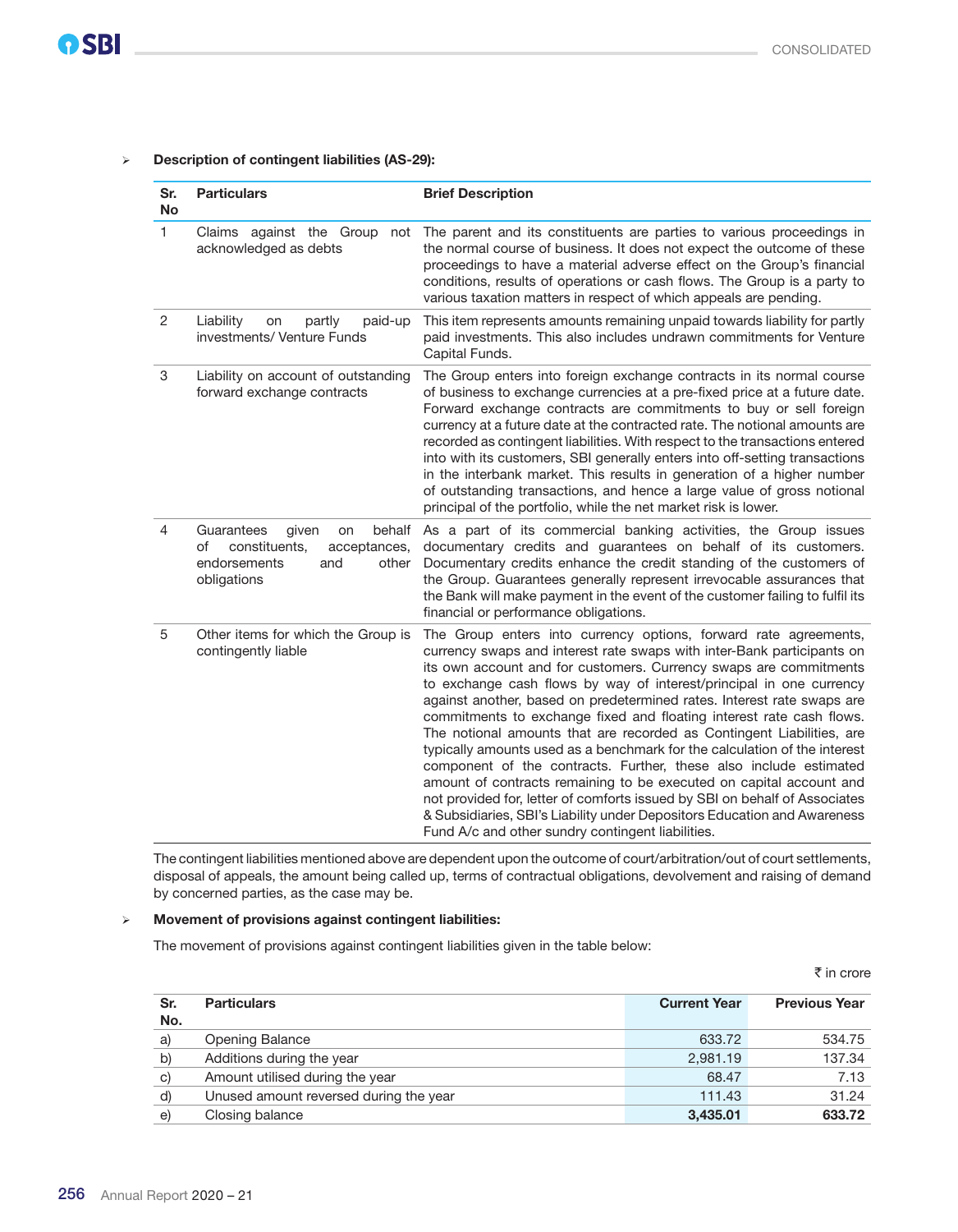- **Description of contingent liabilities (AS-29):**

| Sr. No | Particulars | Brief Description |
|---|---|---|
| 1 | Claims against the Group not acknowledged as debts | The parent and its constituents are parties to various proceedings in the normal course of business. It does not expect the outcome of these proceedings to have a material adverse effect on the Group's financial conditions, results of operations or cash flows. The Group is a party to various taxation matters in respect of which appeals are pending. |
| 2 | Liability on partly paid-up investments/ Venture Funds | This item represents amounts remaining unpaid towards liability for partly paid investments. This also includes undrawn commitments for Venture Capital Funds. |
| 3 | Liability on account of outstanding forward exchange contracts | The Group enters into foreign exchange contracts in its normal course of business to exchange currencies at a pre-fixed price at a future date. Forward exchange contracts are commitments to buy or sell foreign currency at a future date at the contracted rate. The notional amounts are recorded as contingent liabilities. With respect to the transactions entered into with its customers, SBI generally enters into off-setting transactions in the interbank market. This results in generation of a higher number of outstanding transactions, and hence a large value of gross notional principal of the portfolio, while the net market risk is lower. |
| 4 | Guarantees given on behalf of constituents, acceptances, endorsements and other obligations | As a part of its commercial banking activities, the Group issues documentary credits and guarantees on behalf of its customers. Documentary credits enhance the credit standing of the customers of the Group. Guarantees generally represent irrevocable assurances that the Bank will make payment in the event of the customer failing to fulfil its financial or performance obligations. |
| 5 | Other items for which the Group is contingently liable | The Group enters into currency options, forward rate agreements, currency swaps and interest rate swaps with inter-Bank participants on its own account and for customers. Currency swaps are commitments to exchange cash flows by way of interest/principal in one currency against another, based on predetermined rates. Interest rate swaps are commitments to exchange fixed and floating interest rate cash flows. The notional amounts that are recorded as Contingent Liabilities, are typically amounts used as a benchmark for the calculation of the interest component of the contracts. Further, these also include estimated amount of contracts remaining to be executed on capital account and not provided for, letter of comforts issued by SBI on behalf of Associates & Subsidiaries, SBI's Liability under Depositors Education and Awareness Fund A/c and other sundry contingent liabilities. |

The contingent liabilities mentioned above are dependent upon the outcome of court/arbitration/out of court settlements, disposal of appeals, the amount being called up, terms of contractual obligations, devolvement and raising of demand by concerned parties, as the case may be.

- **Movement of provisions against contingent liabilities:**

The movement of provisions against contingent liabilities given in the table below:

₹ in crore

| Sr. No. | Particulars | Current Year | Previous Year |
|---|---|---|---|
| a) | Opening Balance | 633.72 | 534.75 |
| b) | Additions during the year | 2,981.19 | 137.34 |
| c) | Amount utilised during the year | 68.47 | 7.13 |
| d) | Unused amount reversed during the year | 111.43 | 31.24 |
| e) | Closing balance | **3,435.01** | **633.72** |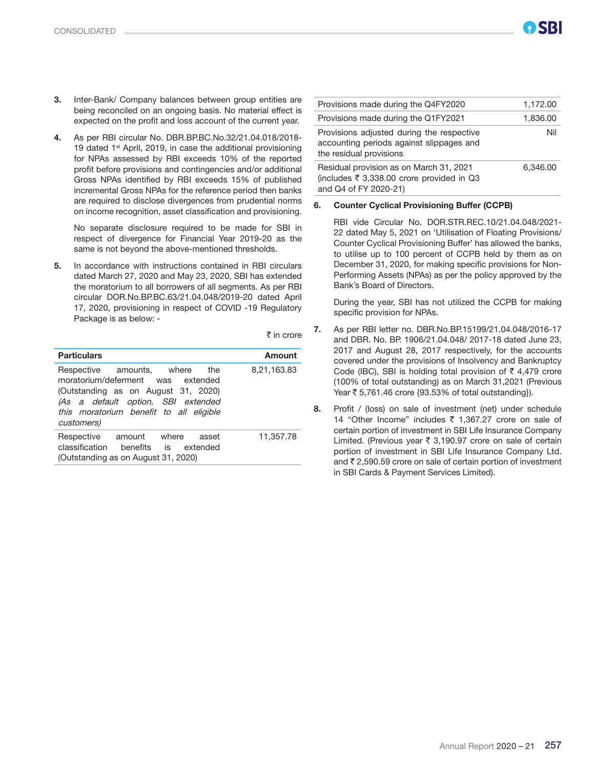3. Inter-Bank/ Company balances between group entities are being reconciled on an ongoing basis. No material effect is expected on the profit and loss account of the current year.

4. As per RBI circular No. DBR.BP.BC.No.32/21.04.018/2018-19 dated 1st April, 2019, in case the additional provisioning for NPAs assessed by RBI exceeds 10% of the reported profit before provisions and contingencies and/or additional Gross NPAs identified by RBI exceeds 15% of published incremental Gross NPAs for the reference period then banks are required to disclose divergences from prudential norms on income recognition, asset classification and provisioning.

   No separate disclosure required to be made for SBI in respect of divergence for Financial Year 2019-20 as the same is not beyond the above-mentioned thresholds.

5. In accordance with instructions contained in RBI circulars dated March 27, 2020 and May 23, 2020, SBI has extended the moratorium to all borrowers of all segments. As per RBI circular DOR.No.BP.BC.63/21.04.048/2019-20 dated April 17, 2020, provisioning in respect of COVID -19 Regulatory Package is as below: -

₹ in crore

| Particulars | Amount |
|---|---|
| Respective amounts, where the moratorium/deferment was extended (Outstanding as on August 31, 2020) *(As a default option, SBI extended this moratorium benefit to all eligible customers)* | 8,21,163.83 |
| Respective amount where asset classification benefits is extended (Outstanding as on August 31, 2020) | 11,357.78 |
| Provisions made during the Q4FY2020 | 1,172.00 |
| Provisions made during the Q1FY2021 | 1,836.00 |
| Provisions adjusted during the respective accounting periods against slippages and the residual provisions | Nil |
| Residual provision as on March 31, 2021 (includes ₹ 3,338.00 crore provided in Q3 and Q4 of FY 2020-21) | 6,346.00 |

6. **Counter Cyclical Provisioning Buffer (CCPB)**

   RBI vide Circular No. DOR.STR.REC.10/21.04.048/2021-22 dated May 5, 2021 on 'Utilisation of Floating Provisions/ Counter Cyclical Provisioning Buffer' has allowed the banks, to utilise up to 100 percent of CCPB held by them as on December 31, 2020, for making specific provisions for Non-Performing Assets (NPAs) as per the policy approved by the Bank's Board of Directors.

   During the year, SBI has not utilized the CCPB for making specific provision for NPAs.

7. As per RBI letter no. DBR.No.BP.15199/21.04.048/2016-17 and DBR. No. BP. 1906/21.04.048/ 2017-18 dated June 23, 2017 and August 28, 2017 respectively, for the accounts covered under the provisions of Insolvency and Bankruptcy Code (IBC), SBI is holding total provision of ₹ 4,479 crore (100% of total outstanding) as on March 31,2021 (Previous Year ₹ 5,761.46 crore {93.53% of total outstanding}).

8. Profit / (loss) on sale of investment (net) under schedule 14 "Other Income" includes ₹ 1,367.27 crore on sale of certain portion of investment in SBI Life Insurance Company Limited. (Previous year ₹ 3,190.97 crore on sale of certain portion of investment in SBI Life Insurance Company Ltd. and ₹ 2,590.59 crore on sale of certain portion of investment in SBI Cards & Payment Services Limited).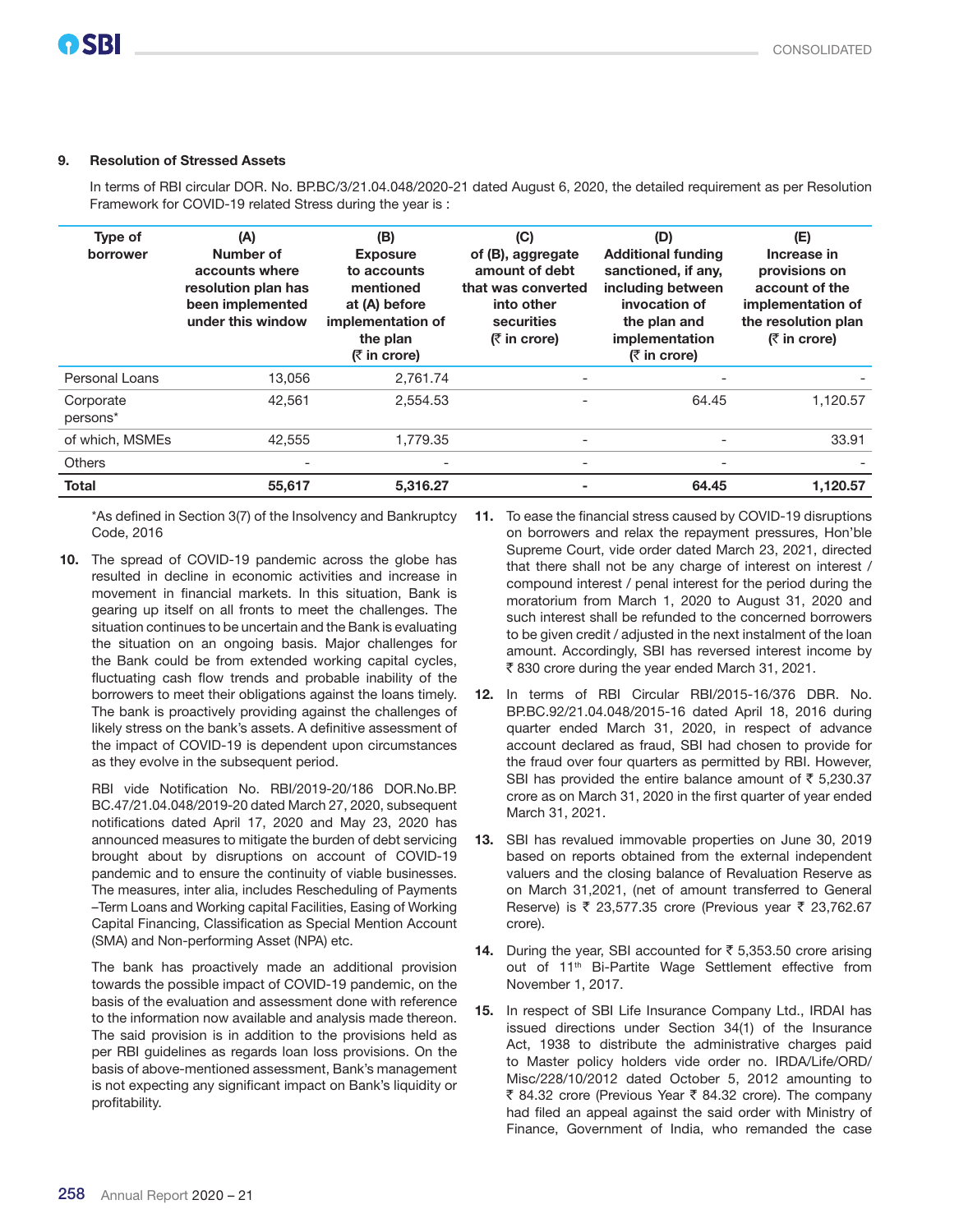### 9. Resolution of Stressed Assets

In terms of RBI circular DOR. No. BP.BC/3/21.04.048/2020-21 dated August 6, 2020, the detailed requirement as per Resolution Framework for COVID-19 related Stress during the year is :

| Type of borrower | (A) Number of accounts where resolution plan has been implemented under this window | (B) Exposure to accounts mentioned at (A) before implementation of the plan (₹ in crore) | (C) of (B), aggregate amount of debt that was converted into other securities (₹ in crore) | (D) Additional funding sanctioned, if any, including between invocation of the plan and implementation (₹ in crore) | (E) Increase in provisions on account of the implementation of the resolution plan (₹ in crore) |
|---|---|---|---|---|---|
| Personal Loans | 13,056 | 2,761.74 | - | - | - |
| Corporate persons* | 42,561 | 2,554.53 | - | 64.45 | 1,120.57 |
| of which, MSMEs | 42,555 | 1,779.35 | - | - | 33.91 |
| Others | - | - | - | - | - |
| **Total** | **55,617** | **5,316.27** | **-** | **64.45** | **1,120.57** |

*As defined in Section 3(7) of the Insolvency and Bankruptcy Code, 2016

**10.** The spread of COVID-19 pandemic across the globe has resulted in decline in economic activities and increase in movement in financial markets. In this situation, Bank is gearing up itself on all fronts to meet the challenges. The situation continues to be uncertain and the Bank is evaluating the situation on an ongoing basis. Major challenges for the Bank could be from extended working capital cycles, fluctuating cash flow trends and probable inability of the borrowers to meet their obligations against the loans timely. The bank is proactively providing against the challenges of likely stress on the bank's assets. A definitive assessment of the impact of COVID-19 is dependent upon circumstances as they evolve in the subsequent period.

RBI vide Notification No. RBI/2019-20/186 DOR.No.BP.BC.47/21.04.048/2019-20 dated March 27, 2020, subsequent notifications dated April 17, 2020 and May 23, 2020 has announced measures to mitigate the burden of debt servicing brought about by disruptions on account of COVID-19 pandemic and to ensure the continuity of viable businesses. The measures, inter alia, includes Rescheduling of Payments –Term Loans and Working capital Facilities, Easing of Working Capital Financing, Classification as Special Mention Account (SMA) and Non-performing Asset (NPA) etc.

The bank has proactively made an additional provision towards the possible impact of COVID-19 pandemic, on the basis of the evaluation and assessment done with reference to the information now available and analysis made thereon. The said provision is in addition to the provisions held as per RBI guidelines as regards loan loss provisions. On the basis of above-mentioned assessment, Bank's management is not expecting any significant impact on Bank's liquidity or profitability.

**11.** To ease the financial stress caused by COVID-19 disruptions on borrowers and relax the repayment pressures, Hon'ble Supreme Court, vide order dated March 23, 2021, directed that there shall not be any charge of interest on interest / compound interest / penal interest for the period during the moratorium from March 1, 2020 to August 31, 2020 and such interest shall be refunded to the concerned borrowers to be given credit / adjusted in the next instalment of the loan amount. Accordingly, SBI has reversed interest income by ₹ 830 crore during the year ended March 31, 2021.

**12.** In terms of RBI Circular RBI/2015-16/376 DBR. No. BP.BC.92/21.04.048/2015-16 dated April 18, 2016 during quarter ended March 31, 2020, in respect of advance account declared as fraud, SBI had chosen to provide for the fraud over four quarters as permitted by RBI. However, SBI has provided the entire balance amount of ₹ 5,230.37 crore as on March 31, 2020 in the first quarter of year ended March 31, 2021.

**13.** SBI has revalued immovable properties on June 30, 2019 based on reports obtained from the external independent valuers and the closing balance of Revaluation Reserve as on March 31,2021, (net of amount transferred to General Reserve) is ₹ 23,577.35 crore (Previous year ₹ 23,762.67 crore).

**14.** During the year, SBI accounted for ₹ 5,353.50 crore arising out of 11th Bi-Partite Wage Settlement effective from November 1, 2017.

**15.** In respect of SBI Life Insurance Company Ltd., IRDAI has issued directions under Section 34(1) of the Insurance Act, 1938 to distribute the administrative charges paid to Master policy holders vide order no. IRDA/Life/ORD/Misc/228/10/2012 dated October 5, 2012 amounting to ₹ 84.32 crore (Previous Year ₹ 84.32 crore). The company had filed an appeal against the said order with Ministry of Finance, Government of India, who remanded the case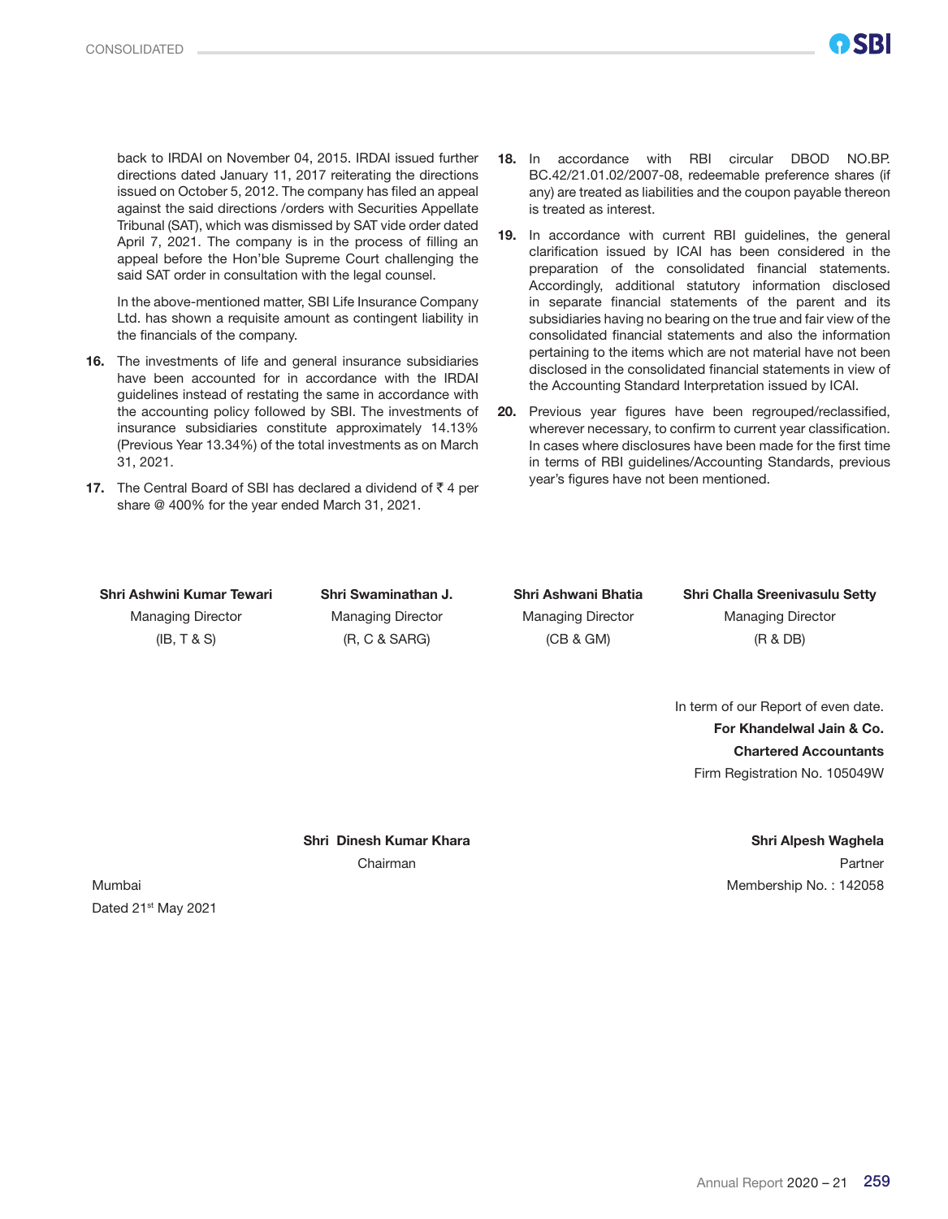back to IRDAI on November 04, 2015. IRDAI issued further directions dated January 11, 2017 reiterating the directions issued on October 5, 2012. The company has filed an appeal against the said directions /orders with Securities Appellate Tribunal (SAT), which was dismissed by SAT vide order dated April 7, 2021. The company is in the process of filling an appeal before the Hon'ble Supreme Court challenging the said SAT order in consultation with the legal counsel.

In the above-mentioned matter, SBI Life Insurance Company Ltd. has shown a requisite amount as contingent liability in the financials of the company.

**16.** The investments of life and general insurance subsidiaries have been accounted for in accordance with the IRDAI guidelines instead of restating the same in accordance with the accounting policy followed by SBI. The investments of insurance subsidiaries constitute approximately 14.13% (Previous Year 13.34%) of the total investments as on March 31, 2021.

**17.** The Central Board of SBI has declared a dividend of ₹ 4 per share @ 400% for the year ended March 31, 2021.

**18.** In accordance with RBI circular DBOD NO.BP. BC.42/21.01.02/2007-08, redeemable preference shares (if any) are treated as liabilities and the coupon payable thereon is treated as interest.

**19.** In accordance with current RBI guidelines, the general clarification issued by ICAI has been considered in the preparation of the consolidated financial statements. Accordingly, additional statutory information disclosed in separate financial statements of the parent and its subsidiaries having no bearing on the true and fair view of the consolidated financial statements and also the information pertaining to the items which are not material have not been disclosed in the consolidated financial statements in view of the Accounting Standard Interpretation issued by ICAI.

**20.** Previous year figures have been regrouped/reclassified, wherever necessary, to confirm to current year classification. In cases where disclosures have been made for the first time in terms of RBI guidelines/Accounting Standards, previous year's figures have not been mentioned.

**Shri Ashwini Kumar Tewari**
Managing Director
(IB, T & S)

**Shri Swaminathan J.**
Managing Director
(R, C & SARG)

**Shri Ashwani Bhatia**
Managing Director
(CB & GM)

**Shri Challa Sreenivasulu Setty**
Managing Director
(R & DB)

In term of our Report of even date.
**For Khandelwal Jain & Co.**
**Chartered Accountants**
Firm Registration No. 105049W

**Shri Dinesh Kumar Khara**
Chairman

**Shri Alpesh Waghela**
Partner
Membership No. : 142058

Mumbai
Dated 21st May 2021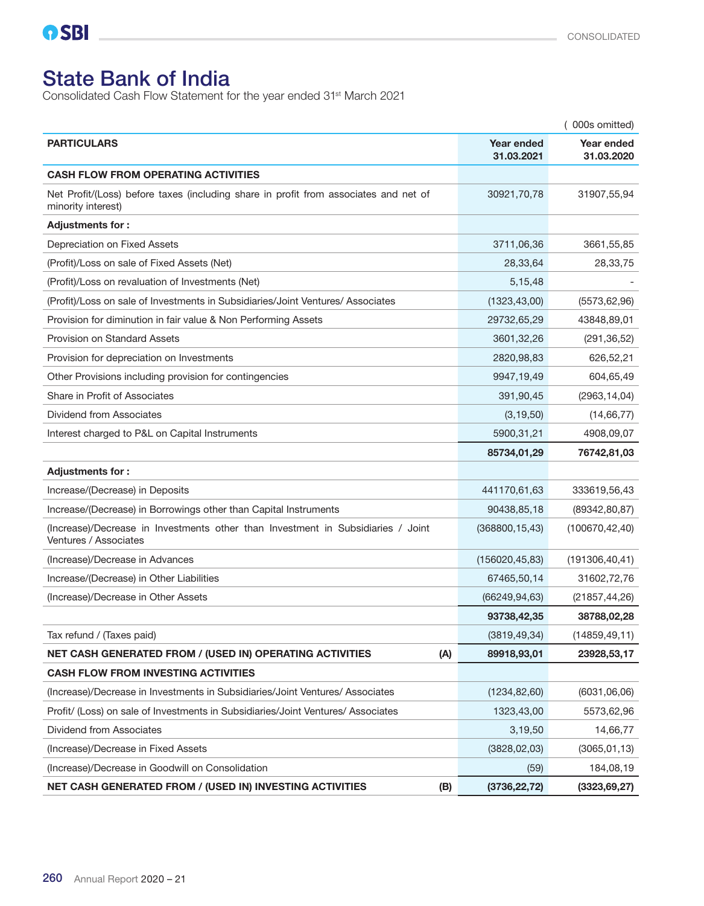# State Bank of India

Consolidated Cash Flow Statement for the year ended 31st March 2021

( 000s omitted)

| PARTICULARS | | Year ended 31.03.2021 | Year ended 31.03.2020 |
|---|---|---|---|
| **CASH FLOW FROM OPERATING ACTIVITIES** | | | |
| Net Profit/(Loss) before taxes (including share in profit from associates and net of minority interest) | | 30921,70,78 | 31907,55,94 |
| **Adjustments for :** | | | |
| Depreciation on Fixed Assets | | 3711,06,36 | 3661,55,85 |
| (Profit)/Loss on sale of Fixed Assets (Net) | | 28,33,64 | 28,33,75 |
| (Profit)/Loss on revaluation of Investments (Net) | | 5,15,48 | - |
| (Profit)/Loss on sale of Investments in Subsidiaries/Joint Ventures/ Associates | | (1323,43,00) | (5573,62,96) |
| Provision for diminution in fair value & Non Performing Assets | | 29732,65,29 | 43848,89,01 |
| Provision on Standard Assets | | 3601,32,26 | (291,36,52) |
| Provision for depreciation on Investments | | 2820,98,83 | 626,52,21 |
| Other Provisions including provision for contingencies | | 9947,19,49 | 604,65,49 |
| Share in Profit of Associates | | 391,90,45 | (2963,14,04) |
| Dividend from Associates | | (3,19,50) | (14,66,77) |
| Interest charged to P&L on Capital Instruments | | 5900,31,21 | 4908,09,07 |
| | | **85734,01,29** | **76742,81,03** |
| **Adjustments for :** | | | |
| Increase/(Decrease) in Deposits | | 441170,61,63 | 333619,56,43 |
| Increase/(Decrease) in Borrowings other than Capital Instruments | | 90438,85,18 | (89342,80,87) |
| (Increase)/Decrease in Investments other than Investment in Subsidiaries / Joint Ventures / Associates | | (368800,15,43) | (100670,42,40) |
| (Increase)/Decrease in Advances | | (156020,45,83) | (191306,40,41) |
| Increase/(Decrease) in Other Liabilities | | 67465,50,14 | 31602,72,76 |
| (Increase)/Decrease in Other Assets | | (66249,94,63) | (21857,44,26) |
| | | **93738,42,35** | **38788,02,28** |
| Tax refund / (Taxes paid) | | (3819,49,34) | (14859,49,11) |
| **NET CASH GENERATED FROM / (USED IN) OPERATING ACTIVITIES** | **(A)** | **89918,93,01** | **23928,53,17** |
| **CASH FLOW FROM INVESTING ACTIVITIES** | | | |
| (Increase)/Decrease in Investments in Subsidiaries/Joint Ventures/ Associates | | (1234,82,60) | (6031,06,06) |
| Profit/ (Loss) on sale of Investments in Subsidiaries/Joint Ventures/ Associates | | 1323,43,00 | 5573,62,96 |
| Dividend from Associates | | 3,19,50 | 14,66,77 |
| (Increase)/Decrease in Fixed Assets | | (3828,02,03) | (3065,01,13) |
| (Increase)/Decrease in Goodwill on Consolidation | | (59) | 184,08,19 |
| **NET CASH GENERATED FROM / (USED IN) INVESTING ACTIVITIES** | **(B)** | **(3736,22,72)** | **(3323,69,27)** |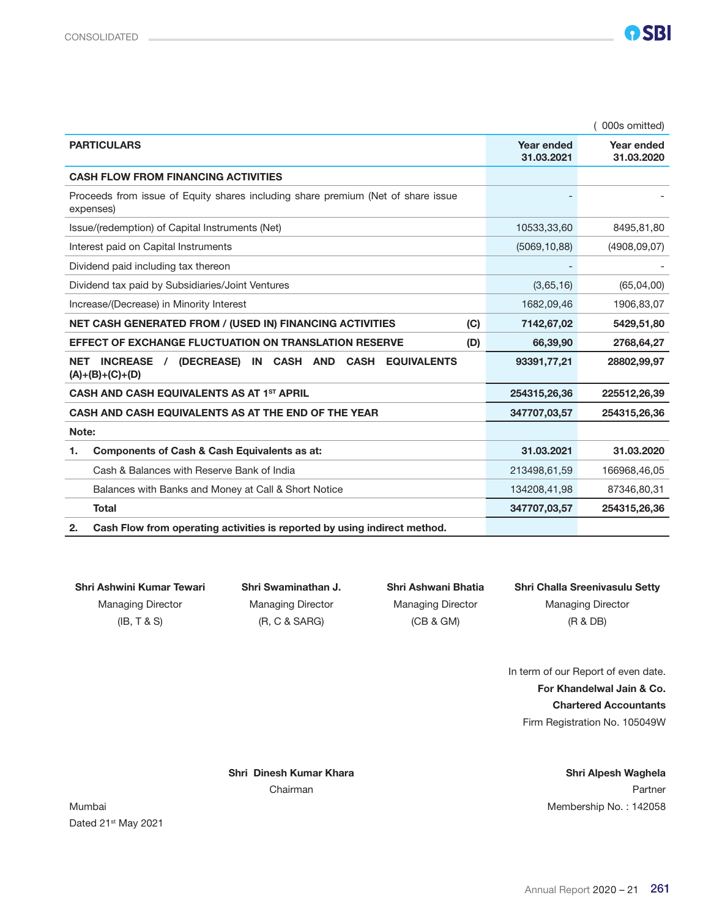( 000s omitted)

| PARTICULARS | | Year ended 31.03.2021 | Year ended 31.03.2020 |
|---|---|---|---|
| **CASH FLOW FROM FINANCING ACTIVITIES** | | | |
| Proceeds from issue of Equity shares including share premium (Net of share issue expenses) | | - | - |
| Issue/(redemption) of Capital Instruments (Net) | | 10533,33,60 | 8495,81,80 |
| Interest paid on Capital Instruments | | (5069,10,88) | (4908,09,07) |
| Dividend paid including tax thereon | | - | - |
| Dividend tax paid by Subsidiaries/Joint Ventures | | (3,65,16) | (65,04,00) |
| Increase/(Decrease) in Minority Interest | | 1682,09,46 | 1906,83,07 |
| **NET CASH GENERATED FROM / (USED IN) FINANCING ACTIVITIES** | **(C)** | **7142,67,02** | **5429,51,80** |
| **EFFECT OF EXCHANGE FLUCTUATION ON TRANSLATION RESERVE** | **(D)** | **66,39,90** | **2768,64,27** |
| **NET INCREASE / (DECREASE) IN CASH AND CASH EQUIVALENTS (A)+(B)+(C)+(D)** | | **93391,77,21** | **28802,99,97** |
| **CASH AND CASH EQUIVALENTS AS AT 1ST APRIL** | | **254315,26,36** | **225512,26,39** |
| **CASH AND CASH EQUIVALENTS AS AT THE END OF THE YEAR** | | **347707,03,57** | **254315,26,36** |
| **Note:** | | | |
| **1. Components of Cash & Cash Equivalents as at:** | | **31.03.2021** | **31.03.2020** |
| Cash & Balances with Reserve Bank of India | | 213498,61,59 | 166968,46,05 |
| Balances with Banks and Money at Call & Short Notice | | 134208,41,98 | 87346,80,31 |
| **Total** | | **347707,03,57** | **254315,26,36** |
| **2. Cash Flow from operating activities is reported by using indirect method.** | | | |

| **Shri Ashwini Kumar Tewari** | **Shri Swaminathan J.** | **Shri Ashwani Bhatia** | **Shri Challa Sreenivasulu Setty** |
|---|---|---|---|
| Managing Director | Managing Director | Managing Director | Managing Director |
| (IB, T & S) | (R, C & SARG) | (CB & GM) | (R & DB) |

In term of our Report of even date.
**For Khandelwal Jain & Co.**
**Chartered Accountants**
Firm Registration No. 105049W

**Shri Dinesh Kumar Khara**
Chairman

**Shri Alpesh Waghela**
Partner
Membership No. : 142058

Mumbai
Dated 21st May 2021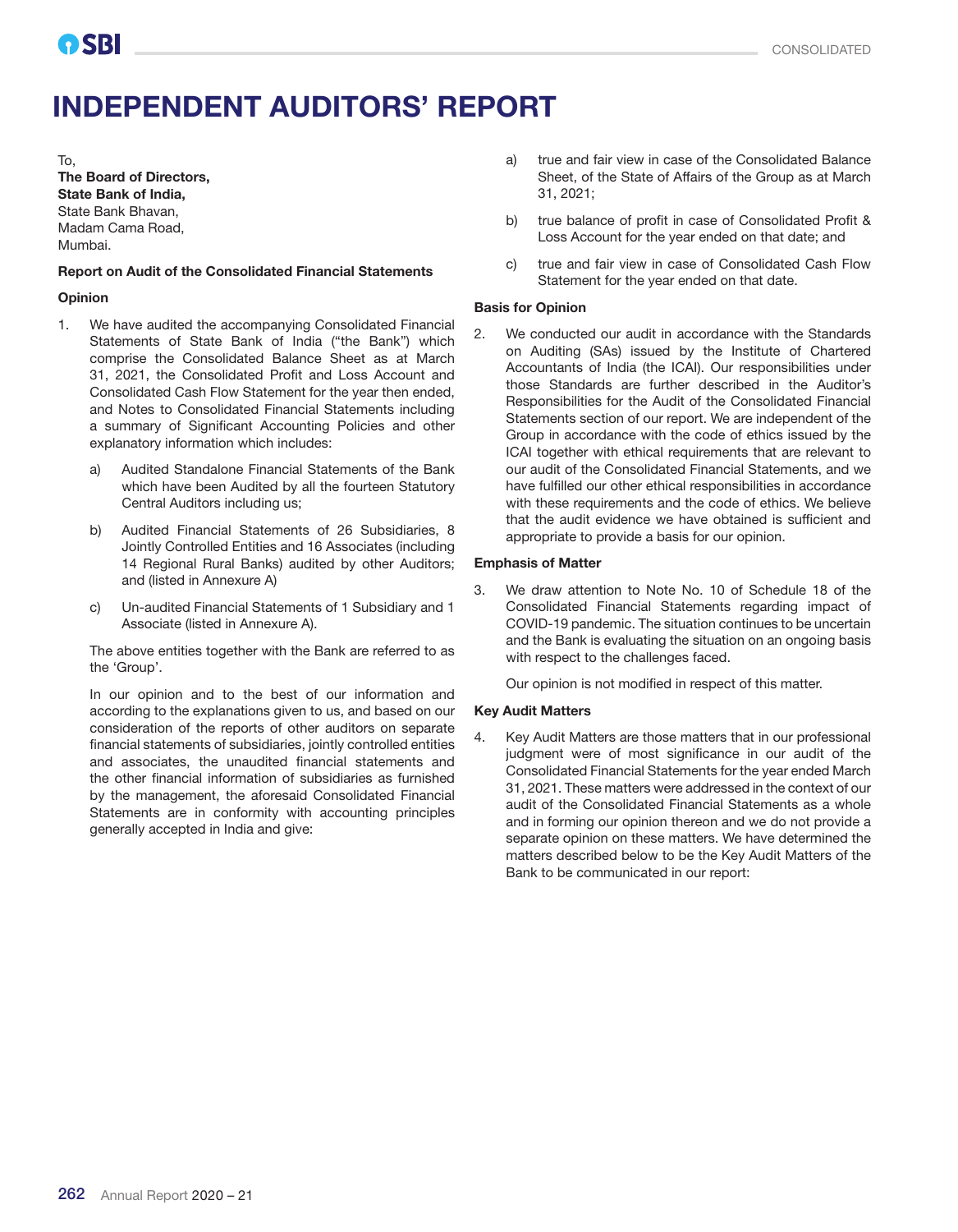# INDEPENDENT AUDITORS' REPORT

To,
**The Board of Directors,**
**State Bank of India,**
State Bank Bhavan,
Madam Cama Road,
Mumbai.

**Report on Audit of the Consolidated Financial Statements**

**Opinion**

1. We have audited the accompanying Consolidated Financial Statements of State Bank of India ("the Bank") which comprise the Consolidated Balance Sheet as at March 31, 2021, the Consolidated Profit and Loss Account and Consolidated Cash Flow Statement for the year then ended, and Notes to Consolidated Financial Statements including a summary of Significant Accounting Policies and other explanatory information which includes:

   a) Audited Standalone Financial Statements of the Bank which have been Audited by all the fourteen Statutory Central Auditors including us;

   b) Audited Financial Statements of 26 Subsidiaries, 8 Jointly Controlled Entities and 16 Associates (including 14 Regional Rural Banks) audited by other Auditors; and (listed in Annexure A)

   c) Un-audited Financial Statements of 1 Subsidiary and 1 Associate (listed in Annexure A).

   The above entities together with the Bank are referred to as the 'Group'.

   In our opinion and to the best of our information and according to the explanations given to us, and based on our consideration of the reports of other auditors on separate financial statements of subsidiaries, jointly controlled entities and associates, the unaudited financial statements and the other financial information of subsidiaries as furnished by the management, the aforesaid Consolidated Financial Statements are in conformity with accounting principles generally accepted in India and give:

   a) true and fair view in case of the Consolidated Balance Sheet, of the State of Affairs of the Group as at March 31, 2021;

   b) true balance of profit in case of Consolidated Profit & Loss Account for the year ended on that date; and

   c) true and fair view in case of Consolidated Cash Flow Statement for the year ended on that date.

**Basis for Opinion**

2. We conducted our audit in accordance with the Standards on Auditing (SAs) issued by the Institute of Chartered Accountants of India (the ICAI). Our responsibilities under those Standards are further described in the Auditor's Responsibilities for the Audit of the Consolidated Financial Statements section of our report. We are independent of the Group in accordance with the code of ethics issued by the ICAI together with ethical requirements that are relevant to our audit of the Consolidated Financial Statements, and we have fulfilled our other ethical responsibilities in accordance with these requirements and the code of ethics. We believe that the audit evidence we have obtained is sufficient and appropriate to provide a basis for our opinion.

**Emphasis of Matter**

3. We draw attention to Note No. 10 of Schedule 18 of the Consolidated Financial Statements regarding impact of COVID-19 pandemic. The situation continues to be uncertain and the Bank is evaluating the situation on an ongoing basis with respect to the challenges faced.

   Our opinion is not modified in respect of this matter.

**Key Audit Matters**

4. Key Audit Matters are those matters that in our professional judgment were of most significance in our audit of the Consolidated Financial Statements for the year ended March 31, 2021. These matters were addressed in the context of our audit of the Consolidated Financial Statements as a whole and in forming our opinion thereon and we do not provide a separate opinion on these matters. We have determined the matters described below to be the Key Audit Matters of the Bank to be communicated in our report: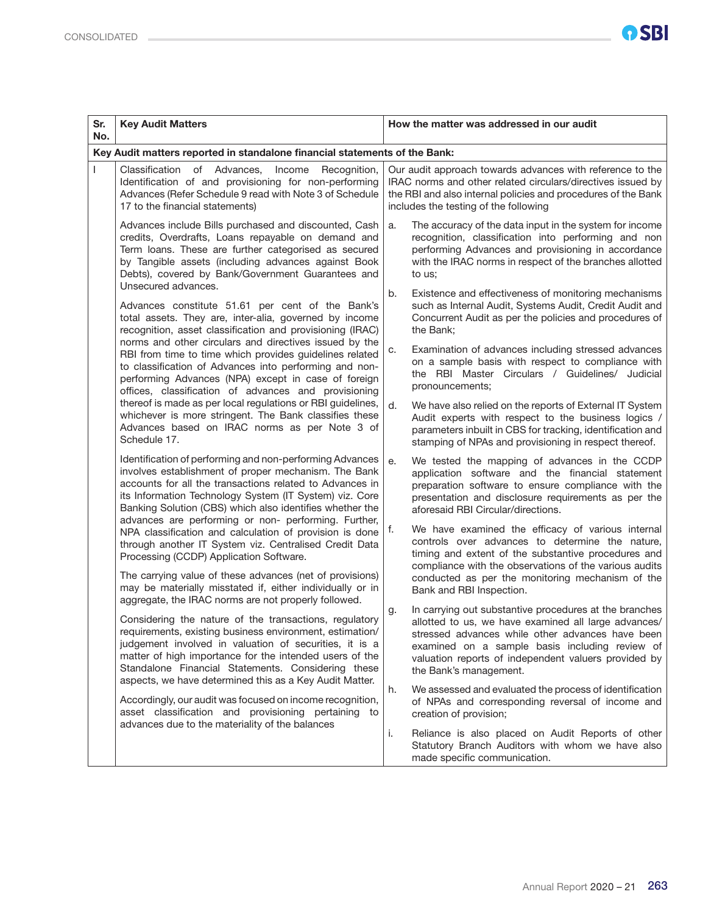| Sr. No. | Key Audit Matters | How the matter was addressed in our audit |
|---|---|---|
| **Key Audit matters reported in standalone financial statements of the Bank:** | | |
| I | Classification of Advances, Income Recognition, Identification of and provisioning for non-performing Advances (Refer Schedule 9 read with Note 3 of Schedule 17 to the financial statements)<br><br>Advances include Bills purchased and discounted, Cash credits, Overdrafts, Loans repayable on demand and Term loans. These are further categorised as secured by Tangible assets (including advances against Book Debts), covered by Bank/Government Guarantees and Unsecured advances.<br><br>Advances constitute 51.61 per cent of the Bank's total assets. They are, inter-alia, governed by income recognition, asset classification and provisioning (IRAC) norms and other circulars and directives issued by the RBI from time to time which provides guidelines related to classification of Advances into performing and non-performing Advances (NPA) except in case of foreign offices, classification of advances and provisioning thereof is made as per local regulations or RBI guidelines, whichever is more stringent. The Bank classifies these Advances based on IRAC norms as per Note 3 of Schedule 17.<br><br>Identification of performing and non-performing Advances involves establishment of proper mechanism. The Bank accounts for all the transactions related to Advances in its Information Technology System (IT System) viz. Core Banking Solution (CBS) which also identifies whether the advances are performing or non- performing. Further, NPA classification and calculation of provision is done through another IT System viz. Centralised Credit Data Processing (CCDP) Application Software.<br><br>The carrying value of these advances (net of provisions) may be materially misstated if, either individually or in aggregate, the IRAC norms are not properly followed.<br><br>Considering the nature of the transactions, regulatory requirements, existing business environment, estimation/ judgement involved in valuation of securities, it is a matter of high importance for the intended users of the Standalone Financial Statements. Considering these aspects, we have determined this as a Key Audit Matter.<br><br>Accordingly, our audit was focused on income recognition, asset classification and provisioning pertaining to advances due to the materiality of the balances | Our audit approach towards advances with reference to the IRAC norms and other related circulars/directives issued by the RBI and also internal policies and procedures of the Bank includes the testing of the following<br><br>a. The accuracy of the data input in the system for income recognition, classification into performing and non performing Advances and provisioning in accordance with the IRAC norms in respect of the branches allotted to us;<br><br>b. Existence and effectiveness of monitoring mechanisms such as Internal Audit, Systems Audit, Credit Audit and Concurrent Audit as per the policies and procedures of the Bank;<br><br>c. Examination of advances including stressed advances on a sample basis with respect to compliance with the RBI Master Circulars / Guidelines/ Judicial pronouncements;<br><br>d. We have also relied on the reports of External IT System Audit experts with respect to the business logics / parameters inbuilt in CBS for tracking, identification and stamping of NPAs and provisioning in respect thereof.<br><br>e. We tested the mapping of advances in the CCDP application software and the financial statement preparation software to ensure compliance with the presentation and disclosure requirements as per the aforesaid RBI Circular/directions.<br><br>f. We have examined the efficacy of various internal controls over advances to determine the nature, timing and extent of the substantive procedures and compliance with the observations of the various audits conducted as per the monitoring mechanism of the Bank and RBI Inspection.<br><br>g. In carrying out substantive procedures at the branches allotted to us, we have examined all large advances/ stressed advances while other advances have been examined on a sample basis including review of valuation reports of independent valuers provided by the Bank's management.<br><br>h. We assessed and evaluated the process of identification of NPAs and corresponding reversal of income and creation of provision;<br><br>i. Reliance is also placed on Audit Reports of other Statutory Branch Auditors with whom we have also made specific communication. |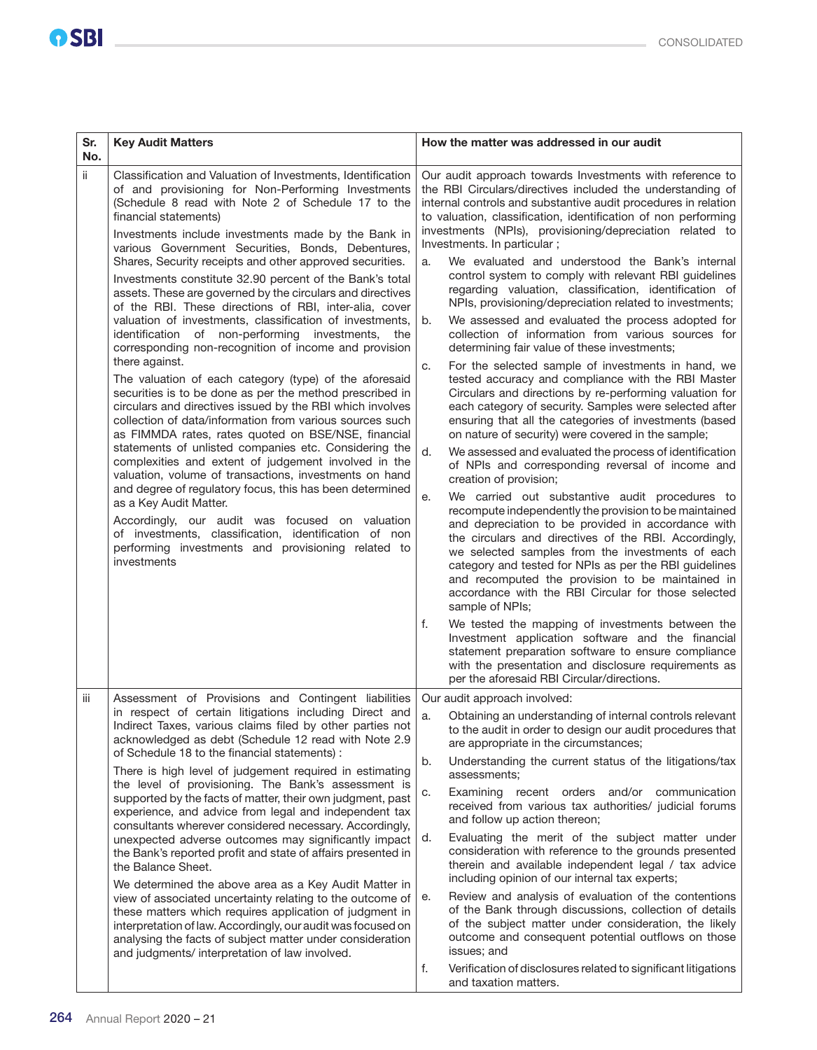| Sr. No. | Key Audit Matters | How the matter was addressed in our audit |
|---|---|---|
| ii | Classification and Valuation of Investments, Identification of and provisioning for Non-Performing Investments (Schedule 8 read with Note 2 of Schedule 17 to the financial statements)<br><br>Investments include investments made by the Bank in various Government Securities, Bonds, Debentures, Shares, Security receipts and other approved securities.<br><br>Investments constitute 32.90 percent of the Bank's total assets. These are governed by the circulars and directives of the RBI. These directions of RBI, inter-alia, cover valuation of investments, classification of investments, identification of non-performing investments, the corresponding non-recognition of income and provision there against.<br><br>The valuation of each category (type) of the aforesaid securities is to be done as per the method prescribed in circulars and directives issued by the RBI which involves collection of data/information from various sources such as FIMMDA rates, rates quoted on BSE/NSE, financial statements of unlisted companies etc. Considering the complexities and extent of judgement involved in the valuation, volume of transactions, investments on hand and degree of regulatory focus, this has been determined as a Key Audit Matter.<br><br>Accordingly, our audit was focused on valuation of investments, classification, identification of non performing investments and provisioning related to investments | Our audit approach towards Investments with reference to the RBI Circulars/directives included the understanding of internal controls and substantive audit procedures in relation to valuation, classification, identification of non performing investments (NPIs), provisioning/depreciation related to Investments. In particular ;<br><br>a. We evaluated and understood the Bank's internal control system to comply with relevant RBI guidelines regarding valuation, classification, identification of NPIs, provisioning/depreciation related to investments;<br><br>b. We assessed and evaluated the process adopted for collection of information from various sources for determining fair value of these investments;<br><br>c. For the selected sample of investments in hand, we tested accuracy and compliance with the RBI Master Circulars and directions by re-performing valuation for each category of security. Samples were selected after ensuring that all the categories of investments (based on nature of security) were covered in the sample;<br><br>d. We assessed and evaluated the process of identification of NPIs and corresponding reversal of income and creation of provision;<br><br>e. We carried out substantive audit procedures to recompute independently the provision to be maintained and depreciation to be provided in accordance with the circulars and directives of the RBI. Accordingly, we selected samples from the investments of each category and tested for NPIs as per the RBI guidelines and recomputed the provision to be maintained in accordance with the RBI Circular for those selected sample of NPIs;<br><br>f. We tested the mapping of investments between the Investment application software and the financial statement preparation software to ensure compliance with the presentation and disclosure requirements as per the aforesaid RBI Circular/directions. |
| iii | Assessment of Provisions and Contingent liabilities in respect of certain litigations including Direct and Indirect Taxes, various claims filed by other parties not acknowledged as debt (Schedule 12 read with Note 2.9 of Schedule 18 to the financial statements) :<br><br>There is high level of judgement required in estimating the level of provisioning. The Bank's assessment is supported by the facts of matter, their own judgment, past experience, and advice from legal and independent tax consultants wherever considered necessary. Accordingly, unexpected adverse outcomes may significantly impact the Bank's reported profit and state of affairs presented in the Balance Sheet.<br><br>We determined the above area as a Key Audit Matter in view of associated uncertainty relating to the outcome of these matters which requires application of judgment in interpretation of law. Accordingly, our audit was focused on analysing the facts of subject matter under consideration and judgments/ interpretation of law involved. | Our audit approach involved:<br><br>a. Obtaining an understanding of internal controls relevant to the audit in order to design our audit procedures that are appropriate in the circumstances;<br><br>b. Understanding the current status of the litigations/tax assessments;<br><br>c. Examining recent orders and/or communication received from various tax authorities/ judicial forums and follow up action thereon;<br><br>d. Evaluating the merit of the subject matter under consideration with reference to the grounds presented therein and available independent legal / tax advice including opinion of our internal tax experts;<br><br>e. Review and analysis of evaluation of the contentions of the Bank through discussions, collection of details of the subject matter under consideration, the likely outcome and consequent potential outflows on those issues; and<br><br>f. Verification of disclosures related to significant litigations and taxation matters. |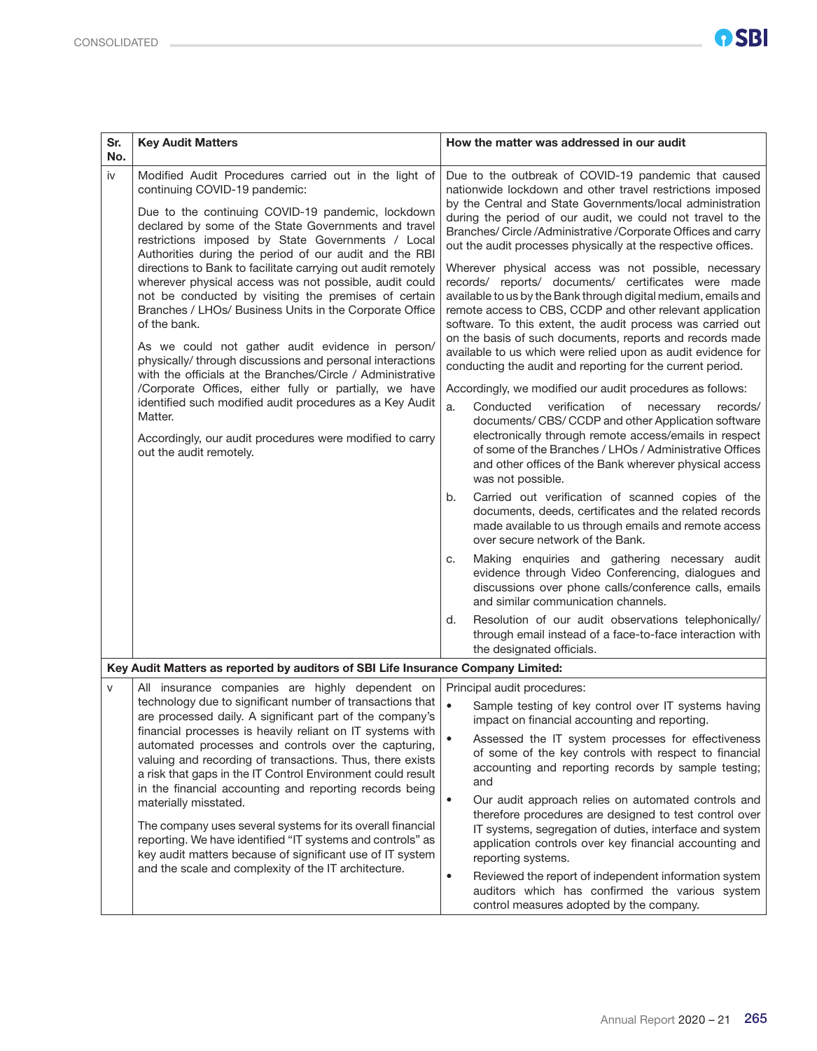| Sr. No. | Key Audit Matters | How the matter was addressed in our audit |
|---|---|---|
| iv | Modified Audit Procedures carried out in the light of continuing COVID-19 pandemic:<br><br>Due to the continuing COVID-19 pandemic, lockdown declared by some of the State Governments and travel restrictions imposed by State Governments / Local Authorities during the period of our audit and the RBI directions to Bank to facilitate carrying out audit remotely wherever physical access was not possible, audit could not be conducted by visiting the premises of certain Branches / LHOs/ Business Units in the Corporate Office of the bank.<br><br>As we could not gather audit evidence in person/ physically/ through discussions and personal interactions with the officials at the Branches/Circle / Administrative /Corporate Offices, either fully or partially, we have identified such modified audit procedures as a Key Audit Matter.<br><br>Accordingly, our audit procedures were modified to carry out the audit remotely. | Due to the outbreak of COVID-19 pandemic that caused nationwide lockdown and other travel restrictions imposed by the Central and State Governments/local administration during the period of our audit, we could not travel to the Branches/ Circle /Administrative /Corporate Offices and carry out the audit processes physically at the respective offices.<br><br>Wherever physical access was not possible, necessary records/ reports/ documents/ certificates were made available to us by the Bank through digital medium, emails and remote access to CBS, CCDP and other relevant application software. To this extent, the audit process was carried out on the basis of such documents, reports and records made available to us which were relied upon as audit evidence for conducting the audit and reporting for the current period.<br><br>Accordingly, we modified our audit procedures as follows:<br><br>a. Conducted verification of necessary records/ documents/ CBS/ CCDP and other Application software electronically through remote access/emails in respect of some of the Branches / LHOs / Administrative Offices and other offices of the Bank wherever physical access was not possible.<br><br>b. Carried out verification of scanned copies of the documents, deeds, certificates and the related records made available to us through emails and remote access over secure network of the Bank.<br><br>c. Making enquiries and gathering necessary audit evidence through Video Conferencing, dialogues and discussions over phone calls/conference calls, emails and similar communication channels.<br><br>d. Resolution of our audit observations telephonically/ through email instead of a face-to-face interaction with the designated officials. |
| **Key Audit Matters as reported by auditors of SBI Life Insurance Company Limited:** | | |
| v | All insurance companies are highly dependent on technology due to significant number of transactions that are processed daily. A significant part of the company's financial processes is heavily reliant on IT systems with automated processes and controls over the capturing, valuing and recording of transactions. Thus, there exists a risk that gaps in the IT Control Environment could result in the financial accounting and reporting records being materially misstated.<br><br>The company uses several systems for its overall financial reporting. We have identified "IT systems and controls" as key audit matters because of significant use of IT system and the scale and complexity of the IT architecture. | Principal audit procedures:<br><br>• Sample testing of key control over IT systems having impact on financial accounting and reporting.<br><br>• Assessed the IT system processes for effectiveness of some of the key controls with respect to financial accounting and reporting records by sample testing; and<br><br>• Our audit approach relies on automated controls and therefore procedures are designed to test control over IT systems, segregation of duties, interface and system application controls over key financial accounting and reporting systems.<br><br>• Reviewed the report of independent information system auditors which has confirmed the various system control measures adopted by the company. |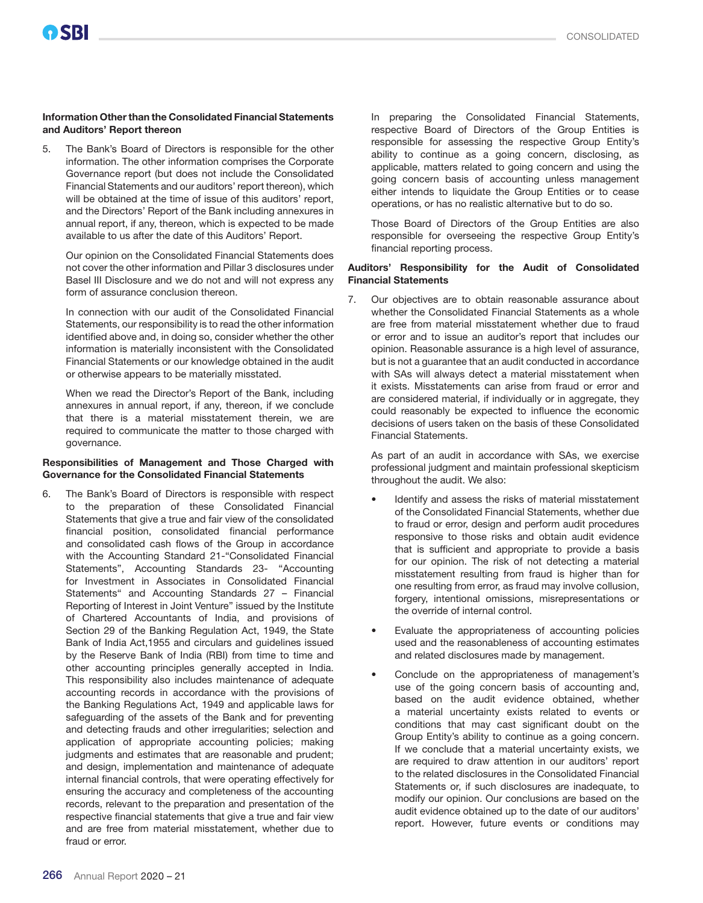**Information Other than the Consolidated Financial Statements and Auditors' Report thereon**

5. The Bank's Board of Directors is responsible for the other information. The other information comprises the Corporate Governance report (but does not include the Consolidated Financial Statements and our auditors' report thereon), which will be obtained at the time of issue of this auditors' report, and the Directors' Report of the Bank including annexures in annual report, if any, thereon, which is expected to be made available to us after the date of this Auditors' Report.

   Our opinion on the Consolidated Financial Statements does not cover the other information and Pillar 3 disclosures under Basel III Disclosure and we do not and will not express any form of assurance conclusion thereon.

   In connection with our audit of the Consolidated Financial Statements, our responsibility is to read the other information identified above and, in doing so, consider whether the other information is materially inconsistent with the Consolidated Financial Statements or our knowledge obtained in the audit or otherwise appears to be materially misstated.

   When we read the Director's Report of the Bank, including annexures in annual report, if any, thereon, if we conclude that there is a material misstatement therein, we are required to communicate the matter to those charged with governance.

**Responsibilities of Management and Those Charged with Governance for the Consolidated Financial Statements**

6. The Bank's Board of Directors is responsible with respect to the preparation of these Consolidated Financial Statements that give a true and fair view of the consolidated financial position, consolidated financial performance and consolidated cash flows of the Group in accordance with the Accounting Standard 21-"Consolidated Financial Statements", Accounting Standards 23- "Accounting for Investment in Associates in Consolidated Financial Statements" and Accounting Standards 27 – Financial Reporting of Interest in Joint Venture" issued by the Institute of Chartered Accountants of India, and provisions of Section 29 of the Banking Regulation Act, 1949, the State Bank of India Act,1955 and circulars and guidelines issued by the Reserve Bank of India (RBI) from time to time and other accounting principles generally accepted in India. This responsibility also includes maintenance of adequate accounting records in accordance with the provisions of the Banking Regulations Act, 1949 and applicable laws for safeguarding of the assets of the Bank and for preventing and detecting frauds and other irregularities; selection and application of appropriate accounting policies; making judgments and estimates that are reasonable and prudent; and design, implementation and maintenance of adequate internal financial controls, that were operating effectively for ensuring the accuracy and completeness of the accounting records, relevant to the preparation and presentation of the respective financial statements that give a true and fair view and are free from material misstatement, whether due to fraud or error.

   In preparing the Consolidated Financial Statements, respective Board of Directors of the Group Entities is responsible for assessing the respective Group Entity's ability to continue as a going concern, disclosing, as applicable, matters related to going concern and using the going concern basis of accounting unless management either intends to liquidate the Group Entities or to cease operations, or has no realistic alternative but to do so.

   Those Board of Directors of the Group Entities are also responsible for overseeing the respective Group Entity's financial reporting process.

**Auditors' Responsibility for the Audit of Consolidated Financial Statements**

7. Our objectives are to obtain reasonable assurance about whether the Consolidated Financial Statements as a whole are free from material misstatement whether due to fraud or error and to issue an auditor's report that includes our opinion. Reasonable assurance is a high level of assurance, but is not a guarantee that an audit conducted in accordance with SAs will always detect a material misstatement when it exists. Misstatements can arise from fraud or error and are considered material, if individually or in aggregate, they could reasonably be expected to influence the economic decisions of users taken on the basis of these Consolidated Financial Statements.

   As part of an audit in accordance with SAs, we exercise professional judgment and maintain professional skepticism throughout the audit. We also:

   - Identify and assess the risks of material misstatement of the Consolidated Financial Statements, whether due to fraud or error, design and perform audit procedures responsive to those risks and obtain audit evidence that is sufficient and appropriate to provide a basis for our opinion. The risk of not detecting a material misstatement resulting from fraud is higher than for one resulting from error, as fraud may involve collusion, forgery, intentional omissions, misrepresentations or the override of internal control.
   - Evaluate the appropriateness of accounting policies used and the reasonableness of accounting estimates and related disclosures made by management.
   - Conclude on the appropriateness of management's use of the going concern basis of accounting and, based on the audit evidence obtained, whether a material uncertainty exists related to events or conditions that may cast significant doubt on the Group Entity's ability to continue as a going concern. If we conclude that a material uncertainty exists, we are required to draw attention in our auditors' report to the related disclosures in the Consolidated Financial Statements or, if such disclosures are inadequate, to modify our opinion. Our conclusions are based on the audit evidence obtained up to the date of our auditors' report. However, future events or conditions may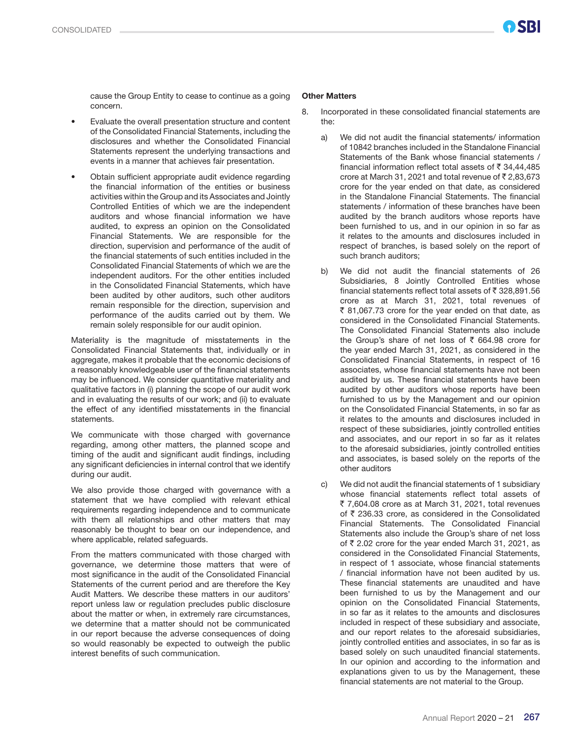cause the Group Entity to cease to continue as a going concern.

- Evaluate the overall presentation structure and content of the Consolidated Financial Statements, including the disclosures and whether the Consolidated Financial Statements represent the underlying transactions and events in a manner that achieves fair presentation.
- Obtain sufficient appropriate audit evidence regarding the financial information of the entities or business activities within the Group and its Associates and Jointly Controlled Entities of which we are the independent auditors and whose financial information we have audited, to express an opinion on the Consolidated Financial Statements. We are responsible for the direction, supervision and performance of the audit of the financial statements of such entities included in the Consolidated Financial Statements of which we are the independent auditors. For the other entities included in the Consolidated Financial Statements, which have been audited by other auditors, such other auditors remain responsible for the direction, supervision and performance of the audits carried out by them. We remain solely responsible for our audit opinion.

Materiality is the magnitude of misstatements in the Consolidated Financial Statements that, individually or in aggregate, makes it probable that the economic decisions of a reasonably knowledgeable user of the financial statements may be influenced. We consider quantitative materiality and qualitative factors in (i) planning the scope of our audit work and in evaluating the results of our work; and (ii) to evaluate the effect of any identified misstatements in the financial statements.

We communicate with those charged with governance regarding, among other matters, the planned scope and timing of the audit and significant audit findings, including any significant deficiencies in internal control that we identify during our audit.

We also provide those charged with governance with a statement that we have complied with relevant ethical requirements regarding independence and to communicate with them all relationships and other matters that may reasonably be thought to bear on our independence, and where applicable, related safeguards.

From the matters communicated with those charged with governance, we determine those matters that were of most significance in the audit of the Consolidated Financial Statements of the current period and are therefore the Key Audit Matters. We describe these matters in our auditors' report unless law or regulation precludes public disclosure about the matter or when, in extremely rare circumstances, we determine that a matter should not be communicated in our report because the adverse consequences of doing so would reasonably be expected to outweigh the public interest benefits of such communication.

**Other Matters**

8. Incorporated in these consolidated financial statements are the:

   a) We did not audit the financial statements/ information of 10842 branches included in the Standalone Financial Statements of the Bank whose financial statements / financial information reflect total assets of ₹ 34,44,485 crore at March 31, 2021 and total revenue of ₹ 2,83,673 crore for the year ended on that date, as considered in the Standalone Financial Statements. The financial statements / information of these branches have been audited by the branch auditors whose reports have been furnished to us, and in our opinion in so far as it relates to the amounts and disclosures included in respect of branches, is based solely on the report of such branch auditors;

   b) We did not audit the financial statements of 26 Subsidiaries, 8 Jointly Controlled Entities whose financial statements reflect total assets of ₹ 328,891.56 crore as at March 31, 2021, total revenues of ₹ 81,067.73 crore for the year ended on that date, as considered in the Consolidated Financial Statements. The Consolidated Financial Statements also include the Group's share of net loss of ₹ 664.98 crore for the year ended March 31, 2021, as considered in the Consolidated Financial Statements, in respect of 16 associates, whose financial statements have not been audited by us. These financial statements have been audited by other auditors whose reports have been furnished to us by the Management and our opinion on the Consolidated Financial Statements, in so far as it relates to the amounts and disclosures included in respect of these subsidiaries, jointly controlled entities and associates, and our report in so far as it relates to the aforesaid subsidiaries, jointly controlled entities and associates, is based solely on the reports of the other auditors

   c) We did not audit the financial statements of 1 subsidiary whose financial statements reflect total assets of ₹ 7,604.08 crore as at March 31, 2021, total revenues of ₹ 236.33 crore, as considered in the Consolidated Financial Statements. The Consolidated Financial Statements also include the Group's share of net loss of ₹ 2.02 crore for the year ended March 31, 2021, as considered in the Consolidated Financial Statements, in respect of 1 associate, whose financial statements / financial information have not been audited by us. These financial statements are unaudited and have been furnished to us by the Management and our opinion on the Consolidated Financial Statements, in so far as it relates to the amounts and disclosures included in respect of these subsidiary and associate, and our report relates to the aforesaid subsidiaries, jointly controlled entities and associates, in so far as is based solely on such unaudited financial statements. In our opinion and according to the information and explanations given to us by the Management, these financial statements are not material to the Group.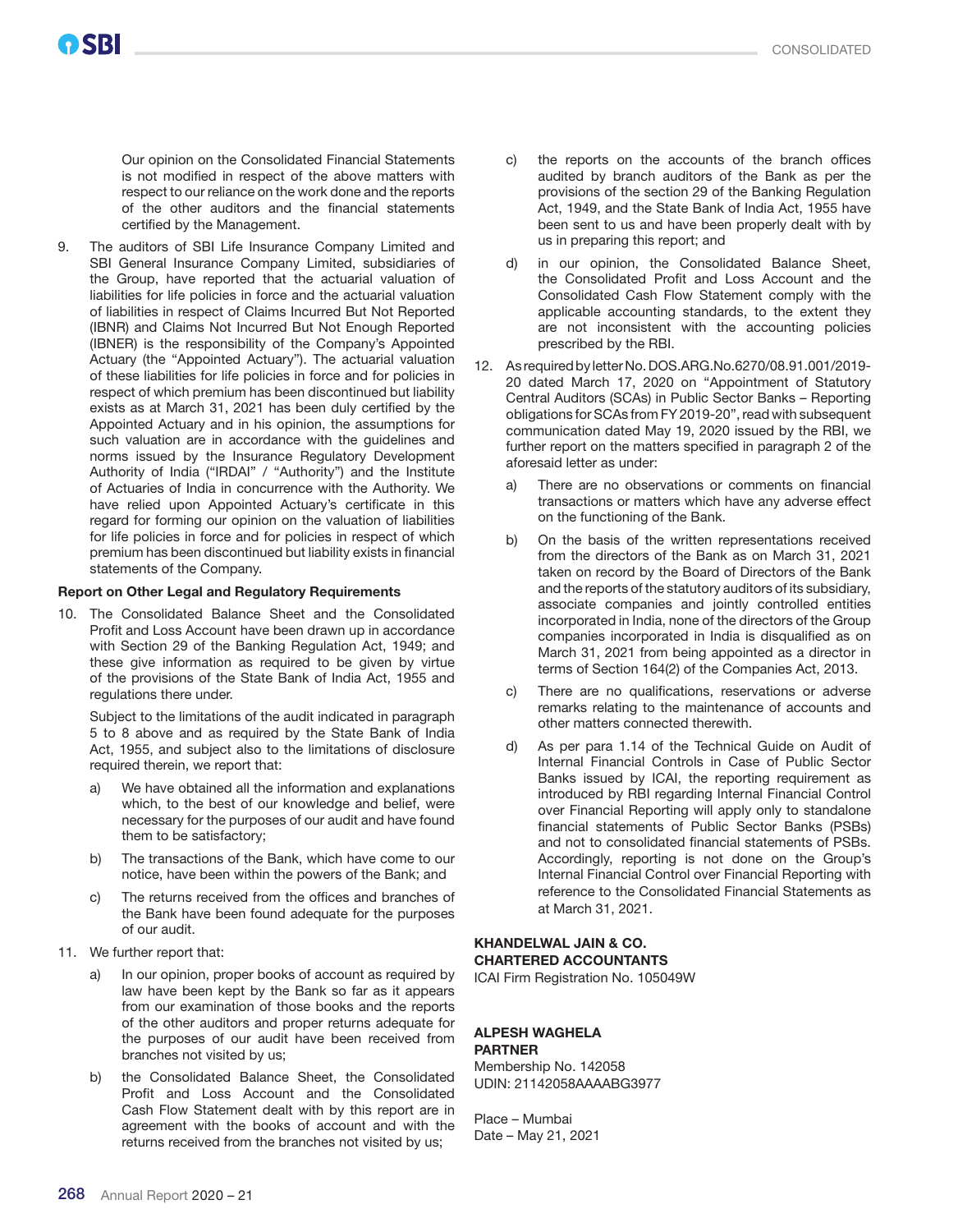Our opinion on the Consolidated Financial Statements is not modified in respect of the above matters with respect to our reliance on the work done and the reports of the other auditors and the financial statements certified by the Management.

9. The auditors of SBI Life Insurance Company Limited and SBI General Insurance Company Limited, subsidiaries of the Group, have reported that the actuarial valuation of liabilities for life policies in force and the actuarial valuation of liabilities in respect of Claims Incurred But Not Reported (IBNR) and Claims Not Incurred But Not Enough Reported (IBNER) is the responsibility of the Company's Appointed Actuary (the "Appointed Actuary"). The actuarial valuation of these liabilities for life policies in force and for policies in respect of which premium has been discontinued but liability exists as at March 31, 2021 has been duly certified by the Appointed Actuary and in his opinion, the assumptions for such valuation are in accordance with the guidelines and norms issued by the Insurance Regulatory Development Authority of India ("IRDAI" / "Authority") and the Institute of Actuaries of India in concurrence with the Authority. We have relied upon Appointed Actuary's certificate in this regard for forming our opinion on the valuation of liabilities for life policies in force and for policies in respect of which premium has been discontinued but liability exists in financial statements of the Company.

**Report on Other Legal and Regulatory Requirements**

10. The Consolidated Balance Sheet and the Consolidated Profit and Loss Account have been drawn up in accordance with Section 29 of the Banking Regulation Act, 1949; and these give information as required to be given by virtue of the provisions of the State Bank of India Act, 1955 and regulations there under.

    Subject to the limitations of the audit indicated in paragraph 5 to 8 above and as required by the State Bank of India Act, 1955, and subject also to the limitations of disclosure required therein, we report that:

    a) We have obtained all the information and explanations which, to the best of our knowledge and belief, were necessary for the purposes of our audit and have found them to be satisfactory;

    b) The transactions of the Bank, which have come to our notice, have been within the powers of the Bank; and

    c) The returns received from the offices and branches of the Bank have been found adequate for the purposes of our audit.

11. We further report that:

    a) In our opinion, proper books of account as required by law have been kept by the Bank so far as it appears from our examination of those books and the reports of the other auditors and proper returns adequate for the purposes of our audit have been received from branches not visited by us;

    b) the Consolidated Balance Sheet, the Consolidated Profit and Loss Account and the Consolidated Cash Flow Statement dealt with by this report are in agreement with the books of account and with the returns received from the branches not visited by us;

    c) the reports on the accounts of the branch offices audited by branch auditors of the Bank as per the provisions of the section 29 of the Banking Regulation Act, 1949, and the State Bank of India Act, 1955 have been sent to us and have been properly dealt with by us in preparing this report; and

    d) in our opinion, the Consolidated Balance Sheet, the Consolidated Profit and Loss Account and the Consolidated Cash Flow Statement comply with the applicable accounting standards, to the extent they are not inconsistent with the accounting policies prescribed by the RBI.

12. As required by letter No. DOS.ARG.No.6270/08.91.001/2019-20 dated March 17, 2020 on "Appointment of Statutory Central Auditors (SCAs) in Public Sector Banks – Reporting obligations for SCAs from FY 2019-20", read with subsequent communication dated May 19, 2020 issued by the RBI, we further report on the matters specified in paragraph 2 of the aforesaid letter as under:

    a) There are no observations or comments on financial transactions or matters which have any adverse effect on the functioning of the Bank.

    b) On the basis of the written representations received from the directors of the Bank as on March 31, 2021 taken on record by the Board of Directors of the Bank and the reports of the statutory auditors of its subsidiary, associate companies and jointly controlled entities incorporated in India, none of the directors of the Group companies incorporated in India is disqualified as on March 31, 2021 from being appointed as a director in terms of Section 164(2) of the Companies Act, 2013.

    c) There are no qualifications, reservations or adverse remarks relating to the maintenance of accounts and other matters connected therewith.

    d) As per para 1.14 of the Technical Guide on Audit of Internal Financial Controls in Case of Public Sector Banks issued by ICAI, the reporting requirement as introduced by RBI regarding Internal Financial Control over Financial Reporting will apply only to standalone financial statements of Public Sector Banks (PSBs) and not to consolidated financial statements of PSBs. Accordingly, reporting is not done on the Group's Internal Financial Control over Financial Reporting with reference to the Consolidated Financial Statements as at March 31, 2021.

**KHANDELWAL JAIN & CO.**
**CHARTERED ACCOUNTANTS**
ICAI Firm Registration No. 105049W

**ALPESH WAGHELA**
**PARTNER**
Membership No. 142058
UDIN: 21142058AAAABG3977

Place – Mumbai
Date – May 21, 2021